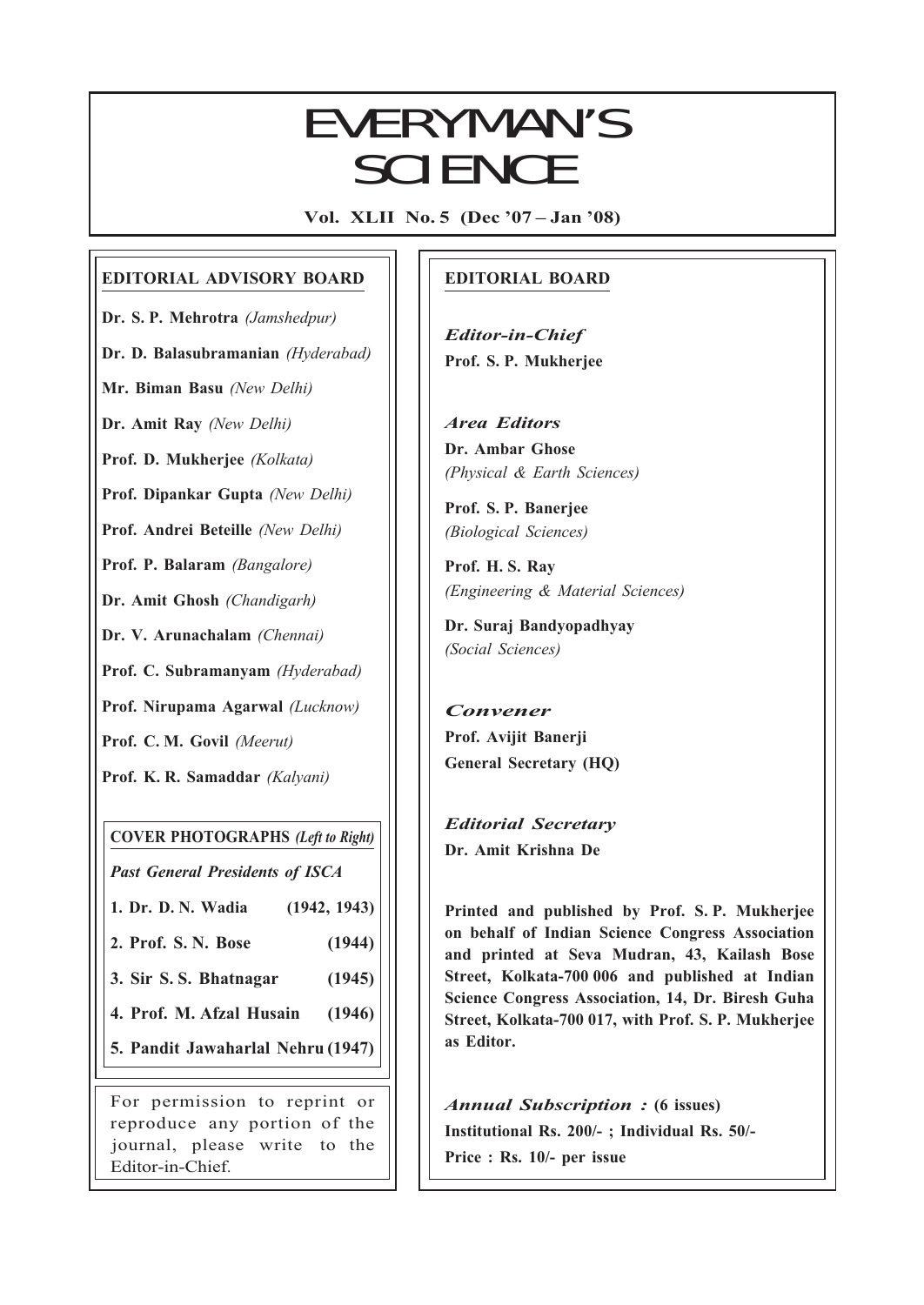# EVERYMAN'S SCIENCE

**Vol. XLII No. 5 (Dec '07 – Jan '08)**

## EDITORIAL ADVISORY BOARD

**Dr. S. P. Mehrotra** *(Jamshedpur)*

**Dr. D. Balasubramanian** *(Hyderabad)*

**Mr. Biman Basu** *(New Delhi)*

**Dr. Amit Ray** *(New Delhi)*

**Prof. D. Mukherjee** *(Kolkata)*

**Prof. Dipankar Gupta** *(New Delhi)*

**Prof. Andrei Beteille** *(New Delhi)*

**Prof. P. Balaram** *(Bangalore)*

**Dr. Amit Ghosh** *(Chandigarh)*

**Dr. V. Arunachalam** *(Chennai)*

**Prof. C. Subramanyam** *(Hyderabad)*

**Prof. Nirupama Agarwal** *(Lucknow)*

**Prof. C. M. Govil** *(Meerut)*

**Prof. K. R. Samaddar** *(Kalyani)*

### COVER PHOTOGRAPHS *(Left to Right)*

***Past General Presidents of ISCA***

| | |
|---|---|
| **1. Dr. D. N. Wadia** | **(1942, 1943)** |
| **2. Prof. S. N. Bose** | **(1944)** |
| **3. Sir S. S. Bhatnagar** | **(1945)** |
| **4. Prof. M. Afzal Husain** | **(1946)** |
| **5. Pandit Jawaharlal Nehru** | **(1947)** |

For permission to reprint or reproduce any portion of the journal, please write to the Editor-in-Chief.

## EDITORIAL BOARD

***Editor-in-Chief***
**Prof. S. P. Mukherjee**

***Area Editors***

**Dr. Ambar Ghose**
*(Physical & Earth Sciences)*

**Prof. S. P. Banerjee**
*(Biological Sciences)*

**Prof. H. S. Ray**
*(Engineering & Material Sciences)*

**Dr. Suraj Bandyopadhyay**
*(Social Sciences)*

***Convener***
**Prof. Avijit Banerji**
**General Secretary (HQ)**

***Editorial Secretary***
**Dr. Amit Krishna De**

**Printed and published by Prof. S. P. Mukherjee on behalf of Indian Science Congress Association and printed at Seva Mudran, 43, Kailash Bose Street, Kolkata-700 006 and published at Indian Science Congress Association, 14, Dr. Biresh Guha Street, Kolkata-700 017, with Prof. S. P. Mukherjee as Editor.**

***Annual Subscription :*** **(6 issues)**
**Institutional Rs. 200/- ; Individual Rs. 50/-**
**Price : Rs. 10/- per issue**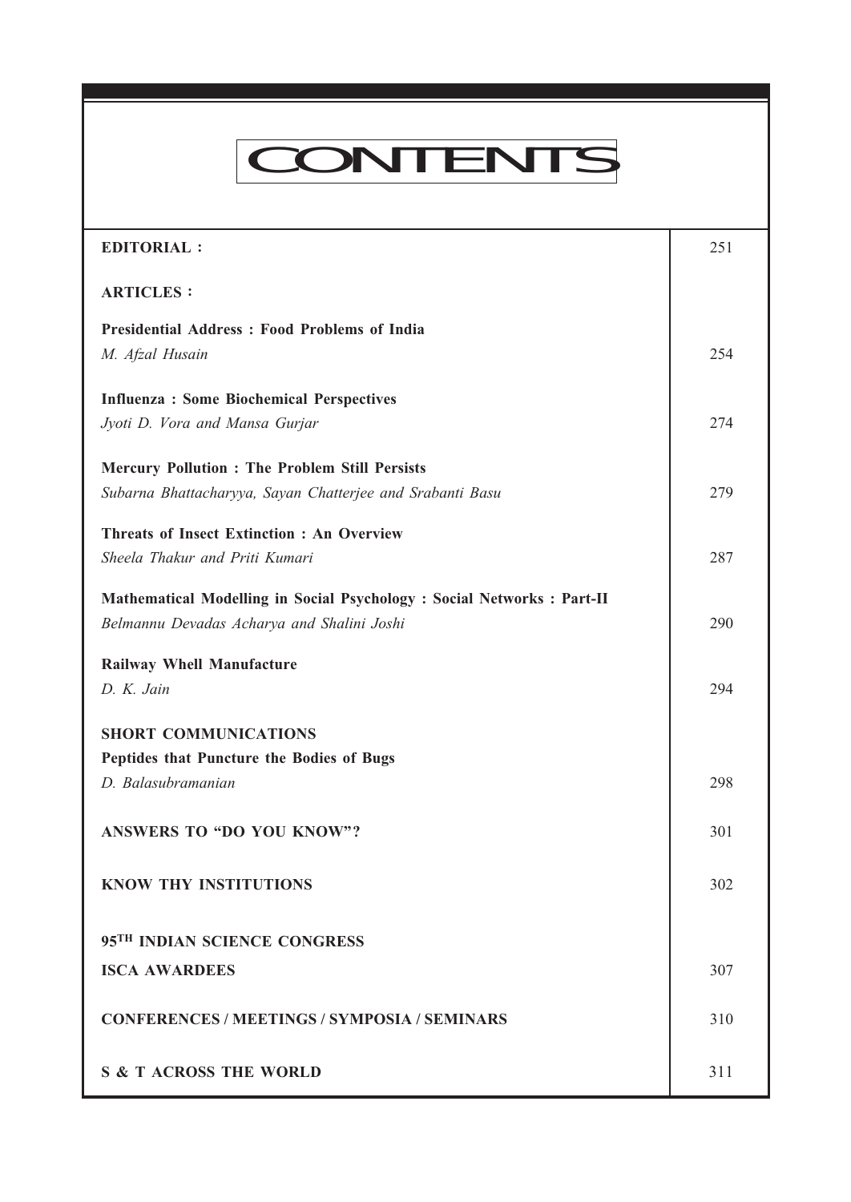# CONTENTS

| | |
|---|---|
| **EDITORIAL :** | 251 |
| **ARTICLES :** | |
| **Presidential Address : Food Problems of India**<br>*M. Afzal Husain* | 254 |
| **Influenza : Some Biochemical Perspectives**<br>*Jyoti D. Vora and Mansa Gurjar* | 274 |
| **Mercury Pollution : The Problem Still Persists**<br>*Subarna Bhattacharyya, Sayan Chatterjee and Srabanti Basu* | 279 |
| **Threats of Insect Extinction : An Overview**<br>*Sheela Thakur and Priti Kumari* | 287 |
| **Mathematical Modelling in Social Psychology : Social Networks : Part-II**<br>*Belmannu Devadas Acharya and Shalini Joshi* | 290 |
| **Railway Whell Manufacture**<br>*D. K. Jain* | 294 |
| **SHORT COMMUNICATIONS**<br>**Peptides that Puncture the Bodies of Bugs**<br>*D. Balasubramanian* | 298 |
| **ANSWERS TO "DO YOU KNOW"?** | 301 |
| **KNOW THY INSTITUTIONS** | 302 |
| **95TH INDIAN SCIENCE CONGRESS**<br>**ISCA AWARDEES** | 307 |
| **CONFERENCES / MEETINGS / SYMPOSIA / SEMINARS** | 310 |
| **S & T ACROSS THE WORLD** | 311 |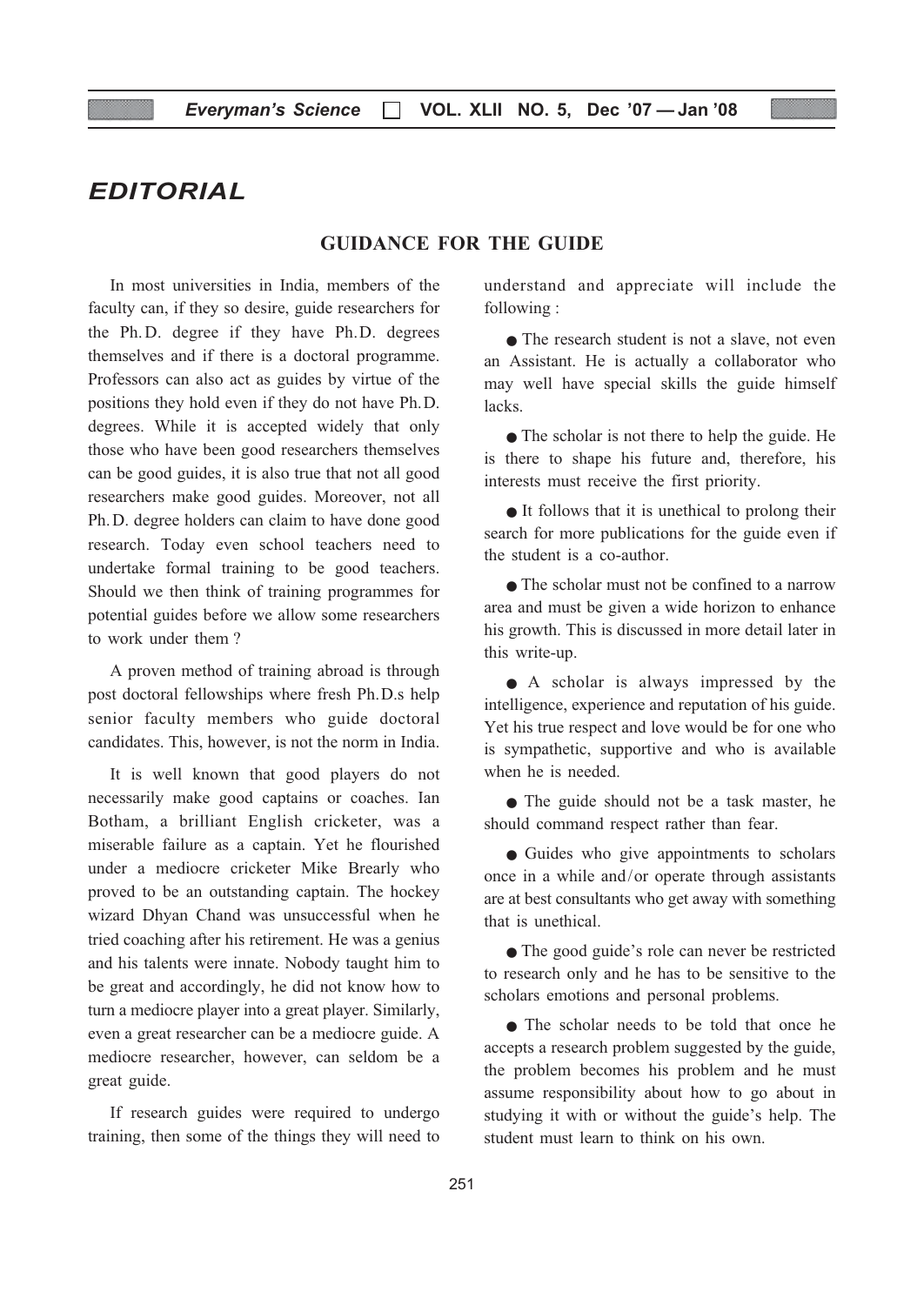# EDITORIAL

## GUIDANCE FOR THE GUIDE

In most universities in India, members of the faculty can, if they so desire, guide researchers for the Ph.D. degree if they have Ph.D. degrees themselves and if there is a doctoral programme. Professors can also act as guides by virtue of the positions they hold even if they do not have Ph.D. degrees. While it is accepted widely that only those who have been good researchers themselves can be good guides, it is also true that not all good researchers make good guides. Moreover, not all Ph.D. degree holders can claim to have done good research. Today even school teachers need to undertake formal training to be good teachers. Should we then think of training programmes for potential guides before we allow some researchers to work under them ?

A proven method of training abroad is through post doctoral fellowships where fresh Ph.D.s help senior faculty members who guide doctoral candidates. This, however, is not the norm in India.

It is well known that good players do not necessarily make good captains or coaches. Ian Botham, a brilliant English cricketer, was a miserable failure as a captain. Yet he flourished under a mediocre cricketer Mike Brearly who proved to be an outstanding captain. The hockey wizard Dhyan Chand was unsuccessful when he tried coaching after his retirement. He was a genius and his talents were innate. Nobody taught him to be great and accordingly, he did not know how to turn a mediocre player into a great player. Similarly, even a great researcher can be a mediocre guide. A mediocre researcher, however, can seldom be a great guide.

If research guides were required to undergo training, then some of the things they will need to understand and appreciate will include the following :

- The research student is not a slave, not even an Assistant. He is actually a collaborator who may well have special skills the guide himself lacks.
- The scholar is not there to help the guide. He is there to shape his future and, therefore, his interests must receive the first priority.
- It follows that it is unethical to prolong their search for more publications for the guide even if the student is a co-author.
- The scholar must not be confined to a narrow area and must be given a wide horizon to enhance his growth. This is discussed in more detail later in this write-up.
- A scholar is always impressed by the intelligence, experience and reputation of his guide. Yet his true respect and love would be for one who is sympathetic, supportive and who is available when he is needed.
- The guide should not be a task master, he should command respect rather than fear.
- Guides who give appointments to scholars once in a while and/or operate through assistants are at best consultants who get away with something that is unethical.
- The good guide's role can never be restricted to research only and he has to be sensitive to the scholars emotions and personal problems.
- The scholar needs to be told that once he accepts a research problem suggested by the guide, the problem becomes his problem and he must assume responsibility about how to go about in studying it with or without the guide's help. The student must learn to think on his own.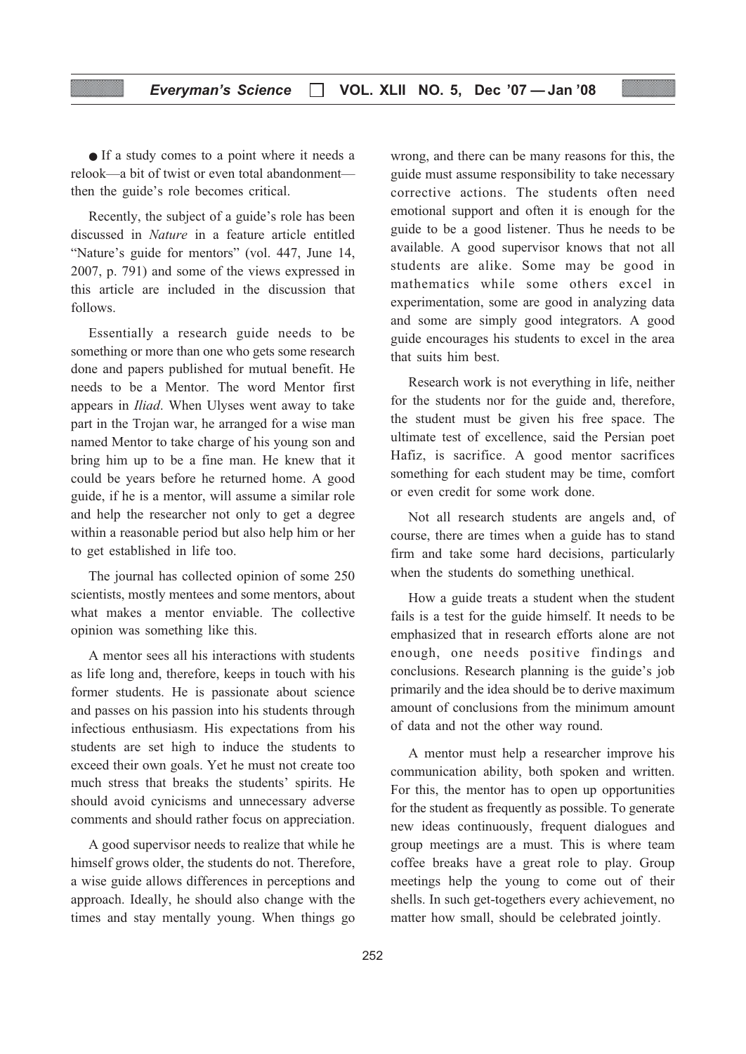- If a study comes to a point where it needs a relook—a bit of twist or even total abandonment—then the guide's role becomes critical.

Recently, the subject of a guide's role has been discussed in *Nature* in a feature article entitled "Nature's guide for mentors" (vol. 447, June 14, 2007, p. 791) and some of the views expressed in this article are included in the discussion that follows.

Essentially a research guide needs to be something or more than one who gets some research done and papers published for mutual benefit. He needs to be a Mentor. The word Mentor first appears in *Iliad*. When Ulyses went away to take part in the Trojan war, he arranged for a wise man named Mentor to take charge of his young son and bring him up to be a fine man. He knew that it could be years before he returned home. A good guide, if he is a mentor, will assume a similar role and help the researcher not only to get a degree within a reasonable period but also help him or her to get established in life too.

The journal has collected opinion of some 250 scientists, mostly mentees and some mentors, about what makes a mentor enviable. The collective opinion was something like this.

A mentor sees all his interactions with students as life long and, therefore, keeps in touch with his former students. He is passionate about science and passes on his passion into his students through infectious enthusiasm. His expectations from his students are set high to induce the students to exceed their own goals. Yet he must not create too much stress that breaks the students' spirits. He should avoid cynicisms and unnecessary adverse comments and should rather focus on appreciation.

A good supervisor needs to realize that while he himself grows older, the students do not. Therefore, a wise guide allows differences in perceptions and approach. Ideally, he should also change with the times and stay mentally young. When things go wrong, and there can be many reasons for this, the guide must assume responsibility to take necessary corrective actions. The students often need emotional support and often it is enough for the guide to be a good listener. Thus he needs to be available. A good supervisor knows that not all students are alike. Some may be good in mathematics while some others excel in experimentation, some are good in analyzing data and some are simply good integrators. A good guide encourages his students to excel in the area that suits him best.

Research work is not everything in life, neither for the students nor for the guide and, therefore, the student must be given his free space. The ultimate test of excellence, said the Persian poet Hafiz, is sacrifice. A good mentor sacrifices something for each student may be time, comfort or even credit for some work done.

Not all research students are angels and, of course, there are times when a guide has to stand firm and take some hard decisions, particularly when the students do something unethical.

How a guide treats a student when the student fails is a test for the guide himself. It needs to be emphasized that in research efforts alone are not enough, one needs positive findings and conclusions. Research planning is the guide's job primarily and the idea should be to derive maximum amount of conclusions from the minimum amount of data and not the other way round.

A mentor must help a researcher improve his communication ability, both spoken and written. For this, the mentor has to open up opportunities for the student as frequently as possible. To generate new ideas continuously, frequent dialogues and group meetings are a must. This is where team coffee breaks have a great role to play. Group meetings help the young to come out of their shells. In such get-togethers every achievement, no matter how small, should be celebrated jointly.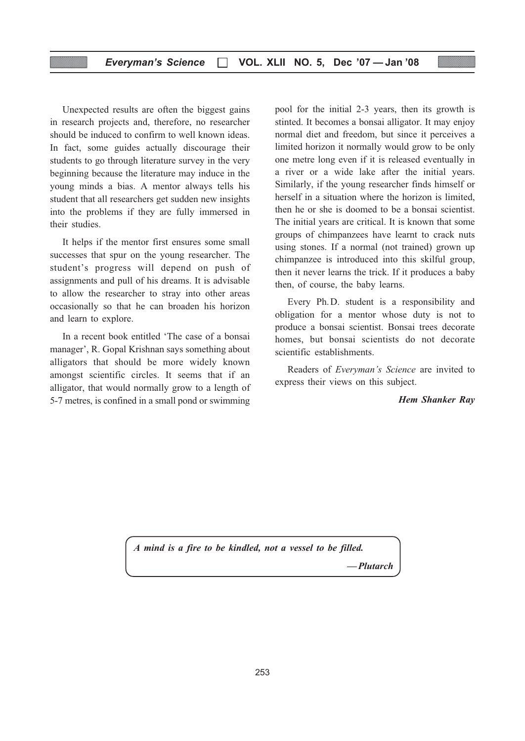Unexpected results are often the biggest gains in research projects and, therefore, no researcher should be induced to confirm to well known ideas. In fact, some guides actually discourage their students to go through literature survey in the very beginning because the literature may induce in the young minds a bias. A mentor always tells his student that all researchers get sudden new insights into the problems if they are fully immersed in their studies.

It helps if the mentor first ensures some small successes that spur on the young researcher. The student's progress will depend on push of assignments and pull of his dreams. It is advisable to allow the researcher to stray into other areas occasionally so that he can broaden his horizon and learn to explore.

In a recent book entitled 'The case of a bonsai manager', R. Gopal Krishnan says something about alligators that should be more widely known amongst scientific circles. It seems that if an alligator, that would normally grow to a length of 5-7 metres, is confined in a small pond or swimming pool for the initial 2-3 years, then its growth is stinted. It becomes a bonsai alligator. It may enjoy normal diet and freedom, but since it perceives a limited horizon it normally would grow to be only one metre long even if it is released eventually in a river or a wide lake after the initial years. Similarly, if the young researcher finds himself or herself in a situation where the horizon is limited, then he or she is doomed to be a bonsai scientist. The initial years are critical. It is known that some groups of chimpanzees have learnt to crack nuts using stones. If a normal (not trained) grown up chimpanzee is introduced into this skilful group, then it never learns the trick. If it produces a baby then, of course, the baby learns.

Every Ph.D. student is a responsibility and obligation for a mentor whose duty is not to produce a bonsai scientist. Bonsai trees decorate homes, but bonsai scientists do not decorate scientific establishments.

Readers of *Everyman's Science* are invited to express their views on this subject.

***Hem Shanker Ray***

> ***A mind is a fire to be kindled, not a vessel to be filled.***
>
> ***— Plutarch***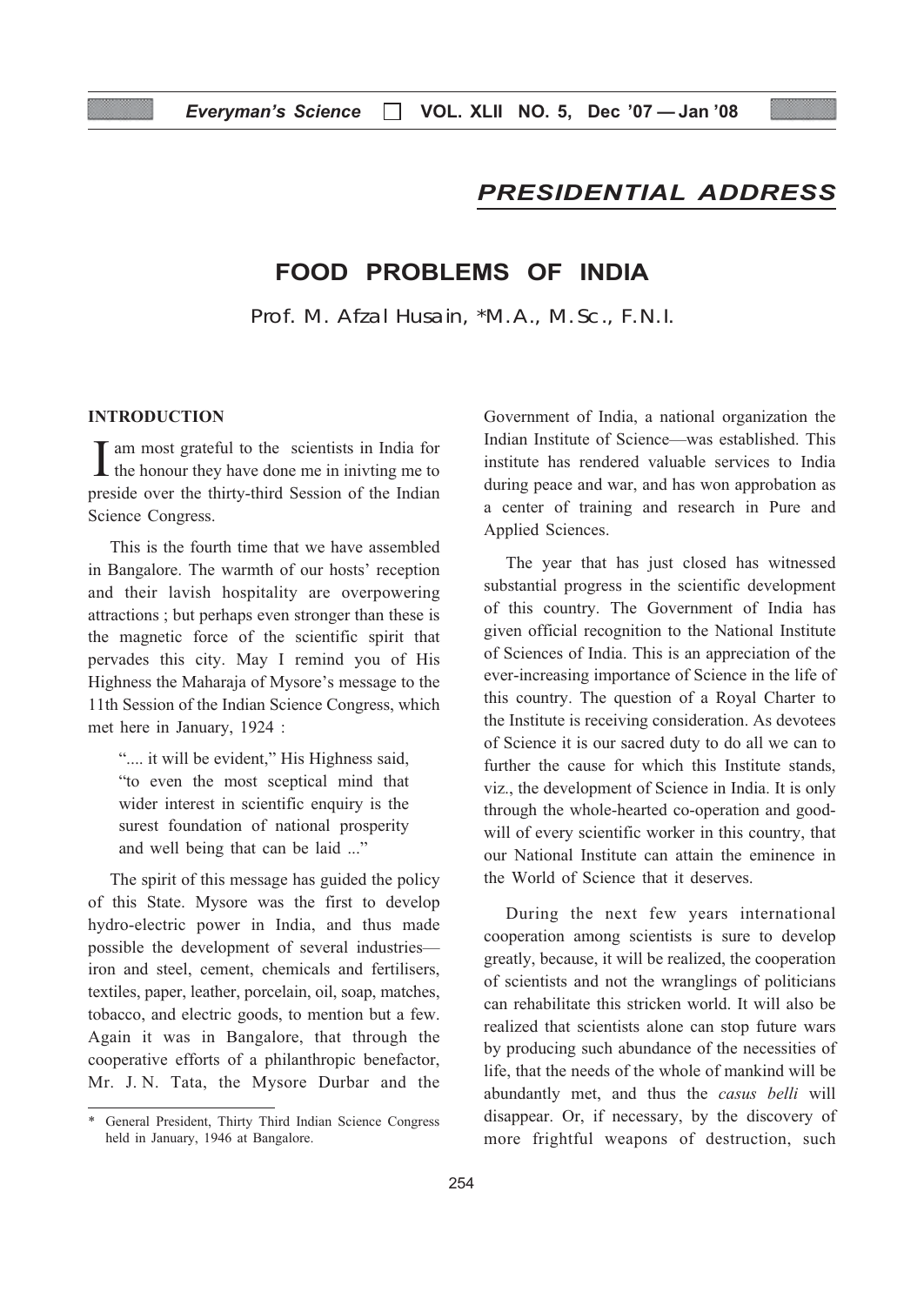## PRESIDENTIAL ADDRESS

# FOOD PROBLEMS OF INDIA

Prof. M. Afzal Husain, *M.A., M.Sc., F.N.I.

### INTRODUCTION

I am most grateful to the scientists in India for the honour they have done me in inivting me to preside over the thirty-third Session of the Indian Science Congress.

This is the fourth time that we have assembled in Bangalore. The warmth of our hosts' reception and their lavish hospitality are overpowering attractions ; but perhaps even stronger than these is the magnetic force of the scientific spirit that pervades this city. May I remind you of His Highness the Maharaja of Mysore's message to the 11th Session of the Indian Science Congress, which met here in January, 1924 :

> ".... it will be evident," His Highness said, "to even the most sceptical mind that wider interest in scientific enquiry is the surest foundation of national prosperity and well being that can be laid ..."

The spirit of this message has guided the policy of this State. Mysore was the first to develop hydro-electric power in India, and thus made possible the development of several industries—iron and steel, cement, chemicals and fertilisers, textiles, paper, leather, porcelain, oil, soap, matches, tobacco, and electric goods, to mention but a few. Again it was in Bangalore, that through the cooperative efforts of a philanthropic benefactor, Mr. J. N. Tata, the Mysore Durbar and the Government of India, a national organization the Indian Institute of Science—was established. This institute has rendered valuable services to India during peace and war, and has won approbation as a center of training and research in Pure and Applied Sciences.

The year that has just closed has witnessed substantial progress in the scientific development of this country. The Government of India has given official recognition to the National Institute of Sciences of India. This is an appreciation of the ever-increasing importance of Science in the life of this country. The question of a Royal Charter to the Institute is receiving consideration. As devotees of Science it is our sacred duty to do all we can to further the cause for which this Institute stands, viz., the development of Science in India. It is only through the whole-hearted co-operation and good-will of every scientific worker in this country, that our National Institute can attain the eminence in the World of Science that it deserves.

During the next few years international cooperation among scientists is sure to develop greatly, because, it will be realized, the cooperation of scientists and not the wranglings of politicians can rehabilitate this stricken world. It will also be realized that scientists alone can stop future wars by producing such abundance of the necessities of life, that the needs of the whole of mankind will be abundantly met, and thus the *casus belli* will disappear. Or, if necessary, by the discovery of more frightful weapons of destruction, such

---

\* General President, Thirty Third Indian Science Congress held in January, 1946 at Bangalore.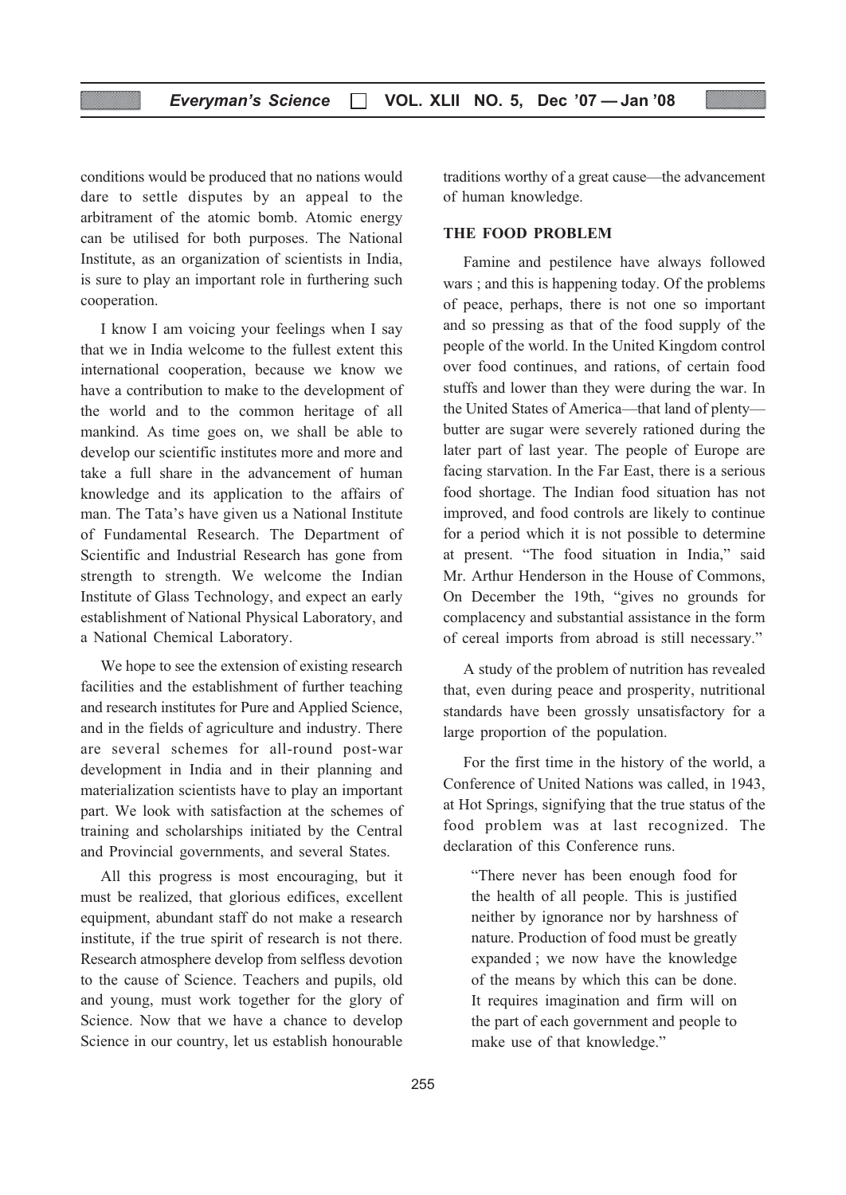conditions would be produced that no nations would dare to settle disputes by an appeal to the arbitrament of the atomic bomb. Atomic energy can be utilised for both purposes. The National Institute, as an organization of scientists in India, is sure to play an important role in furthering such cooperation.

I know I am voicing your feelings when I say that we in India welcome to the fullest extent this international cooperation, because we know we have a contribution to make to the development of the world and to the common heritage of all mankind. As time goes on, we shall be able to develop our scientific institutes more and more and take a full share in the advancement of human knowledge and its application to the affairs of man. The Tata's have given us a National Institute of Fundamental Research. The Department of Scientific and Industrial Research has gone from strength to strength. We welcome the Indian Institute of Glass Technology, and expect an early establishment of National Physical Laboratory, and a National Chemical Laboratory.

We hope to see the extension of existing research facilities and the establishment of further teaching and research institutes for Pure and Applied Science, and in the fields of agriculture and industry. There are several schemes for all-round post-war development in India and in their planning and materialization scientists have to play an important part. We look with satisfaction at the schemes of training and scholarships initiated by the Central and Provincial governments, and several States.

All this progress is most encouraging, but it must be realized, that glorious edifices, excellent equipment, abundant staff do not make a research institute, if the true spirit of research is not there. Research atmosphere develop from selfless devotion to the cause of Science. Teachers and pupils, old and young, must work together for the glory of Science. Now that we have a chance to develop Science in our country, let us establish honourable traditions worthy of a great cause—the advancement of human knowledge.

## THE FOOD PROBLEM

Famine and pestilence have always followed wars ; and this is happening today. Of the problems of peace, perhaps, there is not one so important and so pressing as that of the food supply of the people of the world. In the United Kingdom control over food continues, and rations, of certain food stuffs and lower than they were during the war. In the United States of America—that land of plenty—butter are sugar were severely rationed during the later part of last year. The people of Europe are facing starvation. In the Far East, there is a serious food shortage. The Indian food situation has not improved, and food controls are likely to continue for a period which it is not possible to determine at present. "The food situation in India," said Mr. Arthur Henderson in the House of Commons, On December the 19th, "gives no grounds for complacency and substantial assistance in the form of cereal imports from abroad is still necessary."

A study of the problem of nutrition has revealed that, even during peace and prosperity, nutritional standards have been grossly unsatisfactory for a large proportion of the population.

For the first time in the history of the world, a Conference of United Nations was called, in 1943, at Hot Springs, signifying that the true status of the food problem was at last recognized. The declaration of this Conference runs.

> "There never has been enough food for the health of all people. This is justified neither by ignorance nor by harshness of nature. Production of food must be greatly expanded ; we now have the knowledge of the means by which this can be done. It requires imagination and firm will on the part of each government and people to make use of that knowledge."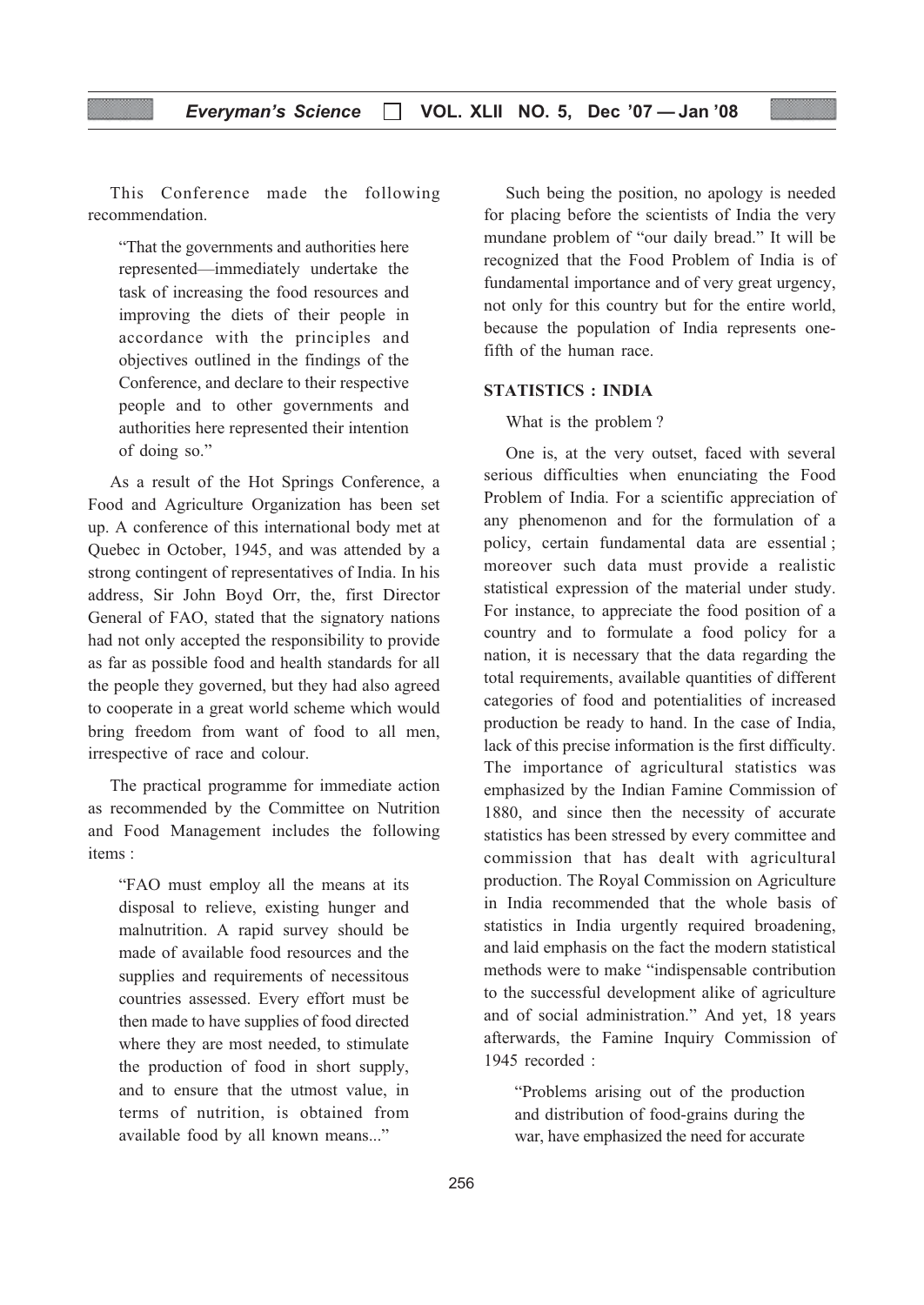This Conference made the following recommendation.

> "That the governments and authorities here represented—immediately undertake the task of increasing the food resources and improving the diets of their people in accordance with the principles and objectives outlined in the findings of the Conference, and declare to their respective people and to other governments and authorities here represented their intention of doing so."

As a result of the Hot Springs Conference, a Food and Agriculture Organization has been set up. A conference of this international body met at Quebec in October, 1945, and was attended by a strong contingent of representatives of India. In his address, Sir John Boyd Orr, the, first Director General of FAO, stated that the signatory nations had not only accepted the responsibility to provide as far as possible food and health standards for all the people they governed, but they had also agreed to cooperate in a great world scheme which would bring freedom from want of food to all men, irrespective of race and colour.

The practical programme for immediate action as recommended by the Committee on Nutrition and Food Management includes the following items :

> "FAO must employ all the means at its disposal to relieve, existing hunger and malnutrition. A rapid survey should be made of available food resources and the supplies and requirements of necessitous countries assessed. Every effort must be then made to have supplies of food directed where they are most needed, to stimulate the production of food in short supply, and to ensure that the utmost value, in terms of nutrition, is obtained from available food by all known means..."

Such being the position, no apology is needed for placing before the scientists of India the very mundane problem of "our daily bread." It will be recognized that the Food Problem of India is of fundamental importance and of very great urgency, not only for this country but for the entire world, because the population of India represents one-fifth of the human race.

**STATISTICS : INDIA**

What is the problem ?

One is, at the very outset, faced with several serious difficulties when enunciating the Food Problem of India. For a scientific appreciation of any phenomenon and for the formulation of a policy, certain fundamental data are essential ; moreover such data must provide a realistic statistical expression of the material under study. For instance, to appreciate the food position of a country and to formulate a food policy for a nation, it is necessary that the data regarding the total requirements, available quantities of different categories of food and potentialities of increased production be ready to hand. In the case of India, lack of this precise information is the first difficulty. The importance of agricultural statistics was emphasized by the Indian Famine Commission of 1880, and since then the necessity of accurate statistics has been stressed by every committee and commission that has dealt with agricultural production. The Royal Commission on Agriculture in India recommended that the whole basis of statistics in India urgently required broadening, and laid emphasis on the fact the modern statistical methods were to make "indispensable contribution to the successful development alike of agriculture and of social administration." And yet, 18 years afterwards, the Famine Inquiry Commission of 1945 recorded :

> "Problems arising out of the production and distribution of food-grains during the war, have emphasized the need for accurate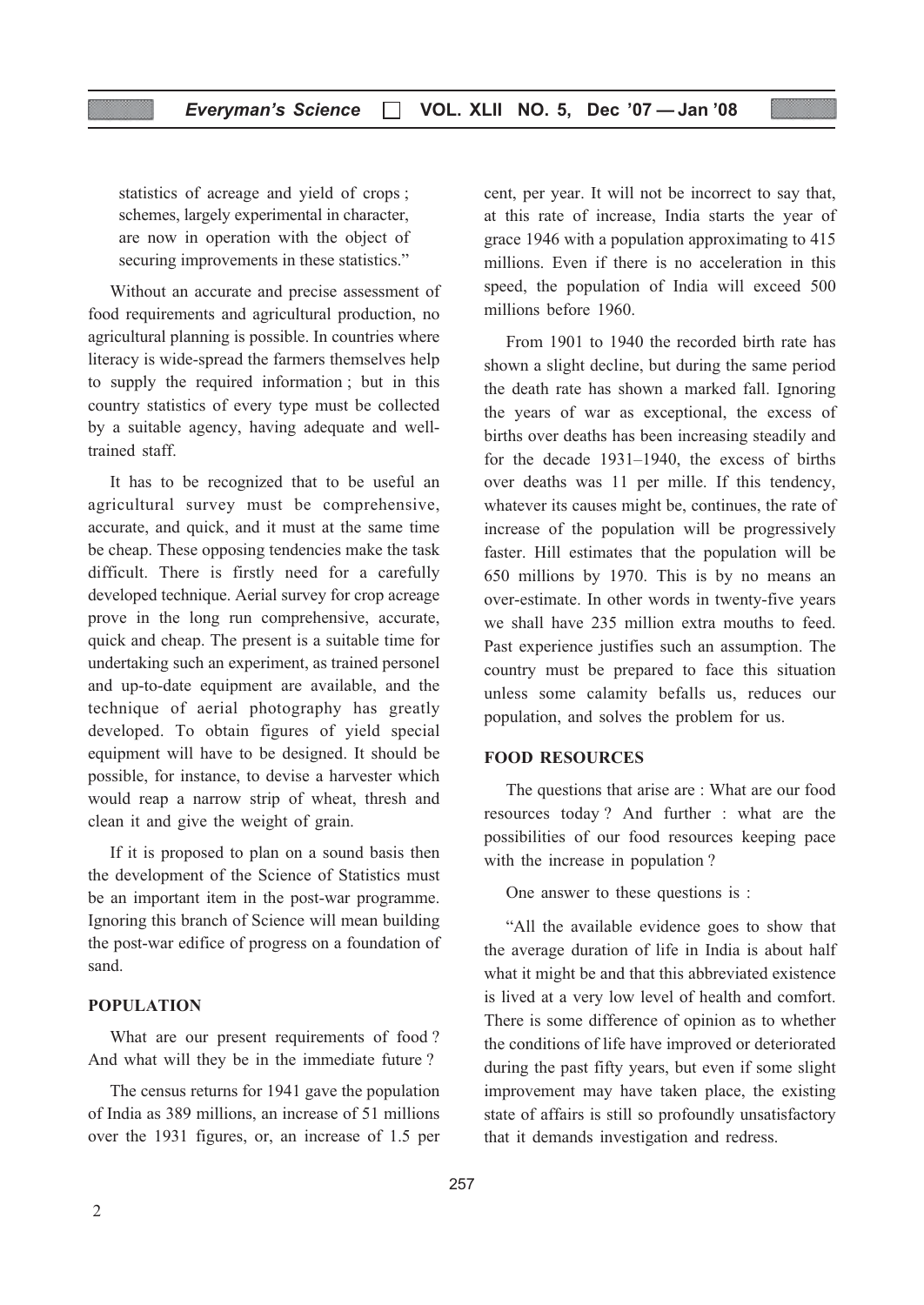statistics of acreage and yield of crops ; schemes, largely experimental in character, are now in operation with the object of securing improvements in these statistics."

Without an accurate and precise assessment of food requirements and agricultural production, no agricultural planning is possible. In countries where literacy is wide-spread the farmers themselves help to supply the required information ; but in this country statistics of every type must be collected by a suitable agency, having adequate and well-trained staff.

It has to be recognized that to be useful an agricultural survey must be comprehensive, accurate, and quick, and it must at the same time be cheap. These opposing tendencies make the task difficult. There is firstly need for a carefully developed technique. Aerial survey for crop acreage prove in the long run comprehensive, accurate, quick and cheap. The present is a suitable time for undertaking such an experiment, as trained personel and up-to-date equipment are available, and the technique of aerial photography has greatly developed. To obtain figures of yield special equipment will have to be designed. It should be possible, for instance, to devise a harvester which would reap a narrow strip of wheat, thresh and clean it and give the weight of grain.

If it is proposed to plan on a sound basis then the development of the Science of Statistics must be an important item in the post-war programme. Ignoring this branch of Science will mean building the post-war edifice of progress on a foundation of sand.

## POPULATION

What are our present requirements of food ? And what will they be in the immediate future ?

The census returns for 1941 gave the population of India as 389 millions, an increase of 51 millions over the 1931 figures, or, an increase of 1.5 per cent, per year. It will not be incorrect to say that, at this rate of increase, India starts the year of grace 1946 with a population approximating to 415 millions. Even if there is no acceleration in this speed, the population of India will exceed 500 millions before 1960.

From 1901 to 1940 the recorded birth rate has shown a slight decline, but during the same period the death rate has shown a marked fall. Ignoring the years of war as exceptional, the excess of births over deaths has been increasing steadily and for the decade 1931–1940, the excess of births over deaths was 11 per mille. If this tendency, whatever its causes might be, continues, the rate of increase of the population will be progressively faster. Hill estimates that the population will be 650 millions by 1970. This is by no means an over-estimate. In other words in twenty-five years we shall have 235 million extra mouths to feed. Past experience justifies such an assumption. The country must be prepared to face this situation unless some calamity befalls us, reduces our population, and solves the problem for us.

## FOOD RESOURCES

The questions that arise are : What are our food resources today ? And further : what are the possibilities of our food resources keeping pace with the increase in population ?

One answer to these questions is :

"All the available evidence goes to show that the average duration of life in India is about half what it might be and that this abbreviated existence is lived at a very low level of health and comfort. There is some difference of opinion as to whether the conditions of life have improved or deteriorated during the past fifty years, but even if some slight improvement may have taken place, the existing state of affairs is still so profoundly unsatisfactory that it demands investigation and redress.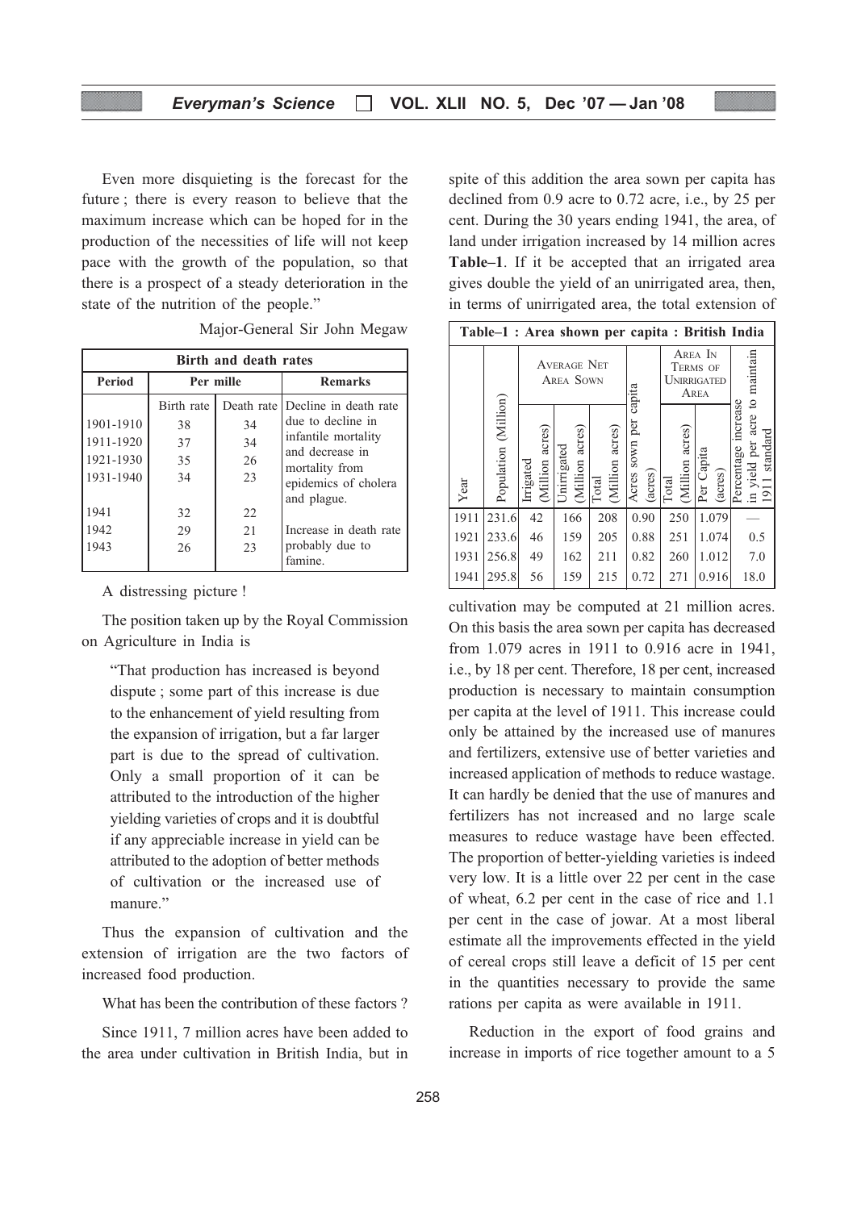Even more disquieting is the forecast for the future ; there is every reason to believe that the maximum increase which can be hoped for in the production of the necessities of life will not keep pace with the growth of the population, so that there is a prospect of a steady deterioration in the state of the nutrition of the people."

Major-General Sir John Megaw

| Birth and death rates | | | |
|---|---|---|---|
| **Period** | **Per mille** | | **Remarks** |
| | Birth rate | Death rate | Decline in death rate due to decline in infantile mortality and decrease in mortality from epidemics of cholera and plague. |
| 1901-1910 | 38 | 34 | |
| 1911-1920 | 37 | 34 | |
| 1921-1930 | 35 | 26 | |
| 1931-1940 | 34 | 23 | |
| 1941 | 32 | 22 | Increase in death rate probably due to famine. |
| 1942 | 29 | 21 | |
| 1943 | 26 | 23 | |

A distressing picture !

The position taken up by the Royal Commission on Agriculture in India is

> "That production has increased is beyond dispute ; some part of this increase is due to the enhancement of yield resulting from the expansion of irrigation, but a far larger part is due to the spread of cultivation. Only a small proportion of it can be attributed to the introduction of the higher yielding varieties of crops and it is doubtful if any appreciable increase in yield can be attributed to the adoption of better methods of cultivation or the increased use of manure."

Thus the expansion of cultivation and the extension of irrigation are the two factors of increased food production.

What has been the contribution of these factors ?

Since 1911, 7 million acres have been added to the area under cultivation in British India, but in spite of this addition the area sown per capita has declined from 0.9 acre to 0.72 acre, i.e., by 25 per cent. During the 30 years ending 1941, the area, of land under irrigation increased by 14 million acres **Table–1**. If it be accepted that an irrigated area gives double the yield of an unirrigated area, then, in terms of unirrigated area, the total extension of cultivation may be computed at 21 million acres. On this basis the area sown per capita has decreased from 1.079 acres in 1911 to 0.916 acre in 1941, i.e., by 18 per cent. Therefore, 18 per cent, increased production is necessary to maintain consumption per capita at the level of 1911. This increase could only be attained by the increased use of manures and fertilizers, extensive use of better varieties and increased application of methods to reduce wastage. It can hardly be denied that the use of manures and fertilizers has not increased and no large scale measures to reduce wastage have been effected. The proportion of better-yielding varieties is indeed very low. It is a little over 22 per cent in the case of wheat, 6.2 per cent in the case of rice and 1.1 per cent in the case of jowar. At a most liberal estimate all the improvements effected in the yield of cereal crops still leave a deficit of 15 per cent in the quantities necessary to provide the same rations per capita as were available in 1911.

**Table–1 : Area shown per capita : British India**

| Year | Population (Million) | Average Net Area Sown | | | Acres sown per capita (acres) | Area In Terms of Unirrigated Area | | Percentage increase in yield per acre to maintain 1911 standard |
|---|---|---|---|---|---|---|---|---|
| | | Irrigated (Million acres) | Unirrigated (Million acres) | Total (Million acres) | | Total (Million acres) | Per Capita (acres) | |
| 1911 | 231.6 | 42 | 166 | 208 | 0.90 | 250 | 1.079 | — |
| 1921 | 233.6 | 46 | 159 | 205 | 0.88 | 251 | 1.074 | 0.5 |
| 1931 | 256.8 | 49 | 162 | 211 | 0.82 | 260 | 1.012 | 7.0 |
| 1941 | 295.8 | 56 | 159 | 215 | 0.72 | 271 | 0.916 | 18.0 |

Reduction in the export of food grains and increase in imports of rice together amount to a 5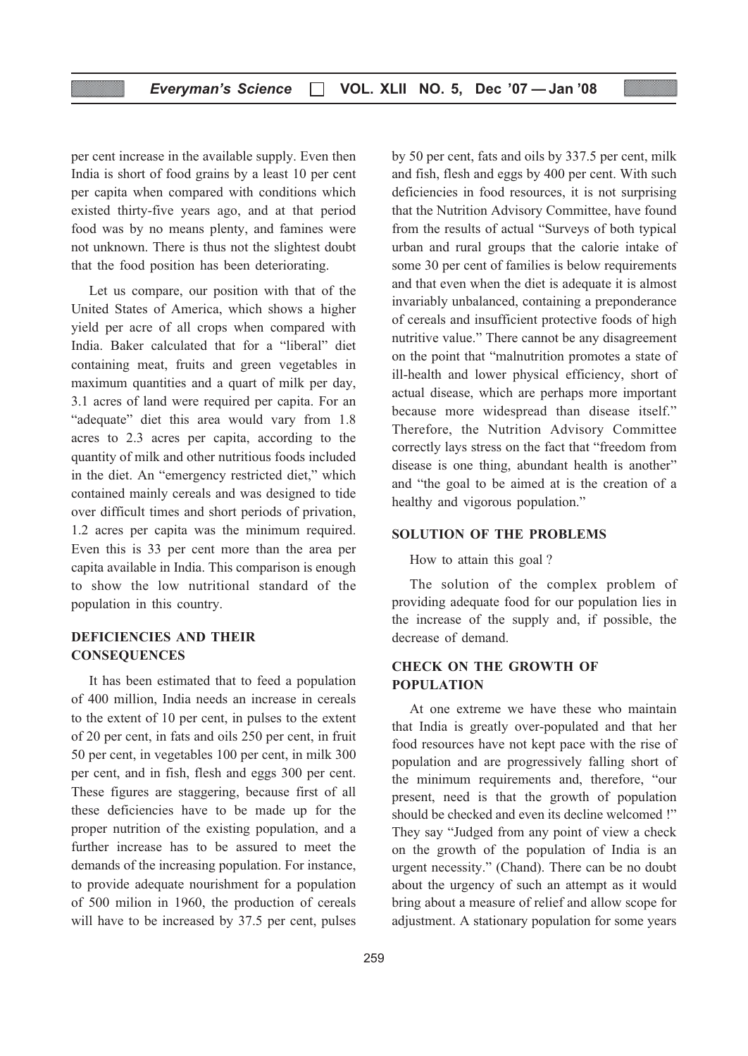per cent increase in the available supply. Even then India is short of food grains by a least 10 per cent per capita when compared with conditions which existed thirty-five years ago, and at that period food was by no means plenty, and famines were not unknown. There is thus not the slightest doubt that the food position has been deteriorating.

Let us compare, our position with that of the United States of America, which shows a higher yield per acre of all crops when compared with India. Baker calculated that for a "liberal" diet containing meat, fruits and green vegetables in maximum quantities and a quart of milk per day, 3.1 acres of land were required per capita. For an "adequate" diet this area would vary from 1.8 acres to 2.3 acres per capita, according to the quantity of milk and other nutritious foods included in the diet. An "emergency restricted diet," which contained mainly cereals and was designed to tide over difficult times and short periods of privation, 1.2 acres per capita was the minimum required. Even this is 33 per cent more than the area per capita available in India. This comparison is enough to show the low nutritional standard of the population in this country.

## DEFICIENCIES AND THEIR CONSEQUENCES

It has been estimated that to feed a population of 400 million, India needs an increase in cereals to the extent of 10 per cent, in pulses to the extent of 20 per cent, in fats and oils 250 per cent, in fruit 50 per cent, in vegetables 100 per cent, in milk 300 per cent, and in fish, flesh and eggs 300 per cent. These figures are staggering, because first of all these deficiencies have to be made up for the proper nutrition of the existing population, and a further increase has to be assured to meet the demands of the increasing population. For instance, to provide adequate nourishment for a population of 500 milion in 1960, the production of cereals will have to be increased by 37.5 per cent, pulses by 50 per cent, fats and oils by 337.5 per cent, milk and fish, flesh and eggs by 400 per cent. With such deficiencies in food resources, it is not surprising that the Nutrition Advisory Committee, have found from the results of actual "Surveys of both typical urban and rural groups that the calorie intake of some 30 per cent of families is below requirements and that even when the diet is adequate it is almost invariably unbalanced, containing a preponderance of cereals and insufficient protective foods of high nutritive value." There cannot be any disagreement on the point that "malnutrition promotes a state of ill-health and lower physical efficiency, short of actual disease, which are perhaps more important because more widespread than disease itself." Therefore, the Nutrition Advisory Committee correctly lays stress on the fact that "freedom from disease is one thing, abundant health is another" and "the goal to be aimed at is the creation of a healthy and vigorous population."

## SOLUTION OF THE PROBLEMS

How to attain this goal ?

The solution of the complex problem of providing adequate food for our population lies in the increase of the supply and, if possible, the decrease of demand.

## CHECK ON THE GROWTH OF POPULATION

At one extreme we have these who maintain that India is greatly over-populated and that her food resources have not kept pace with the rise of population and are progressively falling short of the minimum requirements and, therefore, "our present, need is that the growth of population should be checked and even its decline welcomed !" They say "Judged from any point of view a check on the growth of the population of India is an urgent necessity." (Chand). There can be no doubt about the urgency of such an attempt as it would bring about a measure of relief and allow scope for adjustment. A stationary population for some years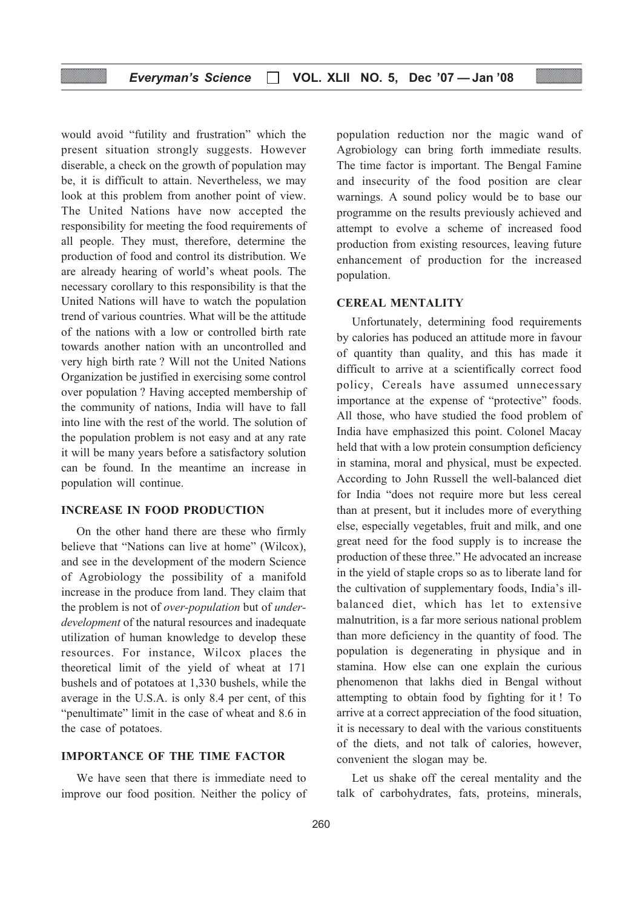would avoid "futility and frustration" which the present situation strongly suggests. However diserable, a check on the growth of population may be, it is difficult to attain. Nevertheless, we may look at this problem from another point of view. The United Nations have now accepted the responsibility for meeting the food requirements of all people. They must, therefore, determine the production of food and control its distribution. We are already hearing of world's wheat pools. The necessary corollary to this responsibility is that the United Nations will have to watch the population trend of various countries. What will be the attitude of the nations with a low or controlled birth rate towards another nation with an uncontrolled and very high birth rate ? Will not the United Nations Organization be justified in exercising some control over population ? Having accepted membership of the community of nations, India will have to fall into line with the rest of the world. The solution of the population problem is not easy and at any rate it will be many years before a satisfactory solution can be found. In the meantime an increase in population will continue.

## INCREASE IN FOOD PRODUCTION

On the other hand there are these who firmly believe that "Nations can live at home" (Wilcox), and see in the development of the modern Science of Agrobiology the possibility of a manifold increase in the produce from land. They claim that the problem is not of *over-population* but of *under-development* of the natural resources and inadequate utilization of human knowledge to develop these resources. For instance, Wilcox places the theoretical limit of the yield of wheat at 171 bushels and of potatoes at 1,330 bushels, while the average in the U.S.A. is only 8.4 per cent, of this "penultimate" limit in the case of wheat and 8.6 in the case of potatoes.

## IMPORTANCE OF THE TIME FACTOR

We have seen that there is immediate need to improve our food position. Neither the policy of population reduction nor the magic wand of Agrobiology can bring forth immediate results. The time factor is important. The Bengal Famine and insecurity of the food position are clear warnings. A sound policy would be to base our programme on the results previously achieved and attempt to evolve a scheme of increased food production from existing resources, leaving future enhancement of production for the increased population.

## CEREAL MENTALITY

Unfortunately, determining food requirements by calories has poduced an attitude more in favour of quantity than quality, and this has made it difficult to arrive at a scientifically correct food policy, Cereals have assumed unnecessary importance at the expense of "protective" foods. All those, who have studied the food problem of India have emphasized this point. Colonel Macay held that with a low protein consumption deficiency in stamina, moral and physical, must be expected. According to John Russell the well-balanced diet for India "does not require more but less cereal than at present, but it includes more of everything else, especially vegetables, fruit and milk, and one great need for the food supply is to increase the production of these three." He advocated an increase in the yield of staple crops so as to liberate land for the cultivation of supplementary foods, India's ill-balanced diet, which has let to extensive malnutrition, is a far more serious national problem than more deficiency in the quantity of food. The population is degenerating in physique and in stamina. How else can one explain the curious phenomenon that lakhs died in Bengal without attempting to obtain food by fighting for it ! To arrive at a correct appreciation of the food situation, it is necessary to deal with the various constituents of the diets, and not talk of calories, however, convenient the slogan may be.

Let us shake off the cereal mentality and the talk of carbohydrates, fats, proteins, minerals,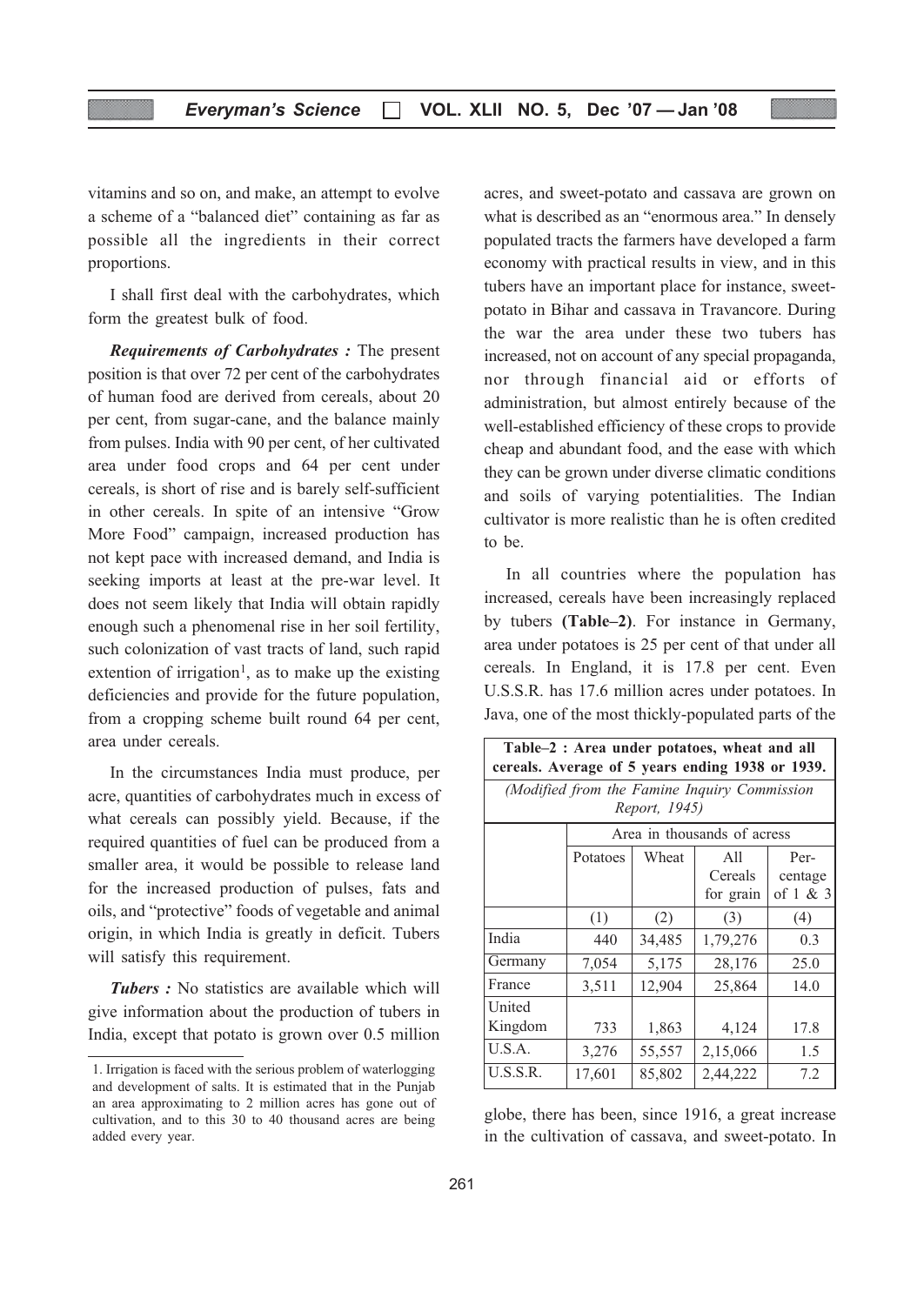vitamins and so on, and make, an attempt to evolve a scheme of a "balanced diet" containing as far as possible all the ingredients in their correct proportions.

I shall first deal with the carbohydrates, which form the greatest bulk of food.

***Requirements of Carbohydrates :*** The present position is that over 72 per cent of the carbohydrates of human food are derived from cereals, about 20 per cent, from sugar-cane, and the balance mainly from pulses. India with 90 per cent, of her cultivated area under food crops and 64 per cent under cereals, is short of rise and is barely self-sufficient in other cereals. In spite of an intensive "Grow More Food" campaign, increased production has not kept pace with increased demand, and India is seeking imports at least at the pre-war level. It does not seem likely that India will obtain rapidly enough such a phenomenal rise in her soil fertility, such colonization of vast tracts of land, such rapid extention of irrigation[1], as to make up the existing deficiencies and provide for the future population, from a cropping scheme built round 64 per cent, area under cereals.

In the circumstances India must produce, per acre, quantities of carbohydrates much in excess of what cereals can possibly yield. Because, if the required quantities of fuel can be produced from a smaller area, it would be possible to release land for the increased production of pulses, fats and oils, and "protective" foods of vegetable and animal origin, in which India is greatly in deficit. Tubers will satisfy this requirement.

***Tubers :*** No statistics are available which will give information about the production of tubers in India, except that potato is grown over 0.5 million acres, and sweet-potato and cassava are grown on what is described as an "enormous area." In densely populated tracts the farmers have developed a farm economy with practical results in view, and in this tubers have an important place for instance, sweet-potato in Bihar and cassava in Travancore. During the war the area under these two tubers has increased, not on account of any special propaganda, nor through financial aid or efforts of administration, but almost entirely because of the well-established efficiency of these crops to provide cheap and abundant food, and the ease with which they can be grown under diverse climatic conditions and soils of varying potentialities. The Indian cultivator is more realistic than he is often credited to be.

In all countries where the population has increased, cereals have been increasingly replaced by tubers **(Table–2)**. For instance in Germany, area under potatoes is 25 per cent of that under all cereals. In England, it is 17.8 per cent. Even U.S.S.R. has 17.6 million acres under potatoes. In Java, one of the most thickly-populated parts of the globe, there has been, since 1916, a great increase in the cultivation of cassava, and sweet-potato. In

**Table–2 : Area under potatoes, wheat and all cereals. Average of 5 years ending 1938 or 1939.**

*(Modified from the Famine Inquiry Commission Report, 1945)*

| | Area in thousands of acress | | | |
|---|---|---|---|---|
| | Potatoes | Wheat | All Cereals for grain | Per-centage of 1 & 3 |
| | (1) | (2) | (3) | (4) |
| India | 440 | 34,485 | 1,79,276 | 0.3 |
| Germany | 7,054 | 5,175 | 28,176 | 25.0 |
| France | 3,511 | 12,904 | 25,864 | 14.0 |
| United Kingdom | 733 | 1,863 | 4,124 | 17.8 |
| U.S.A. | 3,276 | 55,557 | 2,15,066 | 1.5 |
| U.S.S.R. | 17,601 | 85,802 | 2,44,222 | 7.2 |

1. Irrigation is faced with the serious problem of waterlogging and development of salts. It is estimated that in the Punjab an area approximating to 2 million acres has gone out of cultivation, and to this 30 to 40 thousand acres are being added every year.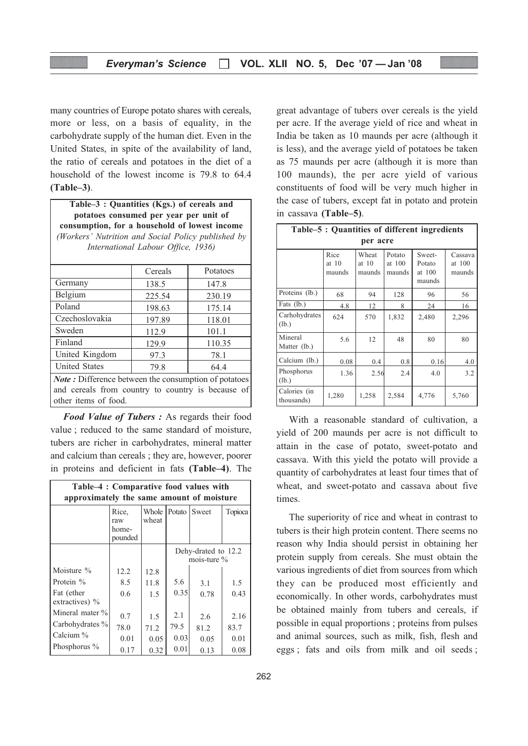many countries of Europe potato shares with cereals, more or less, on a basis of equality, in the carbohydrate supply of the human diet. Even in the United States, in spite of the availability of land, the ratio of cereals and potatoes in the diet of a household of the lowest income is 79.8 to 64.4 **(Table–3)**.

**Table–3 : Quantities (Kgs.) of cereals and potatoes consumed per year per unit of consumption, for a household of lowest income**
*(Workers' Nutrition and Social Policy published by International Labour Office, 1936)*

| | Cereals | Potatoes |
|---|---|---|
| Germany | 138.5 | 147.8 |
| Belgium | 225.54 | 230.19 |
| Poland | 198.63 | 175.14 |
| Czechoslovakia | 197.89 | 118.01 |
| Sweden | 112.9 | 101.1 |
| Finland | 129.9 | 110.35 |
| United Kingdom | 97.3 | 78.1 |
| United States | 79.8 | 64.4 |

***Note :*** Difference between the consumption of potatoes and cereals from country to country is because of other items of food.

***Food Value of Tubers :*** As regards their food value ; reduced to the same standard of moisture, tubers are richer in carbohydrates, mineral matter and calcium than cereals ; they are, however, poorer in proteins and deficient in fats **(Table–4)**. The great advantage of tubers over cereals is the yield per acre. If the average yield of rice and wheat in India be taken as 10 maunds per acre (although it is less), and the average yield of potatoes be taken as 75 maunds per acre (although it is more than 100 maunds), the per acre yield of various constituents of food will be very much higher in the case of tubers, except fat in potato and protein in cassava **(Table–5)**.

**Table–4 : Comparative food values with approximately the same amount of moisture**

| | Rice, raw home-pounded | Whole wheat | Potato | Sweet | Topioca |
|---|---|---|---|---|---|
| | | | Dehy-drated to 12.2 mois-ture % | | |
| Moisture % | 12.2 | 12.8 | | | |
| Protein % | 8.5 | 11.8 | 5.6 | 3.1 | 1.5 |
| Fat (ether extractives) % | 0.6 | 1.5 | 0.35 | 0.78 | 0.43 |
| Mineral mater % | 0.7 | 1.5 | 2.1 | 2.6 | 2.16 |
| Carbohydrates % | 78.0 | 71.2 | 79.5 | 81.2 | 83.7 |
| Calcium % | 0.01 | 0.05 | 0.03 | 0.05 | 0.01 |
| Phosphorus % | 0.17 | 0.32 | 0.01 | 0.13 | 0.08 |

**Table–5 : Quantities of different ingredients per acre**

| | Rice at 10 maunds | Wheat at 10 maunds | Potato at 100 maunds | Sweet-Potato at 100 maunds | Cassava at 100 maunds |
|---|---|---|---|---|---|
| Proteins (lb.) | 68 | 94 | 128 | 96 | 56 |
| Fats (lb.) | 4.8 | 12 | 8 | 24 | 16 |
| Carhohydrates (lb.) | 624 | 570 | 1,832 | 2,480 | 2,296 |
| Mineral Matter (lb.) | 5.6 | 12 | 48 | 80 | 80 |
| Calcium (lb.) | 0.08 | 0.4 | 0.8 | 0.16 | 4.0 |
| Phosphorus (lb.) | 1.36 | 2.56 | 2.4 | 4.0 | 3.2 |
| Calories (in thousands) | 1,280 | 1,258 | 2,584 | 4,776 | 5,760 |

With a reasonable standard of cultivation, a yield of 200 maunds per acre is not difficult to attain in the case of potato, sweet-potato and cassava. With this yield the potato will provide a quantity of carbohydrates at least four times that of wheat, and sweet-potato and cassava about five times.

The superiority of rice and wheat in contrast to tubers is their high protein content. There seems no reason why India should persist in obtaining her protein supply from cereals. She must obtain the various ingredients of diet from sources from which they can be produced most efficiently and economically. In other words, carbohydrates must be obtained mainly from tubers and cereals, if possible in equal proportions ; proteins from pulses and animal sources, such as milk, fish, flesh and eggs ; fats and oils from milk and oil seeds ;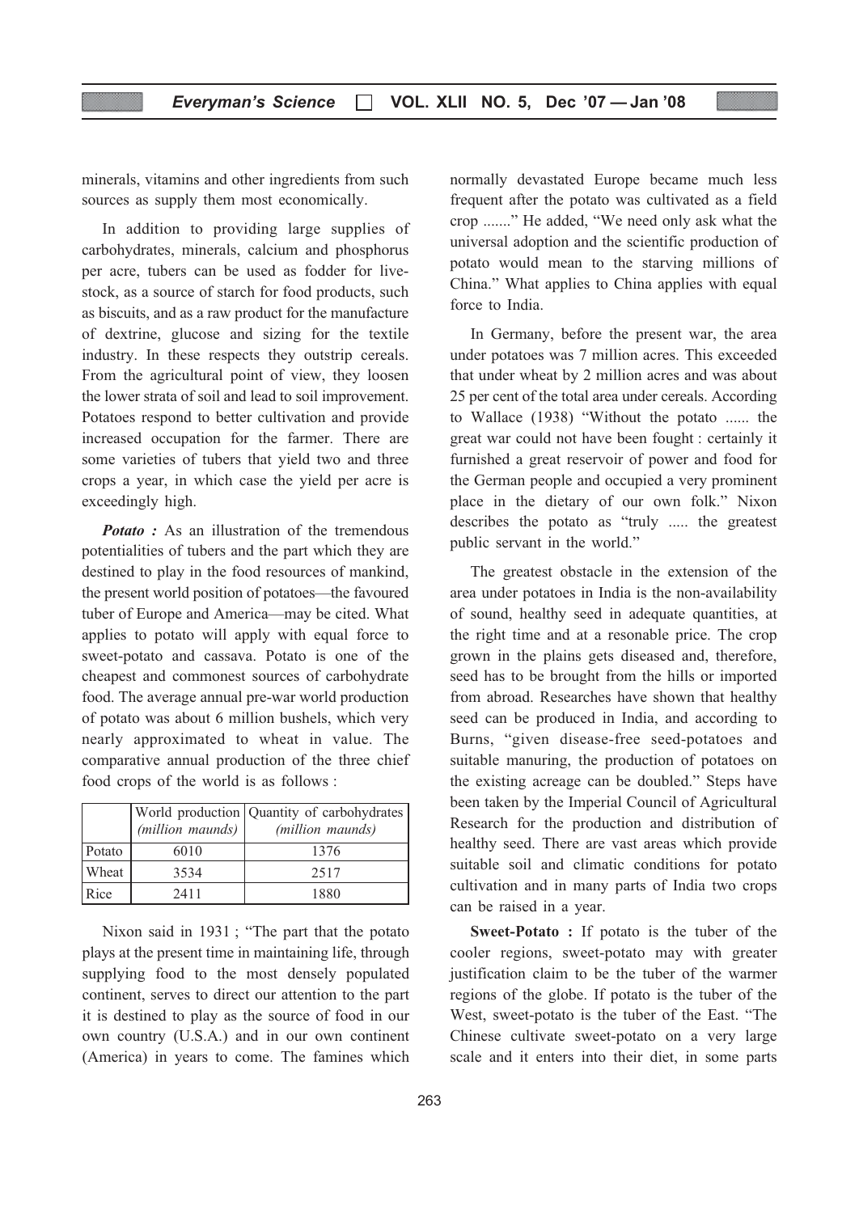minerals, vitamins and other ingredients from such sources as supply them most economically.

In addition to providing large supplies of carbohydrates, minerals, calcium and phosphorus per acre, tubers can be used as fodder for livestock, as a source of starch for food products, such as biscuits, and as a raw product for the manufacture of dextrine, glucose and sizing for the textile industry. In these respects they outstrip cereals. From the agricultural point of view, they loosen the lower strata of soil and lead to soil improvement. Potatoes respond to better cultivation and provide increased occupation for the farmer. There are some varieties of tubers that yield two and three crops a year, in which case the yield per acre is exceedingly high.

***Potato :*** As an illustration of the tremendous potentialities of tubers and the part which they are destined to play in the food resources of mankind, the present world position of potatoes—the favoured tuber of Europe and America—may be cited. What applies to potato will apply with equal force to sweet-potato and cassava. Potato is one of the cheapest and commonest sources of carbohydrate food. The average annual pre-war world production of potato was about 6 million bushels, which very nearly approximated to wheat in value. The comparative annual production of the three chief food crops of the world is as follows :

| | World production *(million maunds)* | Quantity of carbohydrates *(million maunds)* |
|---|---|---|
| Potato | 6010 | 1376 |
| Wheat | 3534 | 2517 |
| Rice | 2411 | 1880 |

Nixon said in 1931 ; "The part that the potato plays at the present time in maintaining life, through supplying food to the most densely populated continent, serves to direct our attention to the part it is destined to play as the source of food in our own country (U.S.A.) and in our own continent (America) in years to come. The famines which normally devastated Europe became much less frequent after the potato was cultivated as a field crop ......." He added, "We need only ask what the universal adoption and the scientific production of potato would mean to the starving millions of China." What applies to China applies with equal force to India.

In Germany, before the present war, the area under potatoes was 7 million acres. This exceeded that under wheat by 2 million acres and was about 25 per cent of the total area under cereals. According to Wallace (1938) "Without the potato ...... the great war could not have been fought : certainly it furnished a great reservoir of power and food for the German people and occupied a very prominent place in the dietary of our own folk." Nixon describes the potato as "truly ..... the greatest public servant in the world."

The greatest obstacle in the extension of the area under potatoes in India is the non-availability of sound, healthy seed in adequate quantities, at the right time and at a resonable price. The crop grown in the plains gets diseased and, therefore, seed has to be brought from the hills or imported from abroad. Researches have shown that healthy seed can be produced in India, and according to Burns, "given disease-free seed-potatoes and suitable manuring, the production of potatoes on the existing acreage can be doubled." Steps have been taken by the Imperial Council of Agricultural Research for the production and distribution of healthy seed. There are vast areas which provide suitable soil and climatic conditions for potato cultivation and in many parts of India two crops can be raised in a year.

**Sweet-Potato :** If potato is the tuber of the cooler regions, sweet-potato may with greater justification claim to be the tuber of the warmer regions of the globe. If potato is the tuber of the West, sweet-potato is the tuber of the East. "The Chinese cultivate sweet-potato on a very large scale and it enters into their diet, in some parts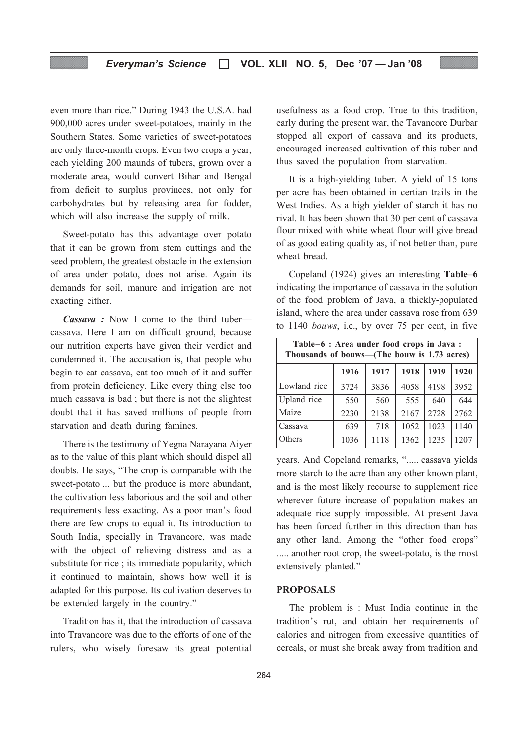even more than rice." During 1943 the U.S.A. had 900,000 acres under sweet-potatoes, mainly in the Southern States. Some varieties of sweet-potatoes are only three-month crops. Even two crops a year, each yielding 200 maunds of tubers, grown over a moderate area, would convert Bihar and Bengal from deficit to surplus provinces, not only for carbohydrates but by releasing area for fodder, which will also increase the supply of milk.

Sweet-potato has this advantage over potato that it can be grown from stem cuttings and the seed problem, the greatest obstacle in the extension of area under potato, does not arise. Again its demands for soil, manure and irrigation are not exacting either.

***Cassava :*** Now I come to the third tuber—cassava. Here I am on difficult ground, because our nutrition experts have given their verdict and condemned it. The accusation is, that people who begin to eat cassava, eat too much of it and suffer from protein deficiency. Like every thing else too much cassava is bad ; but there is not the slightest doubt that it has saved millions of people from starvation and death during famines.

There is the testimony of Yegna Narayana Aiyer as to the value of this plant which should dispel all doubts. He says, "The crop is comparable with the sweet-potato ... but the produce is more abundant, the cultivation less laborious and the soil and other requirements less exacting. As a poor man's food there are few crops to equal it. Its introduction to South India, specially in Travancore, was made with the object of relieving distress and as a substitute for rice ; its immediate popularity, which it continued to maintain, shows how well it is adapted for this purpose. Its cultivation deserves to be extended largely in the country."

Tradition has it, that the introduction of cassava into Travancore was due to the efforts of one of the rulers, who wisely foresaw its great potential usefulness as a food crop. True to this tradition, early during the present war, the Tavancore Durbar stopped all export of cassava and its products, encouraged increased cultivation of this tuber and thus saved the population from starvation.

It is a high-yielding tuber. A yield of 15 tons per acre has been obtained in certian trails in the West Indies. As a high yielder of starch it has no rival. It has been shown that 30 per cent of cassava flour mixed with white wheat flour will give bread of as good eating quality as, if not better than, pure wheat bread.

Copeland (1924) gives an interesting **Table–6** indicating the importance of cassava in the solution of the food problem of Java, a thickly-populated island, where the area under cassava rose from 639 to 1140 *bouws*, i.e., by over 75 per cent, in five years. And Copeland remarks, "..... cassava yields more starch to the acre than any other known plant, and is the most likely recourse to supplement rice wherever future increase of population makes an adequate rice supply impossible. At present Java has been forced further in this direction than has any other land. Among the "other food crops" ..... another root crop, the sweet-potato, is the most extensively planted."

**Table–6 : Area under food crops in Java : Thousands of bouws—(The bouw is 1.73 acres)**

| | 1916 | 1917 | 1918 | 1919 | 1920 |
|---|---|---|---|---|---|
| Lowland rice | 3724 | 3836 | 4058 | 4198 | 3952 |
| Upland rice | 550 | 560 | 555 | 640 | 644 |
| Maize | 2230 | 2138 | 2167 | 2728 | 2762 |
| Cassava | 639 | 718 | 1052 | 1023 | 1140 |
| Others | 1036 | 1118 | 1362 | 1235 | 1207 |

## PROPOSALS

The problem is : Must India continue in the tradition's rut, and obtain her requirements of calories and nitrogen from excessive quantities of cereals, or must she break away from tradition and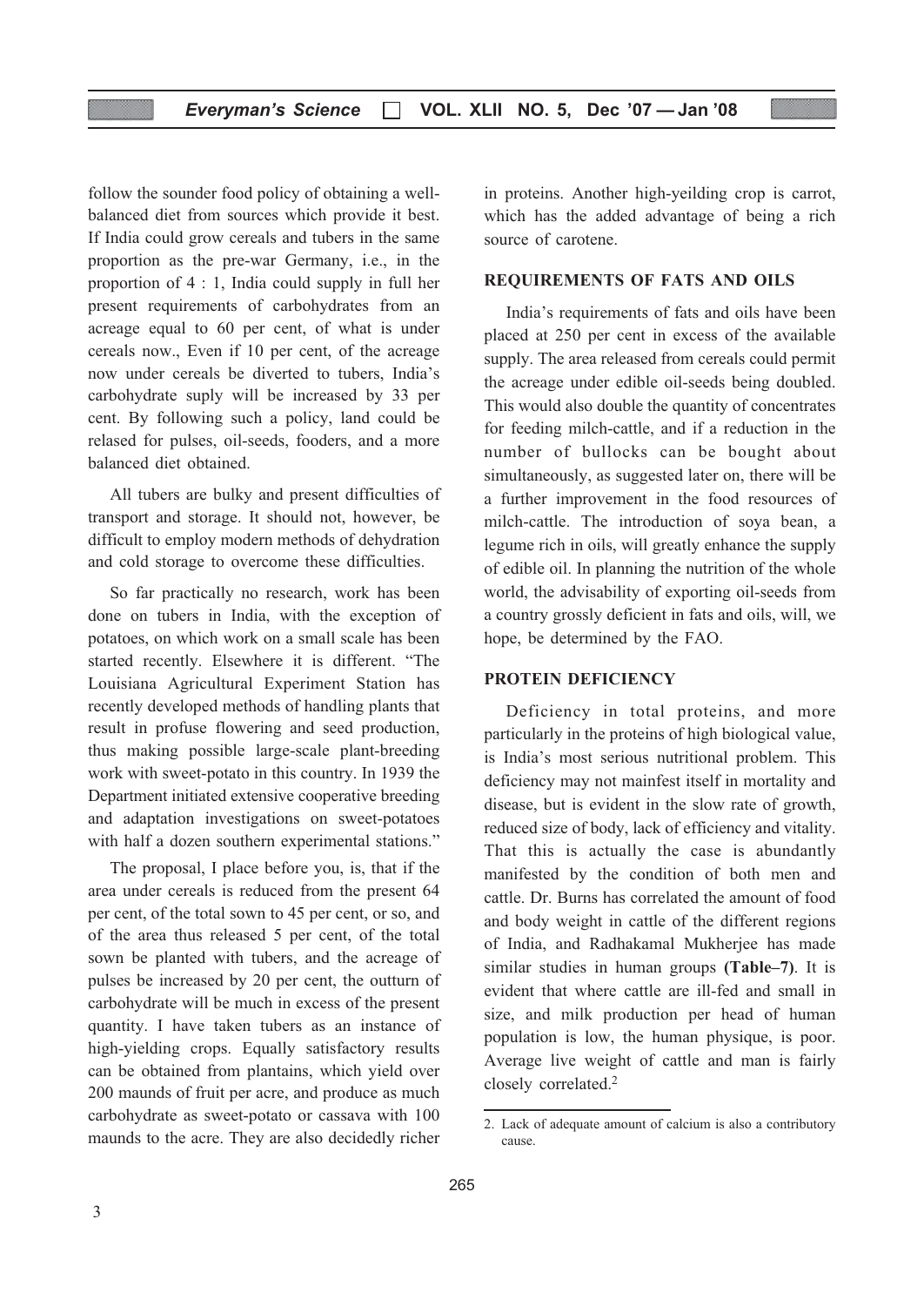follow the sounder food policy of obtaining a well-balanced diet from sources which provide it best. If India could grow cereals and tubers in the same proportion as the pre-war Germany, i.e., in the proportion of 4 : 1, India could supply in full her present requirements of carbohydrates from an acreage equal to 60 per cent, of what is under cereals now., Even if 10 per cent, of the acreage now under cereals be diverted to tubers, India's carbohydrate suply will be increased by 33 per cent. By following such a policy, land could be relased for pulses, oil-seeds, fooders, and a more balanced diet obtained.

All tubers are bulky and present difficulties of transport and storage. It should not, however, be difficult to employ modern methods of dehydration and cold storage to overcome these difficulties.

So far practically no research, work has been done on tubers in India, with the exception of potatoes, on which work on a small scale has been started recently. Elsewhere it is different. "The Louisiana Agricultural Experiment Station has recently developed methods of handling plants that result in profuse flowering and seed production, thus making possible large-scale plant-breeding work with sweet-potato in this country. In 1939 the Department initiated extensive cooperative breeding and adaptation investigations on sweet-potatoes with half a dozen southern experimental stations."

The proposal, I place before you, is, that if the area under cereals is reduced from the present 64 per cent, of the total sown to 45 per cent, or so, and of the area thus released 5 per cent, of the total sown be planted with tubers, and the acreage of pulses be increased by 20 per cent, the outturn of carbohydrate will be much in excess of the present quantity. I have taken tubers as an instance of high-yielding crops. Equally satisfactory results can be obtained from plantains, which yield over 200 maunds of fruit per acre, and produce as much carbohydrate as sweet-potato or cassava with 100 maunds to the acre. They are also decidedly richer in proteins. Another high-yeilding crop is carrot, which has the added advantage of being a rich source of carotene.

## REQUIREMENTS OF FATS AND OILS

India's requirements of fats and oils have been placed at 250 per cent in excess of the available supply. The area released from cereals could permit the acreage under edible oil-seeds being doubled. This would also double the quantity of concentrates for feeding milch-cattle, and if a reduction in the number of bullocks can be bought about simultaneously, as suggested later on, there will be a further improvement in the food resources of milch-cattle. The introduction of soya bean, a legume rich in oils, will greatly enhance the supply of edible oil. In planning the nutrition of the whole world, the advisability of exporting oil-seeds from a country grossly deficient in fats and oils, will, we hope, be determined by the FAO.

## PROTEIN DEFICIENCY

Deficiency in total proteins, and more particularly in the proteins of high biological value, is India's most serious nutritional problem. This deficiency may not mainfest itself in mortality and disease, but is evident in the slow rate of growth, reduced size of body, lack of efficiency and vitality. That this is actually the case is abundantly manifested by the condition of both men and cattle. Dr. Burns has correlated the amount of food and body weight in cattle of the different regions of India, and Radhakamal Mukherjee has made similar studies in human groups **(Table–7)**. It is evident that where cattle are ill-fed and small in size, and milk production per head of human population is low, the human physique, is poor. Average live weight of cattle and man is fairly closely correlated.[2]

2. Lack of adequate amount of calcium is also a contributory cause.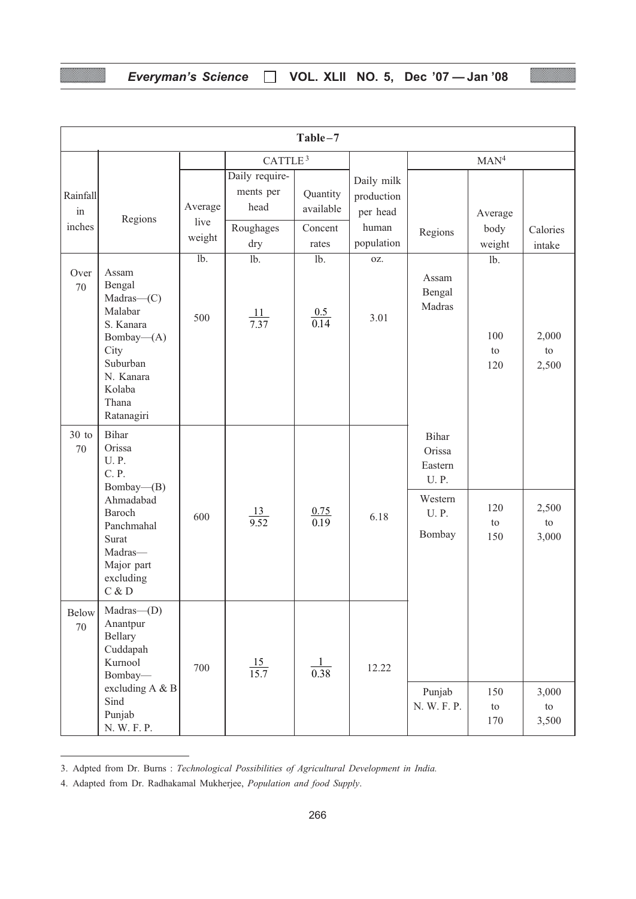**Table–7**

| Rainfall in inches | Regions | CATTLE[3] | | | | MAN[4] | | |
|---|---|---|---|---|---|---|---|---|
| | | Average live weight | Daily requirements per head — Roughages dry | Quantity available — Concentrates | Daily milk production per head human population | Regions | Average body weight | Calories intake |
| | | lb. | lb. | lb. | oz. | | lb. | |
| Over 70 | Assam, Bengal, Madras—(C), Malabar, S. Kanara, Bombay—(A), City, Suburban, N. Kanara, Kolaba, Thana, Ratanagiri | 500 | $\frac{11}{7.37}$ | $\frac{0.5}{0.14}$ | 3.01 | Assam, Bengal, Madras | 100 to 120 | 2,000 to 2,500 |
| 30 to 70 | Bihar, Orissa, U. P., C. P., Bombay—(B), Ahmadabad, Baroch, Panchmahal, Surat, Madras—Major part excluding C & D | 600 | $\frac{13}{9.52}$ | $\frac{0.75}{0.19}$ | 6.18 | Bihar, Orissa, Eastern U. P. | | |
| | | | | | | Western U. P., Bombay | 120 to 150 | 2,500 to 3,000 |
| Below 70 | Madras—(D), Anantpur, Bellary, Cuddapah, Kurnool, Bombay—excluding A & B, Sind, Punjab, N. W. F. P. | 700 | $\frac{15}{15.7}$ | $\frac{1}{0.38}$ | 12.22 | Punjab, N. W. F. P. | 150 to 170 | 3,000 to 3,500 |

3. Adpted from Dr. Burns : *Technological Possibilities of Agricultural Development in India.*

4. Adapted from Dr. Radhakamal Mukherjee, *Population and food Supply*.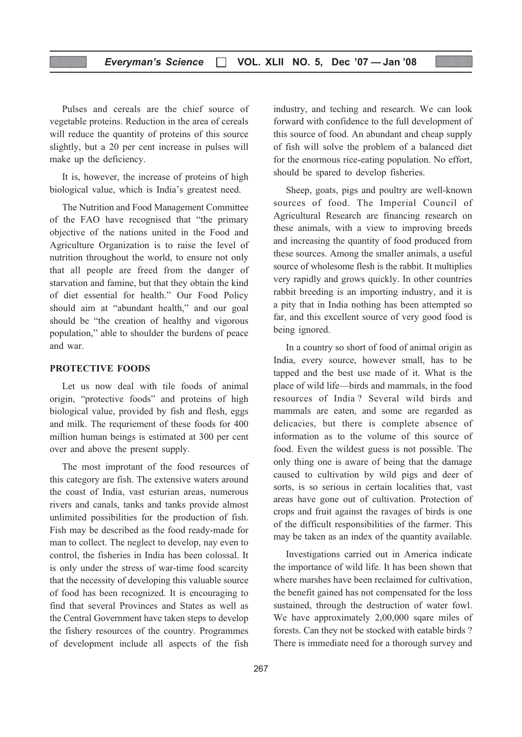Pulses and cereals are the chief source of vegetable proteins. Reduction in the area of cereals will reduce the quantity of proteins of this source slightly, but a 20 per cent increase in pulses will make up the deficiency.

It is, however, the increase of proteins of high biological value, which is India's greatest need.

The Nutrition and Food Management Committee of the FAO have recognised that "the primary objective of the nations united in the Food and Agriculture Organization is to raise the level of nutrition throughout the world, to ensure not only that all people are freed from the danger of starvation and famine, but that they obtain the kind of diet essential for health." Our Food Policy should aim at "abundant health," and our goal should be "the creation of healthy and vigorous population," able to shoulder the burdens of peace and war.

## PROTECTIVE FOODS

Let us now deal with tile foods of animal origin, "protective foods" and proteins of high biological value, provided by fish and flesh, eggs and milk. The requriement of these foods for 400 million human beings is estimated at 300 per cent over and above the present supply.

The most imprtoant of the food resources of this category are fish. The extensive waters around the coast of India, vast esturian areas, numerous rivers and canals, tanks and tanks provide almost unlimited possibilities for the production of fish. Fish may be described as the food ready-made for man to collect. The neglect to develop, nay even to control, the fisheries in India has been colossal. It is only under the stress of war-time food scarcity that the necessity of developing this valuable source of food has been recognized. It is encouraging to find that several Provinces and States as well as the Central Government have taken steps to develop the fishery resources of the country. Programmes of development include all aspects of the fish industry, and teching and research. We can look forward with confidence to the full development of this source of food. An abundant and cheap supply of fish will solve the problem of a balanced diet for the enormous rice-eating population. No effort, should be spared to develop fisheries.

Sheep, goats, pigs and poultry are well-known sources of food. The Imperial Council of Agricultural Research are financing research on these animals, with a view to improving breeds and increasing the quantity of food produced from these sources. Among the smaller animals, a useful source of wholesome flesh is the rabbit. It multiplies very rapidly and grows quickly. In other countries rabbit breeding is an importing industry, and it is a pity that in India nothing has been attempted so far, and this excellent source of very good food is being ignored.

In a country so short of food of animal origin as India, every source, however small, has to be tapped and the best use made of it. What is the place of wild life—birds and mammals, in the food resources of India ? Several wild birds and mammals are eaten, and some are regarded as delicacies, but there is complete absence of information as to the volume of this source of food. Even the wildest guess is not possible. The only thing one is aware of being that the damage caused to cultivation by wild pigs and deer of sorts, is so serious in certain localities that, vast areas have gone out of cultivation. Protection of crops and fruit against the ravages of birds is one of the difficult responsibilities of the farmer. This may be taken as an index of the quantity available.

Investigations carried out in America indicate the importance of wild life. It has been shown that where marshes have been reclaimed for cultivation, the benefit gained has not compensated for the loss sustained, through the destruction of water fowl. We have approximately 2,00,000 sqare miles of forests. Can they not be stocked with eatable birds ? There is immediate need for a thorough survey and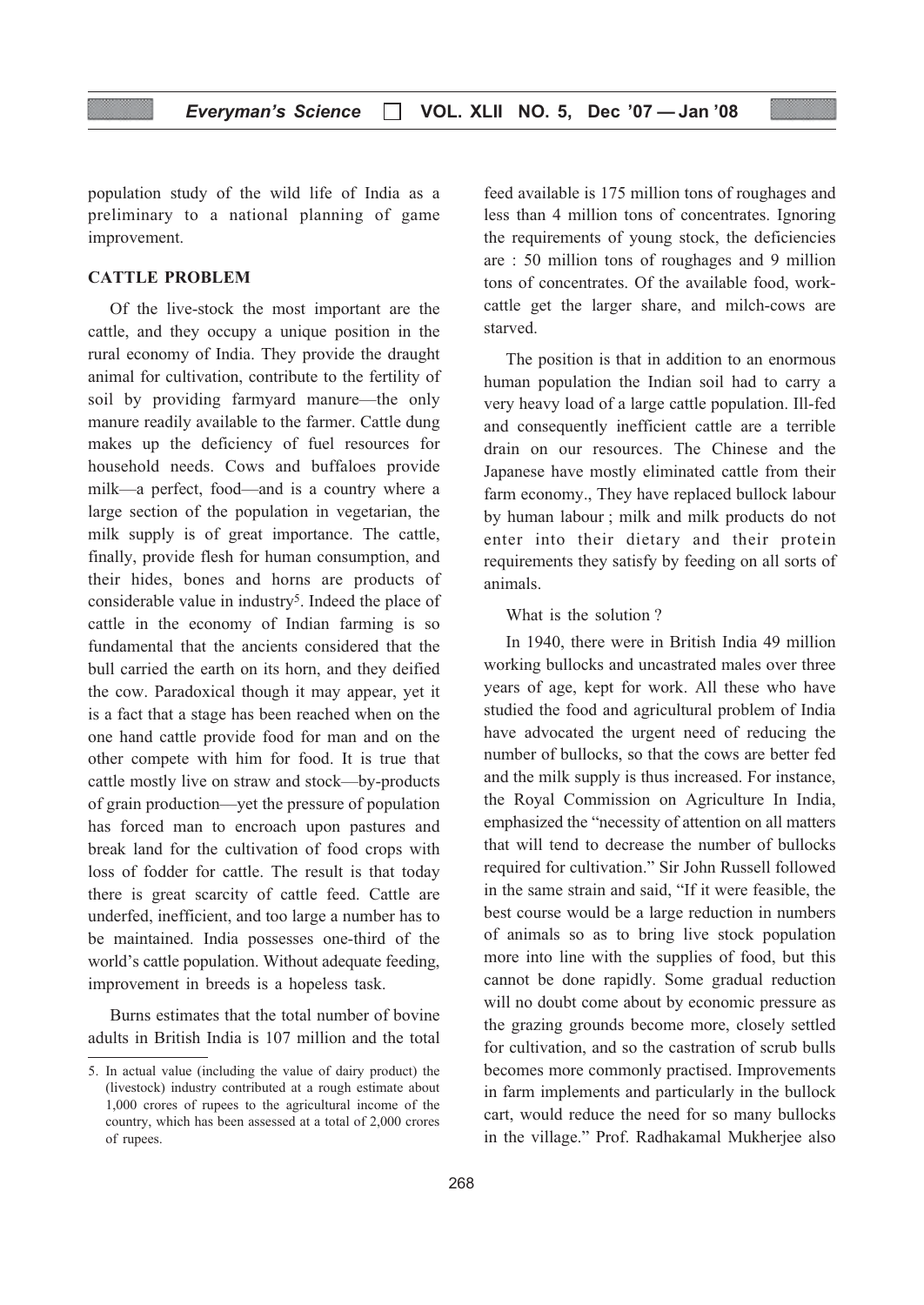population study of the wild life of India as a preliminary to a national planning of game improvement.

### CATTLE PROBLEM

Of the live-stock the most important are the cattle, and they occupy a unique position in the rural economy of India. They provide the draught animal for cultivation, contribute to the fertility of soil by providing farmyard manure—the only manure readily available to the farmer. Cattle dung makes up the deficiency of fuel resources for household needs. Cows and buffaloes provide milk—a perfect, food—and is a country where a large section of the population in vegetarian, the milk supply is of great importance. The cattle, finally, provide flesh for human consumption, and their hides, bones and horns are products of considerable value in industry[5]. Indeed the place of cattle in the economy of Indian farming is so fundamental that the ancients considered that the bull carried the earth on its horn, and they deified the cow. Paradoxical though it may appear, yet it is a fact that a stage has been reached when on the one hand cattle provide food for man and on the other compete with him for food. It is true that cattle mostly live on straw and stock—by-products of grain production—yet the pressure of population has forced man to encroach upon pastures and break land for the cultivation of food crops with loss of fodder for cattle. The result is that today there is great scarcity of cattle feed. Cattle are underfed, inefficient, and too large a number has to be maintained. India possesses one-third of the world's cattle population. Without adequate feeding, improvement in breeds is a hopeless task.

Burns estimates that the total number of bovine adults in British India is 107 million and the total feed available is 175 million tons of roughages and less than 4 million tons of concentrates. Ignoring the requirements of young stock, the deficiencies are : 50 million tons of roughages and 9 million tons of concentrates. Of the available food, work-cattle get the larger share, and milch-cows are starved.

The position is that in addition to an enormous human population the Indian soil had to carry a very heavy load of a large cattle population. Ill-fed and consequently inefficient cattle are a terrible drain on our resources. The Chinese and the Japanese have mostly eliminated cattle from their farm economy., They have replaced bullock labour by human labour ; milk and milk products do not enter into their dietary and their protein requirements they satisfy by feeding on all sorts of animals.

What is the solution ?

In 1940, there were in British India 49 million working bullocks and uncastrated males over three years of age, kept for work. All these who have studied the food and agricultural problem of India have advocated the urgent need of reducing the number of bullocks, so that the cows are better fed and the milk supply is thus increased. For instance, the Royal Commission on Agriculture In India, emphasized the "necessity of attention on all matters that will tend to decrease the number of bullocks required for cultivation." Sir John Russell followed in the same strain and said, "If it were feasible, the best course would be a large reduction in numbers of animals so as to bring live stock population more into line with the supplies of food, but this cannot be done rapidly. Some gradual reduction will no doubt come about by economic pressure as the grazing grounds become more, closely settled for cultivation, and so the castration of scrub bulls becomes more commonly practised. Improvements in farm implements and particularly in the bullock cart, would reduce the need for so many bullocks in the village." Prof. Radhakamal Mukherjee also

---

5. In actual value (including the value of dairy product) the (livestock) industry contributed at a rough estimate about 1,000 crores of rupees to the agricultural income of the country, which has been assessed at a total of 2,000 crores of rupees.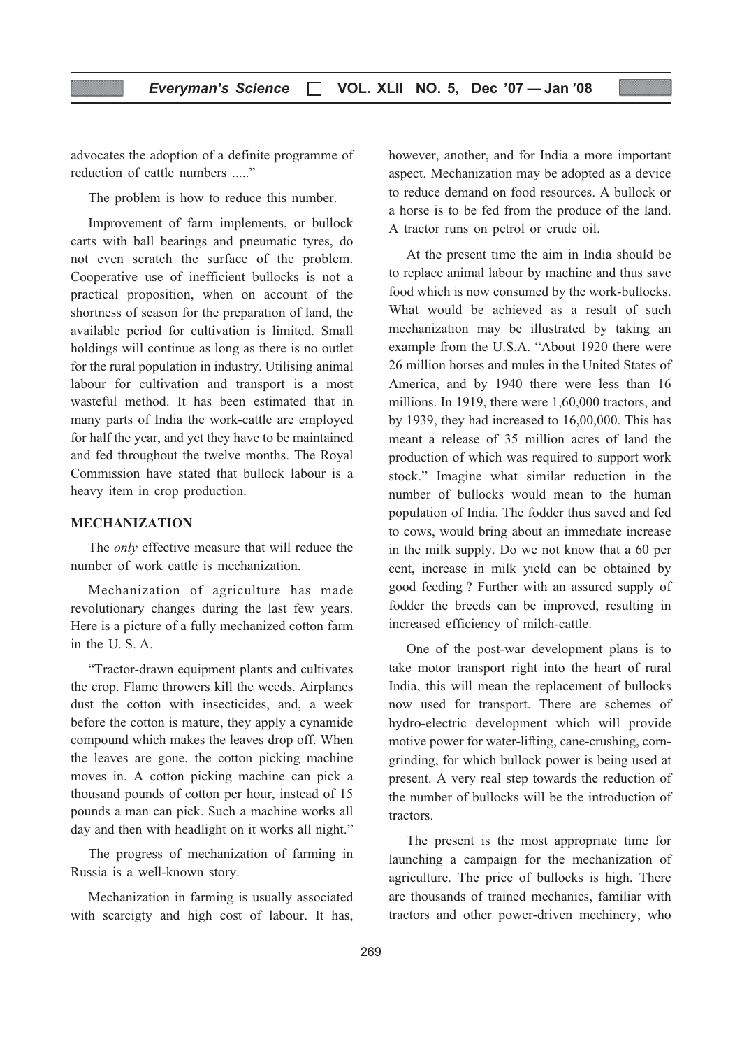advocates the adoption of a definite programme of reduction of cattle numbers ....."

The problem is how to reduce this number.

Improvement of farm implements, or bullock carts with ball bearings and pneumatic tyres, do not even scratch the surface of the problem. Cooperative use of inefficient bullocks is not a practical proposition, when on account of the shortness of season for the preparation of land, the available period for cultivation is limited. Small holdings will continue as long as there is no outlet for the rural population in industry. Utilising animal labour for cultivation and transport is a most wasteful method. It has been estimated that in many parts of India the work-cattle are employed for half the year, and yet they have to be maintained and fed throughout the twelve months. The Royal Commission have stated that bullock labour is a heavy item in crop production.

## MECHANIZATION

The *only* effective measure that will reduce the number of work cattle is mechanization.

Mechanization of agriculture has made revolutionary changes during the last few years. Here is a picture of a fully mechanized cotton farm in the U. S. A.

"Tractor-drawn equipment plants and cultivates the crop. Flame throwers kill the weeds. Airplanes dust the cotton with insecticides, and, a week before the cotton is mature, they apply a cynamide compound which makes the leaves drop off. When the leaves are gone, the cotton picking machine moves in. A cotton picking machine can pick a thousand pounds of cotton per hour, instead of 15 pounds a man can pick. Such a machine works all day and then with headlight on it works all night."

The progress of mechanization of farming in Russia is a well-known story.

Mechanization in farming is usually associated with scarcigty and high cost of labour. It has, however, another, and for India a more important aspect. Mechanization may be adopted as a device to reduce demand on food resources. A bullock or a horse is to be fed from the produce of the land. A tractor runs on petrol or crude oil.

At the present time the aim in India should be to replace animal labour by machine and thus save food which is now consumed by the work-bullocks. What would be achieved as a result of such mechanization may be illustrated by taking an example from the U.S.A. "About 1920 there were 26 million horses and mules in the United States of America, and by 1940 there were less than 16 millions. In 1919, there were 1,60,000 tractors, and by 1939, they had increased to 16,00,000. This has meant a release of 35 million acres of land the production of which was required to support work stock." Imagine what similar reduction in the number of bullocks would mean to the human population of India. The fodder thus saved and fed to cows, would bring about an immediate increase in the milk supply. Do we not know that a 60 per cent, increase in milk yield can be obtained by good feeding ? Further with an assured supply of fodder the breeds can be improved, resulting in increased efficiency of milch-cattle.

One of the post-war development plans is to take motor transport right into the heart of rural India, this will mean the replacement of bullocks now used for transport. There are schemes of hydro-electric development which will provide motive power for water-lifting, cane-crushing, corn-grinding, for which bullock power is being used at present. A very real step towards the reduction of the number of bullocks will be the introduction of tractors.

The present is the most appropriate time for launching a campaign for the mechanization of agriculture. The price of bullocks is high. There are thousands of trained mechanics, familiar with tractors and other power-driven mechinery, who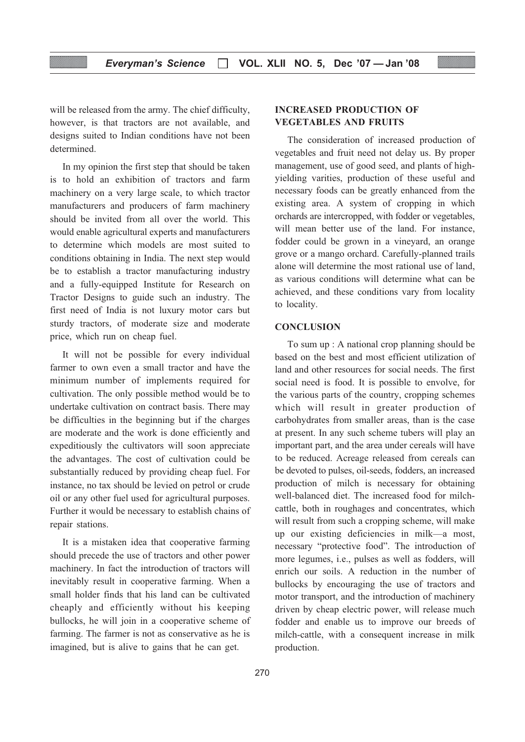will be released from the army. The chief difficulty, however, is that tractors are not available, and designs suited to Indian conditions have not been determined.

In my opinion the first step that should be taken is to hold an exhibition of tractors and farm machinery on a very large scale, to which tractor manufacturers and producers of farm machinery should be invited from all over the world. This would enable agricultural experts and manufacturers to determine which models are most suited to conditions obtaining in India. The next step would be to establish a tractor manufacturing industry and a fully-equipped Institute for Research on Tractor Designs to guide such an industry. The first need of India is not luxury motor cars but sturdy tractors, of moderate size and moderate price, which run on cheap fuel.

It will not be possible for every individual farmer to own even a small tractor and have the minimum number of implements required for cultivation. The only possible method would be to undertake cultivation on contract basis. There may be difficulties in the beginning but if the charges are moderate and the work is done efficiently and expeditiously the cultivators will soon appreciate the advantages. The cost of cultivation could be substantially reduced by providing cheap fuel. For instance, no tax should be levied on petrol or crude oil or any other fuel used for agricultural purposes. Further it would be necessary to establish chains of repair stations.

It is a mistaken idea that cooperative farming should precede the use of tractors and other power machinery. In fact the introduction of tractors will inevitably result in cooperative farming. When a small holder finds that his land can be cultivated cheaply and efficiently without his keeping bullocks, he will join in a cooperative scheme of farming. The farmer is not as conservative as he is imagined, but is alive to gains that he can get.

## INCREASED PRODUCTION OF VEGETABLES AND FRUITS

The consideration of increased production of vegetables and fruit need not delay us. By proper management, use of good seed, and plants of high-yielding varities, production of these useful and necessary foods can be greatly enhanced from the existing area. A system of cropping in which orchards are intercropped, with fodder or vegetables, will mean better use of the land. For instance, fodder could be grown in a vineyard, an orange grove or a mango orchard. Carefully-planned trails alone will determine the most rational use of land, as various conditions will determine what can be achieved, and these conditions vary from locality to locality.

## CONCLUSION

To sum up : A national crop planning should be based on the best and most efficient utilization of land and other resources for social needs. The first social need is food. It is possible to envolve, for the various parts of the country, cropping schemes which will result in greater production of carbohydrates from smaller areas, than is the case at present. In any such scheme tubers will play an important part, and the area under cereals will have to be reduced. Acreage released from cereals can be devoted to pulses, oil-seeds, fodders, an increased production of milch is necessary for obtaining well-balanced diet. The increased food for milch-cattle, both in roughages and concentrates, which will result from such a cropping scheme, will make up our existing deficiencies in milk—a most, necessary "protective food". The introduction of more legumes, i.e., pulses as well as fodders, will enrich our soils. A reduction in the number of bullocks by encouraging the use of tractors and motor transport, and the introduction of machinery driven by cheap electric power, will release much fodder and enable us to improve our breeds of milch-cattle, with a consequent increase in milk production.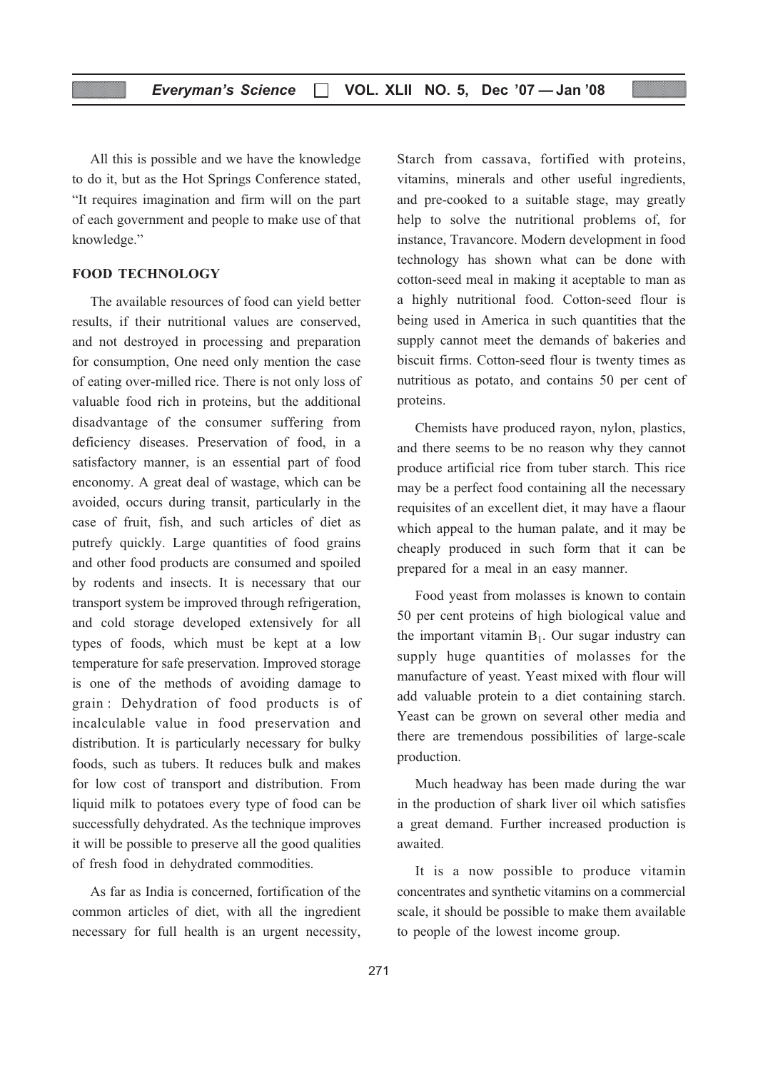All this is possible and we have the knowledge to do it, but as the Hot Springs Conference stated, "It requires imagination and firm will on the part of each government and people to make use of that knowledge."

## FOOD TECHNOLOGY

The available resources of food can yield better results, if their nutritional values are conserved, and not destroyed in processing and preparation for consumption, One need only mention the case of eating over-milled rice. There is not only loss of valuable food rich in proteins, but the additional disadvantage of the consumer suffering from deficiency diseases. Preservation of food, in a satisfactory manner, is an essential part of food enconomy. A great deal of wastage, which can be avoided, occurs during transit, particularly in the case of fruit, fish, and such articles of diet as putrefy quickly. Large quantities of food grains and other food products are consumed and spoiled by rodents and insects. It is necessary that our transport system be improved through refrigeration, and cold storage developed extensively for all types of foods, which must be kept at a low temperature for safe preservation. Improved storage is one of the methods of avoiding damage to grain : Dehydration of food products is of incalculable value in food preservation and distribution. It is particularly necessary for bulky foods, such as tubers. It reduces bulk and makes for low cost of transport and distribution. From liquid milk to potatoes every type of food can be successfully dehydrated. As the technique improves it will be possible to preserve all the good qualities of fresh food in dehydrated commodities.

As far as India is concerned, fortification of the common articles of diet, with all the ingredient necessary for full health is an urgent necessity, Starch from cassava, fortified with proteins, vitamins, minerals and other useful ingredients, and pre-cooked to a suitable stage, may greatly help to solve the nutritional problems of, for instance, Travancore. Modern development in food technology has shown what can be done with cotton-seed meal in making it aceptable to man as a highly nutritional food. Cotton-seed flour is being used in America in such quantities that the supply cannot meet the demands of bakeries and biscuit firms. Cotton-seed flour is twenty times as nutritious as potato, and contains 50 per cent of proteins.

Chemists have produced rayon, nylon, plastics, and there seems to be no reason why they cannot produce artificial rice from tuber starch. This rice may be a perfect food containing all the necessary requisites of an excellent diet, it may have a flaour which appeal to the human palate, and it may be cheaply produced in such form that it can be prepared for a meal in an easy manner.

Food yeast from molasses is known to contain 50 per cent proteins of high biological value and the important vitamin $B_1$. Our sugar industry can supply huge quantities of molasses for the manufacture of yeast. Yeast mixed with flour will add valuable protein to a diet containing starch. Yeast can be grown on several other media and there are tremendous possibilities of large-scale production.

Much headway has been made during the war in the production of shark liver oil which satisfies a great demand. Further increased production is awaited.

It is a now possible to produce vitamin concentrates and synthetic vitamins on a commercial scale, it should be possible to make them available to people of the lowest income group.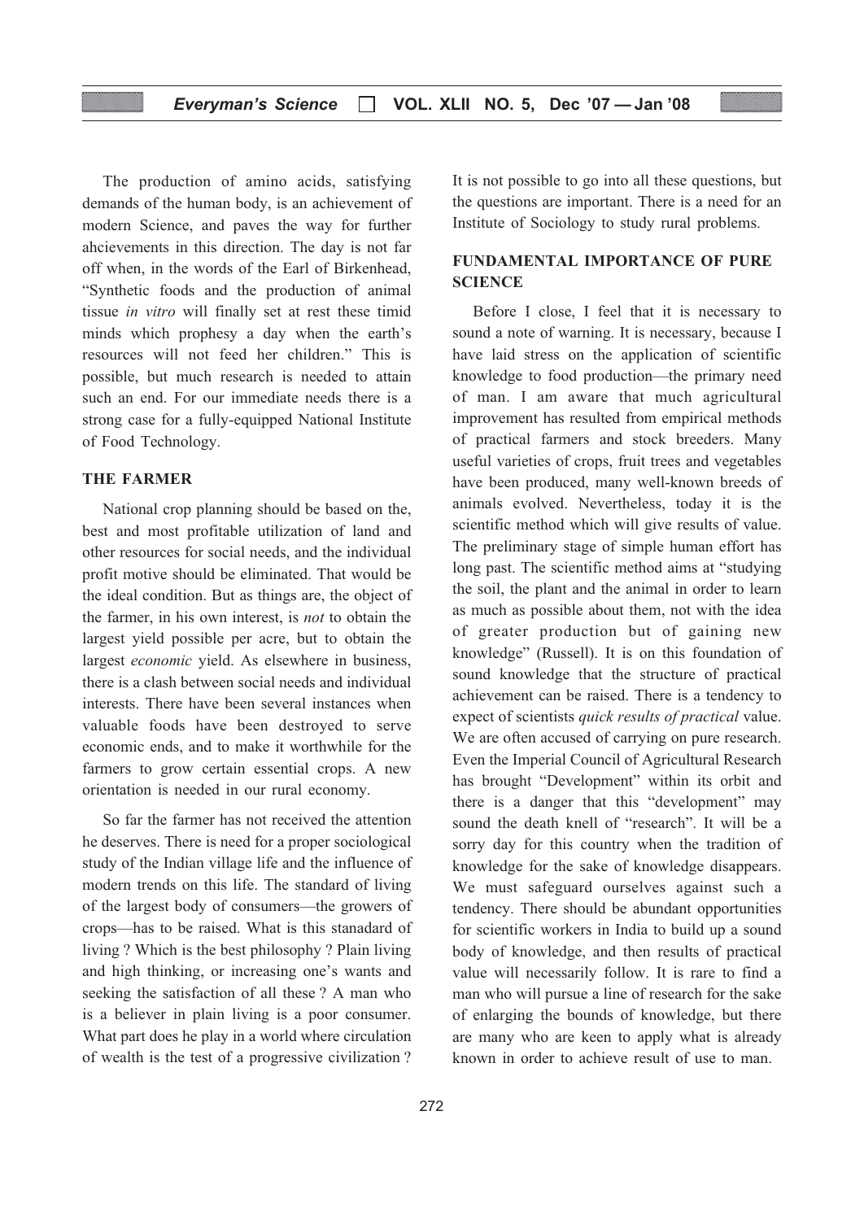The production of amino acids, satisfying demands of the human body, is an achievement of modern Science, and paves the way for further ahcievements in this direction. The day is not far off when, in the words of the Earl of Birkenhead, "Synthetic foods and the production of animal tissue *in vitro* will finally set at rest these timid minds which prophesy a day when the earth's resources will not feed her children." This is possible, but much research is needed to attain such an end. For our immediate needs there is a strong case for a fully-equipped National Institute of Food Technology.

## THE FARMER

National crop planning should be based on the, best and most profitable utilization of land and other resources for social needs, and the individual profit motive should be eliminated. That would be the ideal condition. But as things are, the object of the farmer, in his own interest, is *not* to obtain the largest yield possible per acre, but to obtain the largest *economic* yield. As elsewhere in business, there is a clash between social needs and individual interests. There have been several instances when valuable foods have been destroyed to serve economic ends, and to make it worthwhile for the farmers to grow certain essential crops. A new orientation is needed in our rural economy.

So far the farmer has not received the attention he deserves. There is need for a proper sociological study of the Indian village life and the influence of modern trends on this life. The standard of living of the largest body of consumers—the growers of crops—has to be raised. What is this stanadard of living ? Which is the best philosophy ? Plain living and high thinking, or increasing one's wants and seeking the satisfaction of all these ? A man who is a believer in plain living is a poor consumer. What part does he play in a world where circulation of wealth is the test of a progressive civilization ? It is not possible to go into all these questions, but the questions are important. There is a need for an Institute of Sociology to study rural problems.

## FUNDAMENTAL IMPORTANCE OF PURE SCIENCE

Before I close, I feel that it is necessary to sound a note of warning. It is necessary, because I have laid stress on the application of scientific knowledge to food production—the primary need of man. I am aware that much agricultural improvement has resulted from empirical methods of practical farmers and stock breeders. Many useful varieties of crops, fruit trees and vegetables have been produced, many well-known breeds of animals evolved. Nevertheless, today it is the scientific method which will give results of value. The preliminary stage of simple human effort has long past. The scientific method aims at "studying the soil, the plant and the animal in order to learn as much as possible about them, not with the idea of greater production but of gaining new knowledge" (Russell). It is on this foundation of sound knowledge that the structure of practical achievement can be raised. There is a tendency to expect of scientists *quick results of practical* value. We are often accused of carrying on pure research. Even the Imperial Council of Agricultural Research has brought "Development" within its orbit and there is a danger that this "development" may sound the death knell of "research". It will be a sorry day for this country when the tradition of knowledge for the sake of knowledge disappears. We must safeguard ourselves against such a tendency. There should be abundant opportunities for scientific workers in India to build up a sound body of knowledge, and then results of practical value will necessarily follow. It is rare to find a man who will pursue a line of research for the sake of enlarging the bounds of knowledge, but there are many who are keen to apply what is already known in order to achieve result of use to man.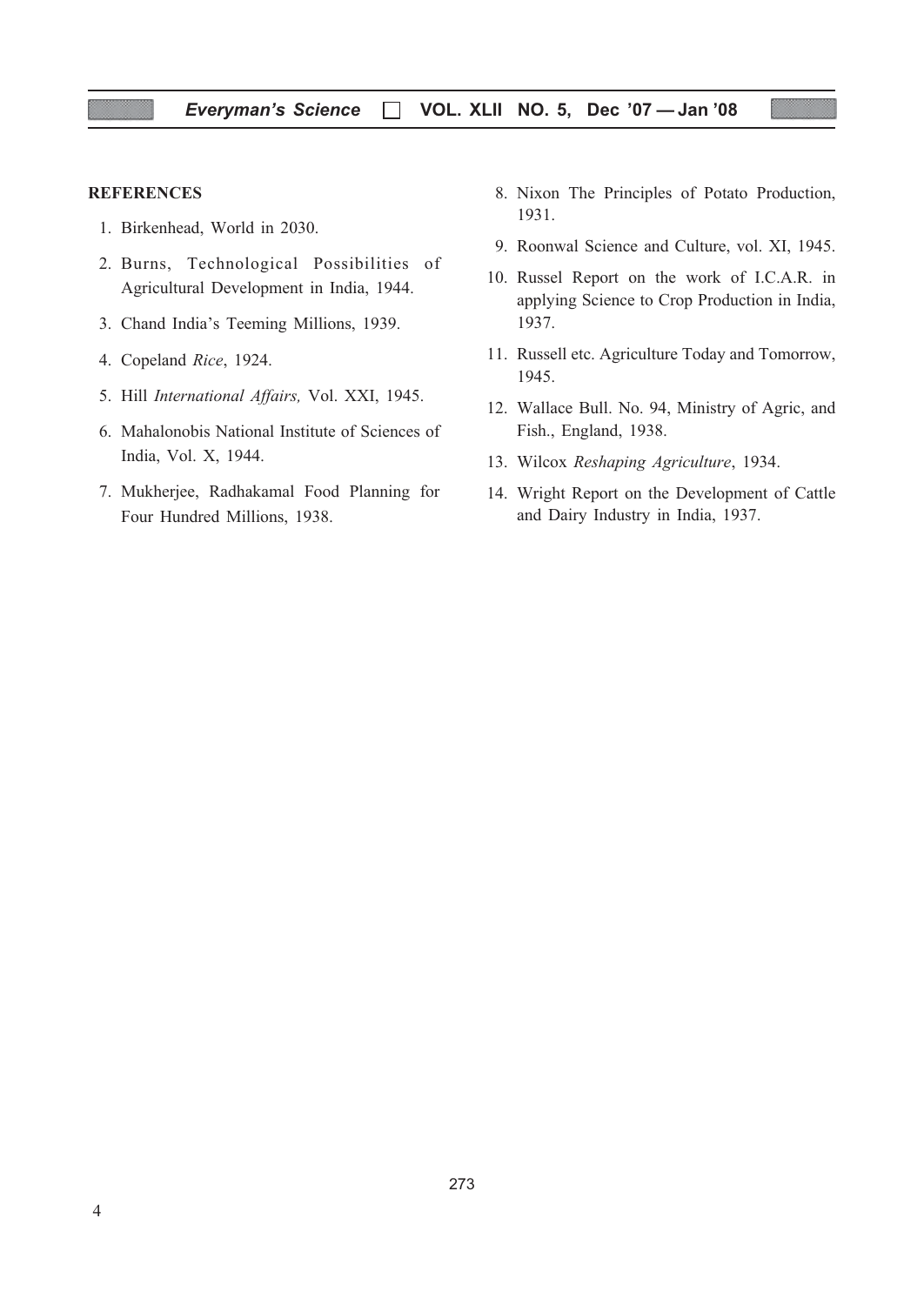**REFERENCES**

1. Birkenhead, World in 2030.
2. Burns, Technological Possibilities of Agricultural Development in India, 1944.
3. Chand India's Teeming Millions, 1939.
4. Copeland *Rice*, 1924.
5. Hill *International Affairs,* Vol. XXI, 1945.
6. Mahalonobis National Institute of Sciences of India, Vol. X, 1944.
7. Mukherjee, Radhakamal Food Planning for Four Hundred Millions, 1938.
8. Nixon The Principles of Potato Production, 1931.
9. Roonwal Science and Culture, vol. XI, 1945.
10. Russel Report on the work of I.C.A.R. in applying Science to Crop Production in India, 1937.
11. Russell etc. Agriculture Today and Tomorrow, 1945.
12. Wallace Bull. No. 94, Ministry of Agric, and Fish., England, 1938.
13. Wilcox *Reshaping Agriculture*, 1934.
14. Wright Report on the Development of Cattle and Dairy Industry in India, 1937.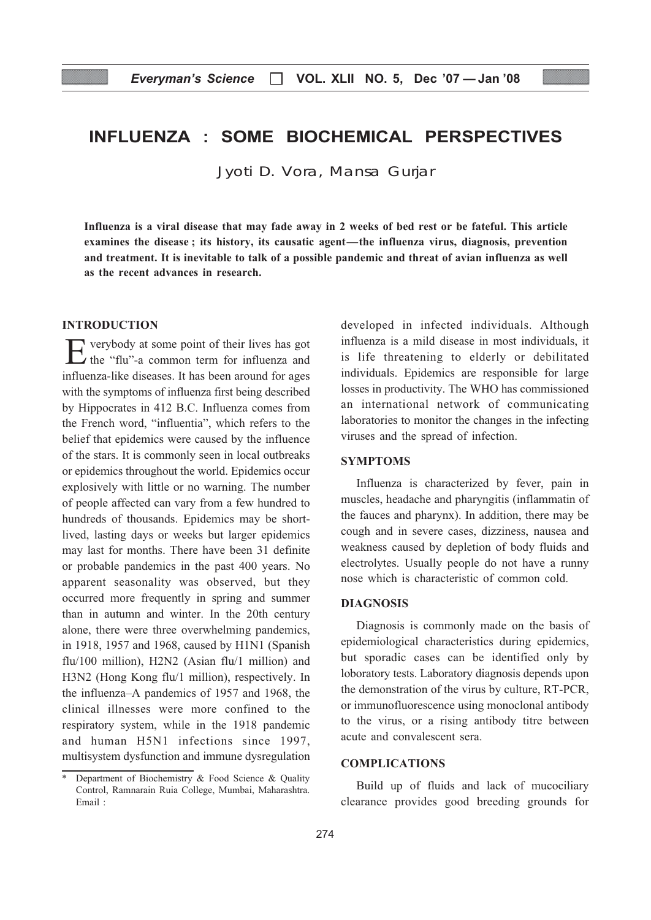# INFLUENZA : SOME BIOCHEMICAL PERSPECTIVES

Jyoti D. Vora, Mansa Gurjar

**Influenza is a viral disease that may fade away in 2 weeks of bed rest or be fateful. This article examines the disease ; its history, its causatic agent—the influenza virus, diagnosis, prevention and treatment. It is inevitable to talk of a possible pandemic and threat of avian influenza as well as the recent advances in research.**

## INTRODUCTION

Everybody at some point of their lives has got the "flu"-a common term for influenza and influenza-like diseases. It has been around for ages with the symptoms of influenza first being described by Hippocrates in 412 B.C. Influenza comes from the French word, "influentia", which refers to the belief that epidemics were caused by the influence of the stars. It is commonly seen in local outbreaks or epidemics throughout the world. Epidemics occur explosively with little or no warning. The number of people affected can vary from a few hundred to hundreds of thousands. Epidemics may be short-lived, lasting days or weeks but larger epidemics may last for months. There have been 31 definite or probable pandemics in the past 400 years. No apparent seasonality was observed, but they occurred more frequently in spring and summer than in autumn and winter. In the 20th century alone, there were three overwhelming pandemics, in 1918, 1957 and 1968, caused by H1N1 (Spanish flu/100 million), H2N2 (Asian flu/1 million) and H3N2 (Hong Kong flu/1 million), respectively. In the influenza–A pandemics of 1957 and 1968, the clinical illnesses were more confined to the respiratory system, while in the 1918 pandemic and human H5N1 infections since 1997, multisystem dysfunction and immune dysregulation developed in infected individuals. Although influenza is a mild disease in most individuals, it is life threatening to elderly or debilitated individuals. Epidemics are responsible for large losses in productivity. The WHO has commissioned an international network of communicating laboratories to monitor the changes in the infecting viruses and the spread of infection.

## SYMPTOMS

Influenza is characterized by fever, pain in muscles, headache and pharyngitis (inflammatin of the fauces and pharynx). In addition, there may be cough and in severe cases, dizziness, nausea and weakness caused by depletion of body fluids and electrolytes. Usually people do not have a runny nose which is characteristic of common cold.

## DIAGNOSIS

Diagnosis is commonly made on the basis of epidemiological characteristics during epidemics, but sporadic cases can be identified only by loboratory tests. Laboratory diagnosis depends upon the demonstration of the virus by culture, RT-PCR, or immunofluorescence using monoclonal antibody to the virus, or a rising antibody titre between acute and convalescent sera.

## COMPLICATIONS

Build up of fluids and lack of mucociliary clearance provides good breeding grounds for

---

\* Department of Biochemistry & Food Science & Quality Control, Ramnarain Ruia College, Mumbai, Maharashtra. Email :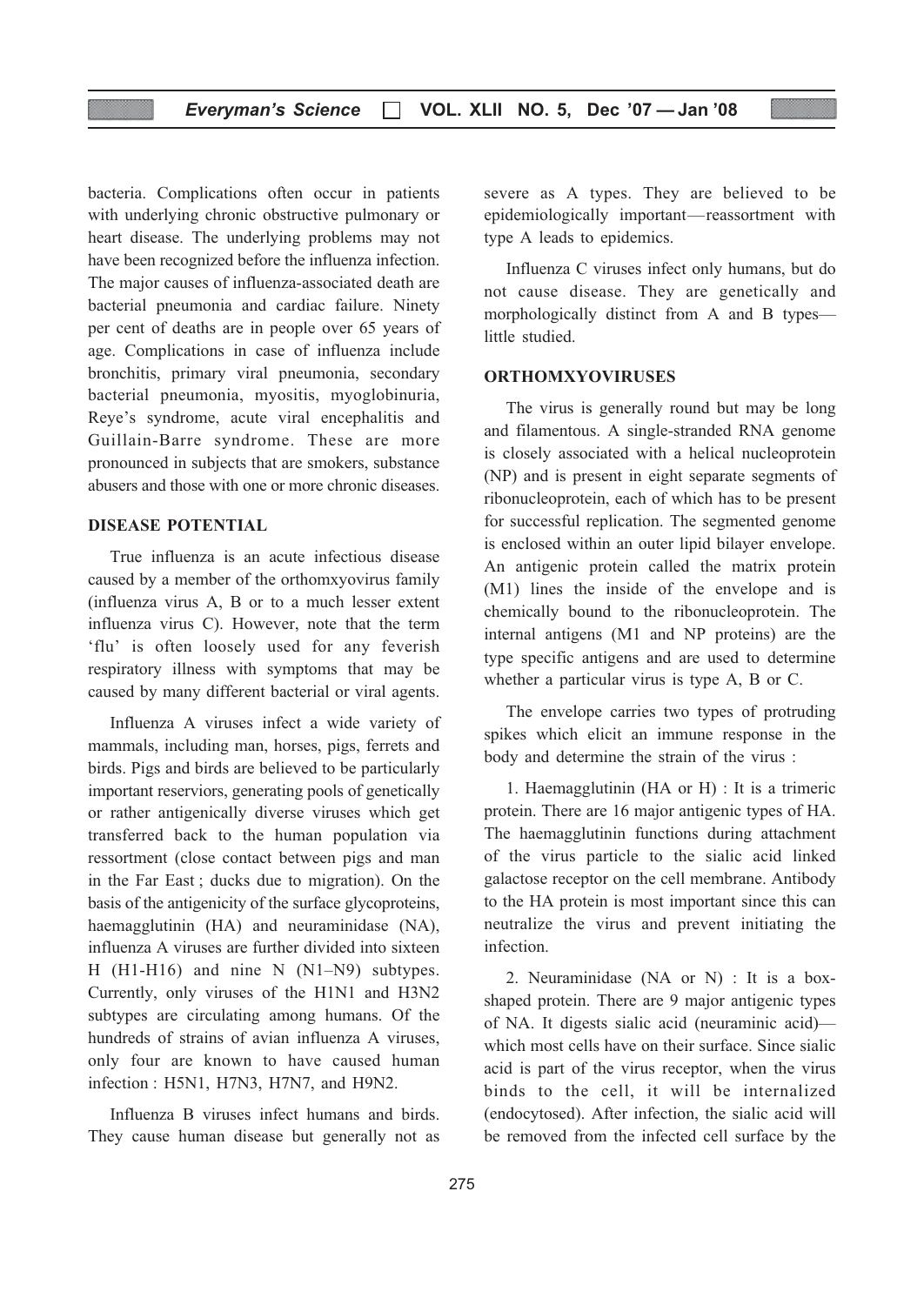bacteria. Complications often occur in patients with underlying chronic obstructive pulmonary or heart disease. The underlying problems may not have been recognized before the influenza infection. The major causes of influenza-associated death are bacterial pneumonia and cardiac failure. Ninety per cent of deaths are in people over 65 years of age. Complications in case of influenza include bronchitis, primary viral pneumonia, secondary bacterial pneumonia, myositis, myoglobinuria, Reye's syndrome, acute viral encephalitis and Guillain-Barre syndrome. These are more pronounced in subjects that are smokers, substance abusers and those with one or more chronic diseases.

### DISEASE POTENTIAL

True influenza is an acute infectious disease caused by a member of the orthomxyovirus family (influenza virus A, B or to a much lesser extent influenza virus C). However, note that the term 'flu' is often loosely used for any feverish respiratory illness with symptoms that may be caused by many different bacterial or viral agents.

Influenza A viruses infect a wide variety of mammals, including man, horses, pigs, ferrets and birds. Pigs and birds are believed to be particularly important reserviors, generating pools of genetically or rather antigenically diverse viruses which get transferred back to the human population via ressortment (close contact between pigs and man in the Far East ; ducks due to migration). On the basis of the antigenicity of the surface glycoproteins, haemagglutinin (HA) and neuraminidase (NA), influenza A viruses are further divided into sixteen H (H1-H16) and nine N (N1–N9) subtypes. Currently, only viruses of the H1N1 and H3N2 subtypes are circulating among humans. Of the hundreds of strains of avian influenza A viruses, only four are known to have caused human infection : H5N1, H7N3, H7N7, and H9N2.

Influenza B viruses infect humans and birds. They cause human disease but generally not as severe as A types. They are believed to be epidemiologically important—reassortment with type A leads to epidemics.

Influenza C viruses infect only humans, but do not cause disease. They are genetically and morphologically distinct from A and B types—little studied.

### ORTHOMXYOVIRUSES

The virus is generally round but may be long and filamentous. A single-stranded RNA genome is closely associated with a helical nucleoprotein (NP) and is present in eight separate segments of ribonucleoprotein, each of which has to be present for successful replication. The segmented genome is enclosed within an outer lipid bilayer envelope. An antigenic protein called the matrix protein (M1) lines the inside of the envelope and is chemically bound to the ribonucleoprotein. The internal antigens (M1 and NP proteins) are the type specific antigens and are used to determine whether a particular virus is type A, B or C.

The envelope carries two types of protruding spikes which elicit an immune response in the body and determine the strain of the virus :

1. Haemagglutinin (HA or H) : It is a trimeric protein. There are 16 major antigenic types of HA. The haemagglutinin functions during attachment of the virus particle to the sialic acid linked galactose receptor on the cell membrane. Antibody to the HA protein is most important since this can neutralize the virus and prevent initiating the infection.

2. Neuraminidase (NA or N) : It is a box-shaped protein. There are 9 major antigenic types of NA. It digests sialic acid (neuraminic acid)—which most cells have on their surface. Since sialic acid is part of the virus receptor, when the virus binds to the cell, it will be internalized (endocytosed). After infection, the sialic acid will be removed from the infected cell surface by the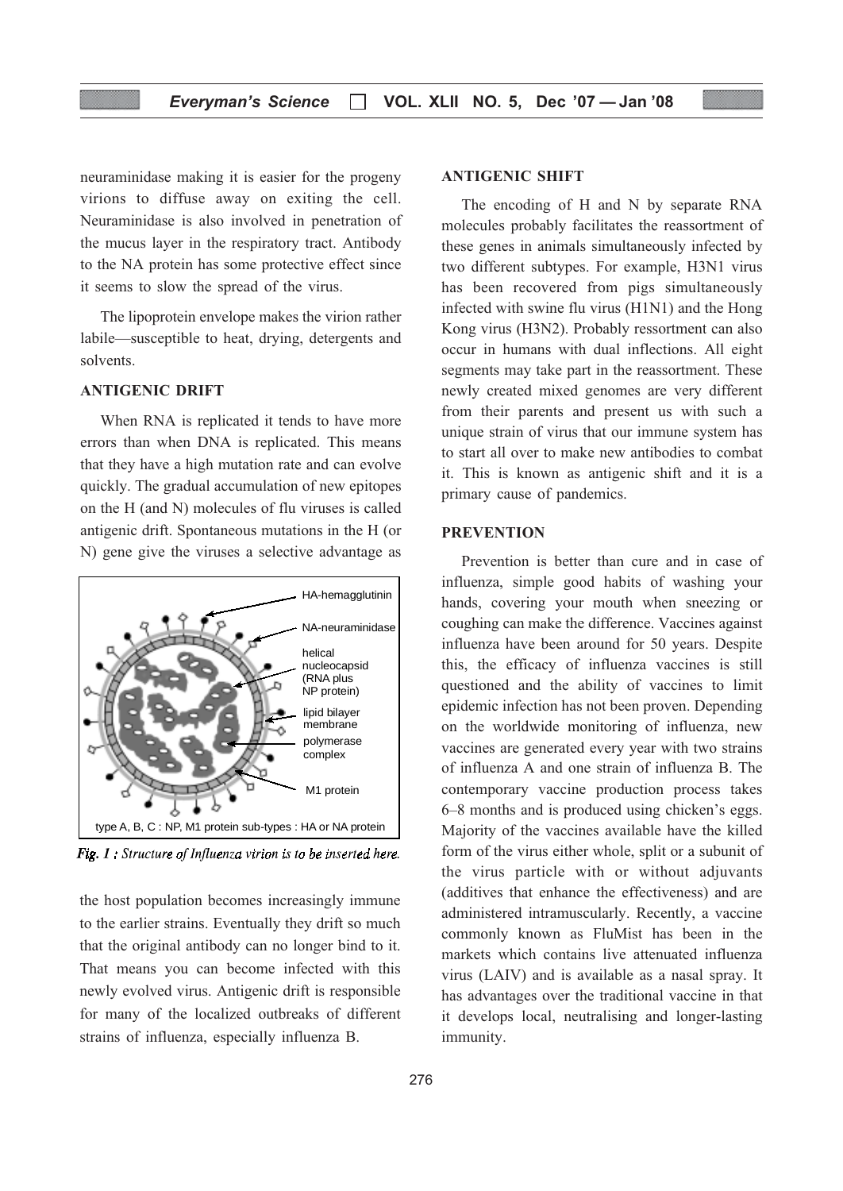neuraminidase making it is easier for the progeny virions to diffuse away on exiting the cell. Neuraminidase is also involved in penetration of the mucus layer in the respiratory tract. Antibody to the NA protein has some protective effect since it seems to slow the spread of the virus.

The lipoprotein envelope makes the virion rather labile—susceptible to heat, drying, detergents and solvents.

### ANTIGENIC DRIFT

When RNA is replicated it tends to have more errors than when DNA is replicated. This means that they have a high mutation rate and can evolve quickly. The gradual accumulation of new epitopes on the H (and N) molecules of flu viruses is called antigenic drift. Spontaneous mutations in the H (or N) gene give the viruses a selective advantage as the host population becomes increasingly immune to the earlier strains. Eventually they drift so much that the original antibody can no longer bind to it. That means you can become infected with this newly evolved virus. Antigenic drift is responsible for many of the localized outbreaks of different strains of influenza, especially influenza B.

HA-hemagglutinin

NA-neuraminidase

helical nucleocapsid (RNA plus NP protein)

lipid bilayer membrane

polymerase complex

M1 protein

type A, B, C : NP, M1 protein sub-types : HA or NA protein

*Fig. 1 : Structure of Influenza virion is to be inserted here.*

### ANTIGENIC SHIFT

The encoding of H and N by separate RNA molecules probably facilitates the reassortment of these genes in animals simultaneously infected by two different subtypes. For example, H3N1 virus has been recovered from pigs simultaneously infected with swine flu virus (H1N1) and the Hong Kong virus (H3N2). Probably ressortment can also occur in humans with dual inflections. All eight segments may take part in the reassortment. These newly created mixed genomes are very different from their parents and present us with such a unique strain of virus that our immune system has to start all over to make new antibodies to combat it. This is known as antigenic shift and it is a primary cause of pandemics.

### PREVENTION

Prevention is better than cure and in case of influenza, simple good habits of washing your hands, covering your mouth when sneezing or coughing can make the difference. Vaccines against influenza have been around for 50 years. Despite this, the efficacy of influenza vaccines is still questioned and the ability of vaccines to limit epidemic infection has not been proven. Depending on the worldwide monitoring of influenza, new vaccines are generated every year with two strains of influenza A and one strain of influenza B. The contemporary vaccine production process takes 6–8 months and is produced using chicken's eggs. Majority of the vaccines available have the killed form of the virus either whole, split or a subunit of the virus particle with or without adjuvants (additives that enhance the effectiveness) and are administered intramuscularly. Recently, a vaccine commonly known as FluMist has been in the markets which contains live attenuated influenza virus (LAIV) and is available as a nasal spray. It has advantages over the traditional vaccine in that it develops local, neutralising and longer-lasting immunity.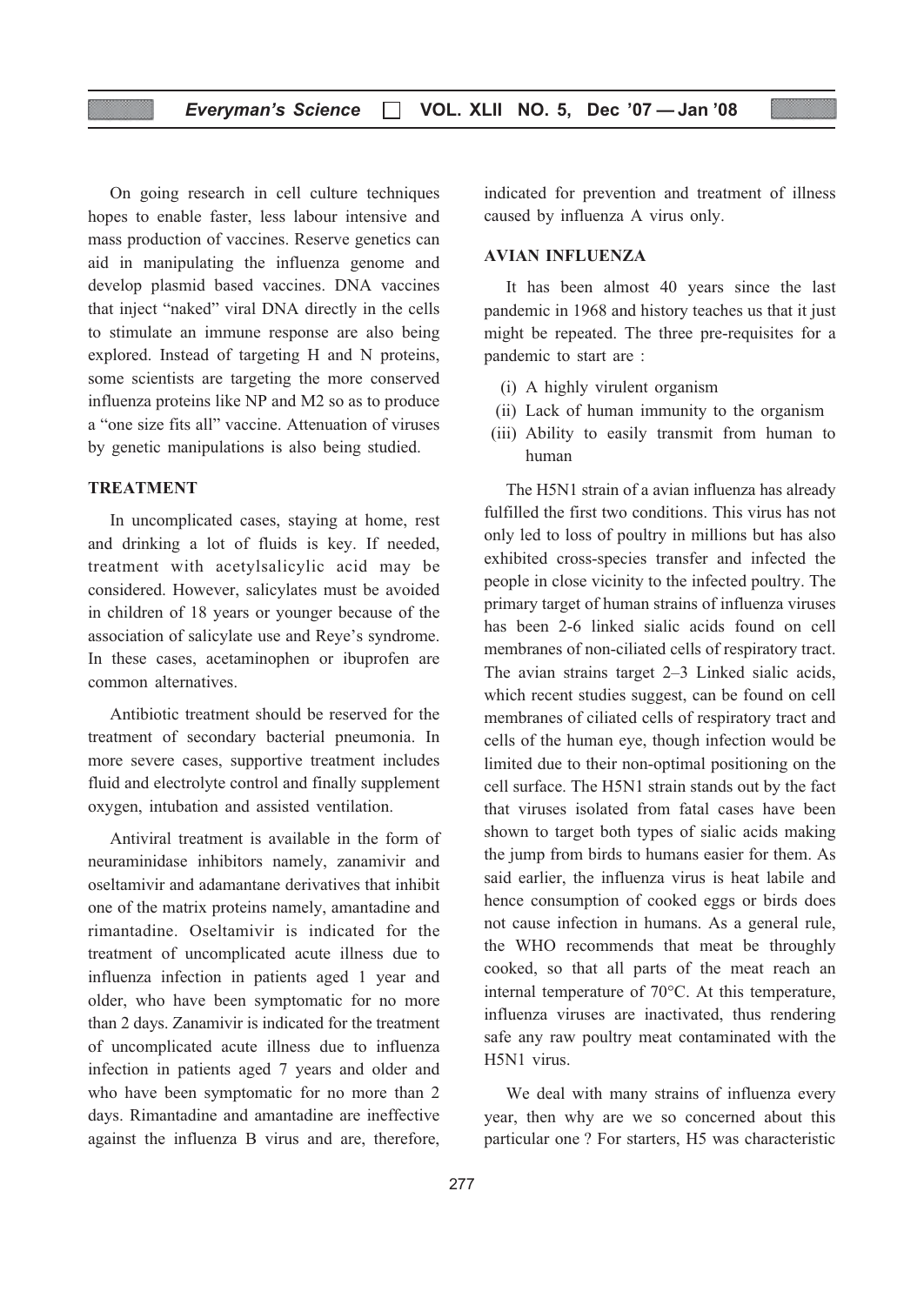On going research in cell culture techniques hopes to enable faster, less labour intensive and mass production of vaccines. Reserve genetics can aid in manipulating the influenza genome and develop plasmid based vaccines. DNA vaccines that inject "naked" viral DNA directly in the cells to stimulate an immune response are also being explored. Instead of targeting H and N proteins, some scientists are targeting the more conserved influenza proteins like NP and M2 so as to produce a "one size fits all" vaccine. Attenuation of viruses by genetic manipulations is also being studied.

## TREATMENT

In uncomplicated cases, staying at home, rest and drinking a lot of fluids is key. If needed, treatment with acetylsalicylic acid may be considered. However, salicylates must be avoided in children of 18 years or younger because of the association of salicylate use and Reye's syndrome. In these cases, acetaminophen or ibuprofen are common alternatives.

Antibiotic treatment should be reserved for the treatment of secondary bacterial pneumonia. In more severe cases, supportive treatment includes fluid and electrolyte control and finally supplement oxygen, intubation and assisted ventilation.

Antiviral treatment is available in the form of neuraminidase inhibitors namely, zanamivir and oseltamivir and adamantane derivatives that inhibit one of the matrix proteins namely, amantadine and rimantadine. Oseltamivir is indicated for the treatment of uncomplicated acute illness due to influenza infection in patients aged 1 year and older, who have been symptomatic for no more than 2 days. Zanamivir is indicated for the treatment of uncomplicated acute illness due to influenza infection in patients aged 7 years and older and who have been symptomatic for no more than 2 days. Rimantadine and amantadine are ineffective against the influenza B virus and are, therefore, indicated for prevention and treatment of illness caused by influenza A virus only.

## AVIAN INFLUENZA

It has been almost 40 years since the last pandemic in 1968 and history teaches us that it just might be repeated. The three pre-requisites for a pandemic to start are :

(i) A highly virulent organism
(ii) Lack of human immunity to the organism
(iii) Ability to easily transmit from human to human

The H5N1 strain of a avian influenza has already fulfilled the first two conditions. This virus has not only led to loss of poultry in millions but has also exhibited cross-species transfer and infected the people in close vicinity to the infected poultry. The primary target of human strains of influenza viruses has been 2-6 linked sialic acids found on cell membranes of non-ciliated cells of respiratory tract. The avian strains target 2–3 Linked sialic acids, which recent studies suggest, can be found on cell membranes of ciliated cells of respiratory tract and cells of the human eye, though infection would be limited due to their non-optimal positioning on the cell surface. The H5N1 strain stands out by the fact that viruses isolated from fatal cases have been shown to target both types of sialic acids making the jump from birds to humans easier for them. As said earlier, the influenza virus is heat labile and hence consumption of cooked eggs or birds does not cause infection in humans. As a general rule, the WHO recommends that meat be throughly cooked, so that all parts of the meat reach an internal temperature of 70°C. At this temperature, influenza viruses are inactivated, thus rendering safe any raw poultry meat contaminated with the H5N1 virus.

We deal with many strains of influenza every year, then why are we so concerned about this particular one ? For starters, H5 was characteristic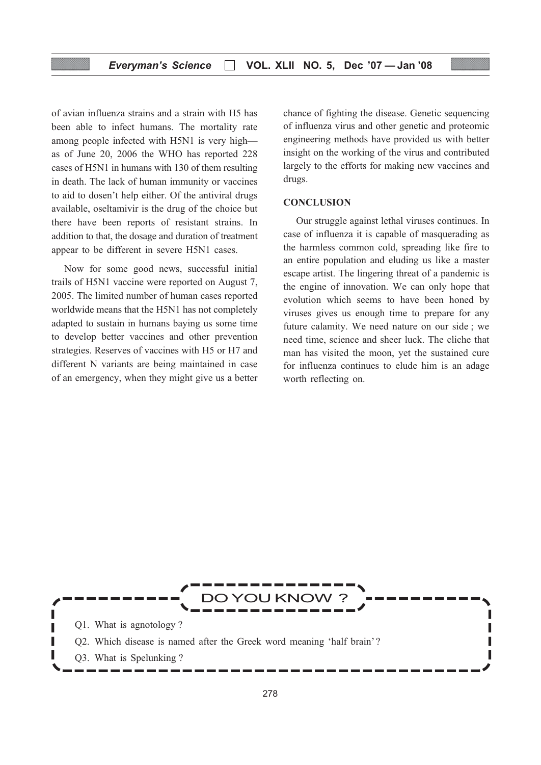of avian influenza strains and a strain with H5 has been able to infect humans. The mortality rate among people infected with H5N1 is very high—as of June 20, 2006 the WHO has reported 228 cases of H5N1 in humans with 130 of them resulting in death. The lack of human immunity or vaccines to aid to dosen't help either. Of the antiviral drugs available, oseltamivir is the drug of the choice but there have been reports of resistant strains. In addition to that, the dosage and duration of treatment appear to be different in severe H5N1 cases.

Now for some good news, successful initial trails of H5N1 vaccine were reported on August 7, 2005. The limited number of human cases reported worldwide means that the H5N1 has not completely adapted to sustain in humans baying us some time to develop better vaccines and other prevention strategies. Reserves of vaccines with H5 or H7 and different N variants are being maintained in case of an emergency, when they might give us a better chance of fighting the disease. Genetic sequencing of influenza virus and other genetic and proteomic engineering methods have provided us with better insight on the working of the virus and contributed largely to the efforts for making new vaccines and drugs.

## CONCLUSION

Our struggle against lethal viruses continues. In case of influenza it is capable of masquerading as the harmless common cold, spreading like fire to an entire population and eluding us like a master escape artist. The lingering threat of a pandemic is the engine of innovation. We can only hope that evolution which seems to have been honed by viruses gives us enough time to prepare for any future calamity. We need nature on our side ; we need time, science and sheer luck. The cliche that man has visited the moon, yet the sustained cure for influenza continues to elude him is an adage worth reflecting on.

## DO YOU KNOW ?

Q1. What is agnotology ?

Q2. Which disease is named after the Greek word meaning 'half brain' ?

Q3. What is Spelunking ?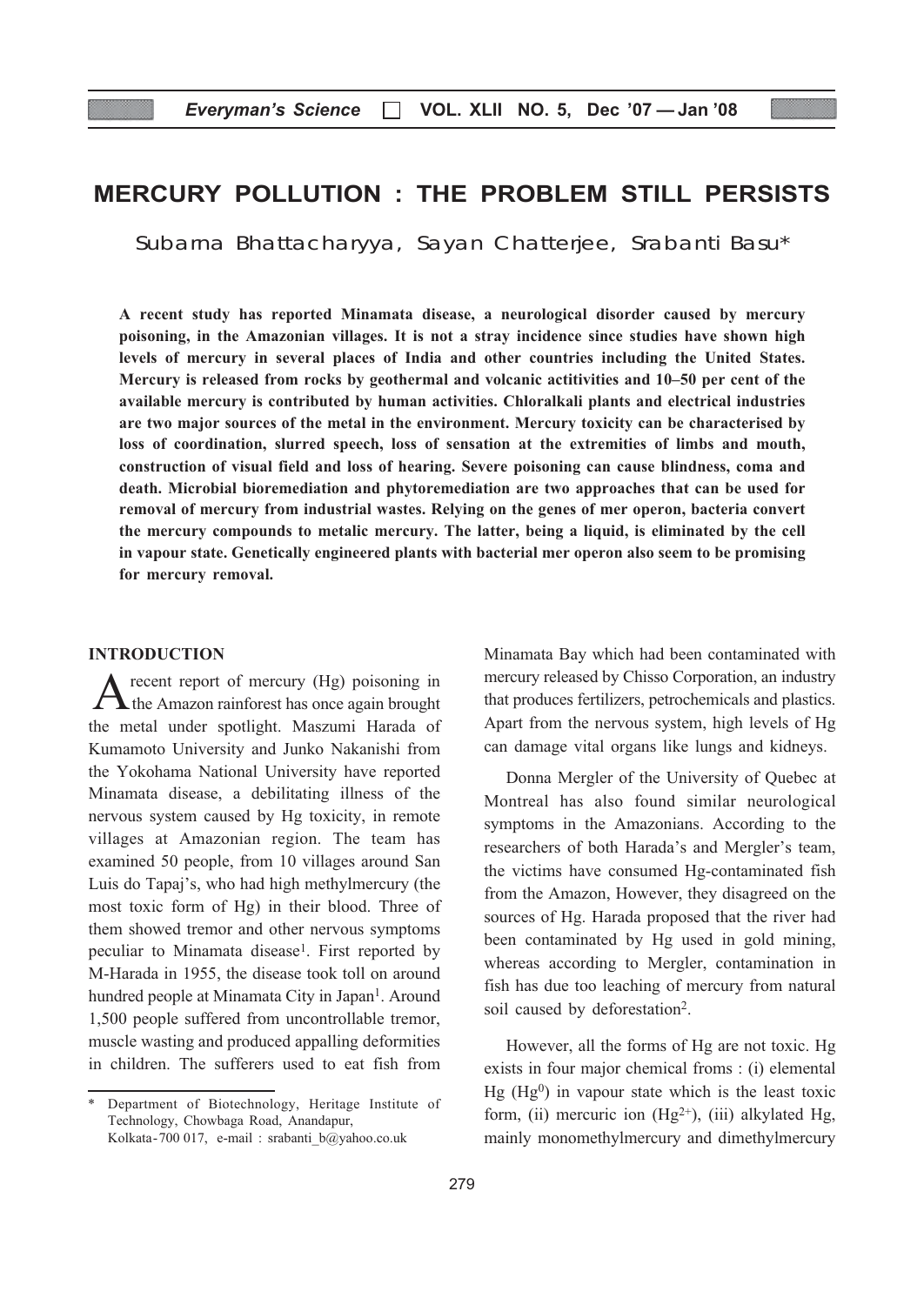# MERCURY POLLUTION : THE PROBLEM STILL PERSISTS

Subarna Bhattacharyya, Sayan Chatterjee, Srabanti Basu*

**A recent study has reported Minamata disease, a neurological disorder caused by mercury poisoning, in the Amazonian villages. It is not a stray incidence since studies have shown high levels of mercury in several places of India and other countries including the United States. Mercury is released from rocks by geothermal and volcanic actitivities and 10–50 per cent of the available mercury is contributed by human activities. Chloralkali plants and electrical industries are two major sources of the metal in the environment. Mercury toxicity can be characterised by loss of coordination, slurred speech, loss of sensation at the extremities of limbs and mouth, construction of visual field and loss of hearing. Severe poisoning can cause blindness, coma and death. Microbial bioremediation and phytoremediation are two approaches that can be used for removal of mercury from industrial wastes. Relying on the genes of mer operon, bacteria convert the mercury compounds to metalic mercury. The latter, being a liquid, is eliminated by the cell in vapour state. Genetically engineered plants with bacterial mer operon also seem to be promising for mercury removal.**

## INTRODUCTION

A recent report of mercury (Hg) poisoning in the Amazon rainforest has once again brought the metal under spotlight. Maszumi Harada of Kumamoto University and Junko Nakanishi from the Yokohama National University have reported Minamata disease, a debilitating illness of the nervous system caused by Hg toxicity, in remote villages at Amazonian region. The team has examined 50 people, from 10 villages around San Luis do Tapaj's, who had high methylmercury (the most toxic form of Hg) in their blood. Three of them showed tremor and other nervous symptoms peculiar to Minamata disease[1]. First reported by M-Harada in 1955, the disease took toll on around hundred people at Minamata City in Japan[1]. Around 1,500 people suffered from uncontrollable tremor, muscle wasting and produced appalling deformities in children. The sufferers used to eat fish from Minamata Bay which had been contaminated with mercury released by Chisso Corporation, an industry that produces fertilizers, petrochemicals and plastics. Apart from the nervous system, high levels of Hg can damage vital organs like lungs and kidneys.

Donna Mergler of the University of Quebec at Montreal has also found similar neurological symptoms in the Amazonians. According to the researchers of both Harada's and Mergler's team, the victims have consumed Hg-contaminated fish from the Amazon, However, they disagreed on the sources of Hg. Harada proposed that the river had been contaminated by Hg used in gold mining, whereas according to Mergler, contamination in fish has due too leaching of mercury from natural soil caused by deforestation[2].

However, all the forms of Hg are not toxic. Hg exists in four major chemical froms : (i) elemental Hg ($Hg^0$) in vapour state which is the least toxic form, (ii) mercuric ion ($Hg^{2+}$), (iii) alkylated Hg, mainly monomethylmercury and dimethylmercury

---

\* Department of Biotechnology, Heritage Institute of Technology, Chowbaga Road, Anandapur, Kolkata-700 017, e-mail : srabanti_b@yahoo.co.uk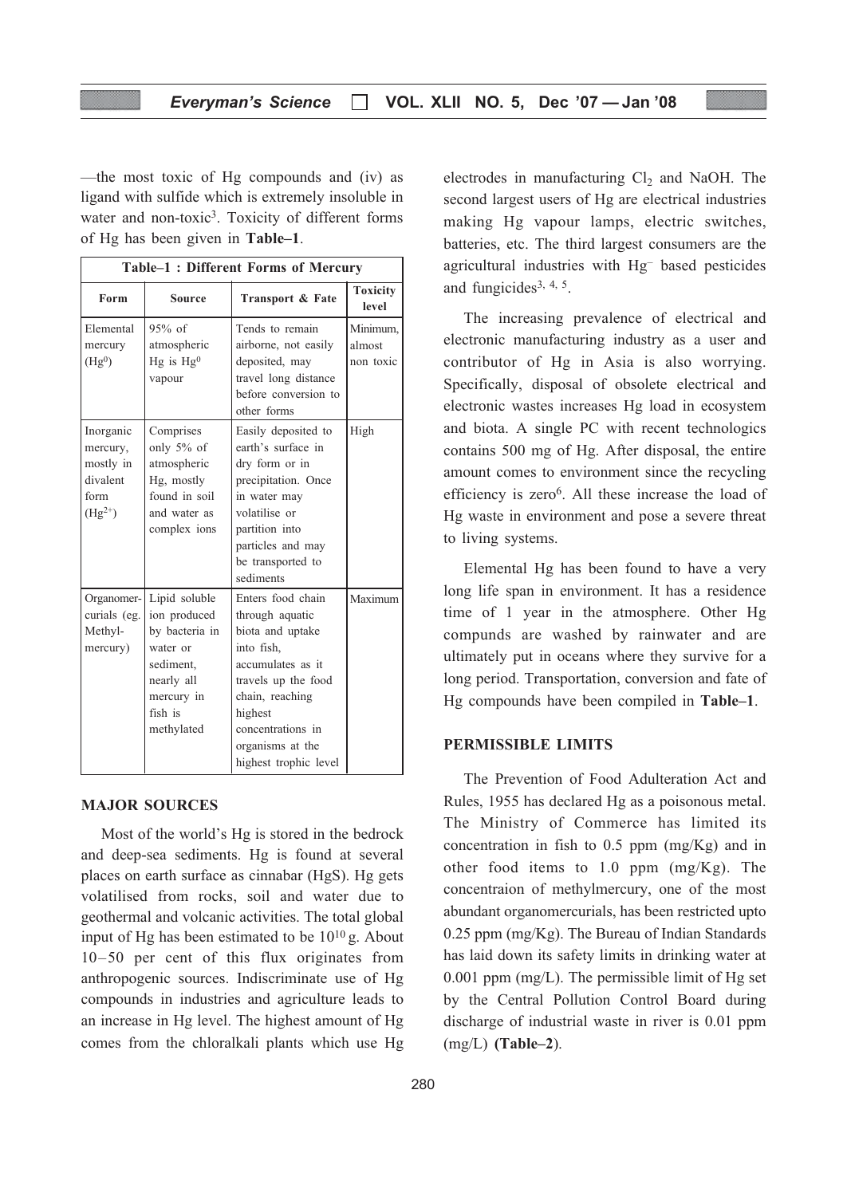—the most toxic of Hg compounds and (iv) as ligand with sulfide which is extremely insoluble in water and non-toxic[3]. Toxicity of different forms of Hg has been given in **Table–1**.

**Table–1 : Different Forms of Mercury**

| Form | Source | Transport & Fate | Toxicity level |
|---|---|---|---|
| Elemental mercury ($Hg^0$) | 95% of atmospheric Hg is $Hg^0$ vapour | Tends to remain airborne, not easily deposited, may travel long distance before conversion to other forms | Minimum, almost non toxic |
| Inorganic mercury, mostly in divalent form ($Hg^{2+}$) | Comprises only 5% of atmospheric Hg, mostly found in soil and water as complex ions | Easily deposited to earth's surface in dry form or in precipitation. Once in water may volatilise or partition into particles and may be transported to sediments | High |
| Organomercurials (eg. Methyl-mercury) | Lipid soluble ion produced by bacteria in water or sediment, nearly all mercury in fish is methylated | Enters food chain through aquatic biota and uptake into fish, accumulates as it travels up the food chain, reaching highest concentrations in organisms at the highest trophic level | Maximum |

## MAJOR SOURCES

Most of the world's Hg is stored in the bedrock and deep-sea sediments. Hg is found at several places on earth surface as cinnabar (HgS). Hg gets volatilised from rocks, soil and water due to geothermal and volcanic activities. The total global input of Hg has been estimated to be $10^{10}$ g. About 10–50 per cent of this flux originates from anthropogenic sources. Indiscriminate use of Hg compounds in industries and agriculture leads to an increase in Hg level. The highest amount of Hg comes from the chloralkali plants which use Hg electrodes in manufacturing $Cl_2$ and NaOH. The second largest users of Hg are electrical industries making Hg vapour lamps, electric switches, batteries, etc. The third largest consumers are the agricultural industries with $Hg^-$ based pesticides and fungicides[3, 4, 5].

The increasing prevalence of electrical and electronic manufacturing industry as a user and contributor of Hg in Asia is also worrying. Specifically, disposal of obsolete electrical and electronic wastes increases Hg load in ecosystem and biota. A single PC with recent technologics contains 500 mg of Hg. After disposal, the entire amount comes to environment since the recycling efficiency is zero[6]. All these increase the load of Hg waste in environment and pose a severe threat to living systems.

Elemental Hg has been found to have a very long life span in environment. It has a residence time of 1 year in the atmosphere. Other Hg compunds are washed by rainwater and are ultimately put in oceans where they survive for a long period. Transportation, conversion and fate of Hg compounds have been compiled in **Table–1**.

## PERMISSIBLE LIMITS

The Prevention of Food Adulteration Act and Rules, 1955 has declared Hg as a poisonous metal. The Ministry of Commerce has limited its concentration in fish to 0.5 ppm (mg/Kg) and in other food items to 1.0 ppm (mg/Kg). The concentraion of methylmercury, one of the most abundant organomercurials, has been restricted upto 0.25 ppm (mg/Kg). The Bureau of Indian Standards has laid down its safety limits in drinking water at 0.001 ppm (mg/L). The permissible limit of Hg set by the Central Pollution Control Board during discharge of industrial waste in river is 0.01 ppm (mg/L) **(Table–2)**.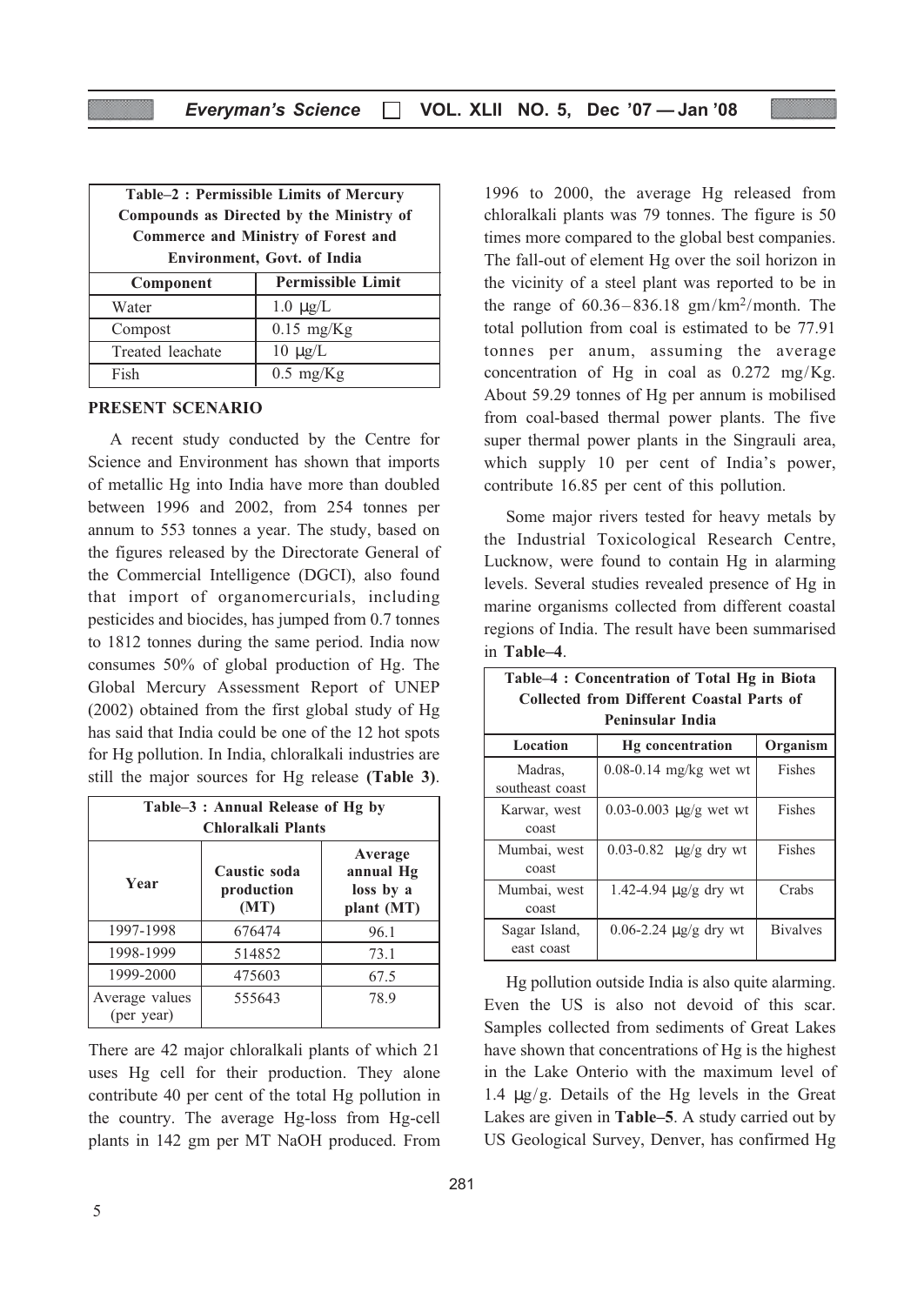**Table–2 : Permissible Limits of Mercury Compounds as Directed by the Ministry of Commerce and Ministry of Forest and Environment, Govt. of India**

| Component | Permissible Limit |
|---|---|
| Water | 1.0 μg/L |
| Compost | 0.15 mg/Kg |
| Treated leachate | 10 μg/L |
| Fish | 0.5 mg/Kg |

## PRESENT SCENARIO

A recent study conducted by the Centre for Science and Environment has shown that imports of metallic Hg into India have more than doubled between 1996 and 2002, from 254 tonnes per annum to 553 tonnes a year. The study, based on the figures released by the Directorate General of the Commercial Intelligence (DGCI), also found that import of organomercurials, including pesticides and biocides, has jumped from 0.7 tonnes to 1812 tonnes during the same period. India now consumes 50% of global production of Hg. The Global Mercury Assessment Report of UNEP (2002) obtained from the first global study of Hg has said that India could be one of the 12 hot spots for Hg pollution. In India, chloralkali industries are still the major sources for Hg release **(Table 3)**.

**Table–3 : Annual Release of Hg by Chloralkali Plants**

| Year | Caustic soda production (MT) | Average annual Hg loss by a plant (MT) |
|---|---|---|
| 1997-1998 | 676474 | 96.1 |
| 1998-1999 | 514852 | 73.1 |
| 1999-2000 | 475603 | 67.5 |
| Average values (per year) | 555643 | 78.9 |

There are 42 major chloralkali plants of which 21 uses Hg cell for their production. They alone contribute 40 per cent of the total Hg pollution in the country. The average Hg-loss from Hg-cell plants in 142 gm per MT NaOH produced. From 1996 to 2000, the average Hg released from chloralkali plants was 79 tonnes. The figure is 50 times more compared to the global best companies. The fall-out of element Hg over the soil horizon in the vicinity of a steel plant was reported to be in the range of 60.36 – 836.18 gm/km$^2$/month. The total pollution from coal is estimated to be 77.91 tonnes per anum, assuming the average concentration of Hg in coal as 0.272 mg/Kg. About 59.29 tonnes of Hg per annum is mobilised from coal-based thermal power plants. The five super thermal power plants in the Singrauli area, which supply 10 per cent of India's power, contribute 16.85 per cent of this pollution.

Some major rivers tested for heavy metals by the Industrial Toxicological Research Centre, Lucknow, were found to contain Hg in alarming levels. Several studies revealed presence of Hg in marine organisms collected from different coastal regions of India. The result have been summarised in **Table–4**.

**Table–4 : Concentration of Total Hg in Biota Collected from Different Coastal Parts of Peninsular India**

| Location | Hg concentration | Organism |
|---|---|---|
| Madras, southeast coast | 0.08-0.14 mg/kg wet wt | Fishes |
| Karwar, west coast | 0.03-0.003 μg/g wet wt | Fishes |
| Mumbai, west coast | 0.03-0.82 μg/g dry wt | Fishes |
| Mumbai, west coast | 1.42-4.94 μg/g dry wt | Crabs |
| Sagar Island, east coast | 0.06-2.24 μg/g dry wt | Bivalves |

Hg pollution outside India is also quite alarming. Even the US is also not devoid of this scar. Samples collected from sediments of Great Lakes have shown that concentrations of Hg is the highest in the Lake Onterio with the maximum level of 1.4 μg/g. Details of the Hg levels in the Great Lakes are given in **Table–5**. A study carried out by US Geological Survey, Denver, has confirmed Hg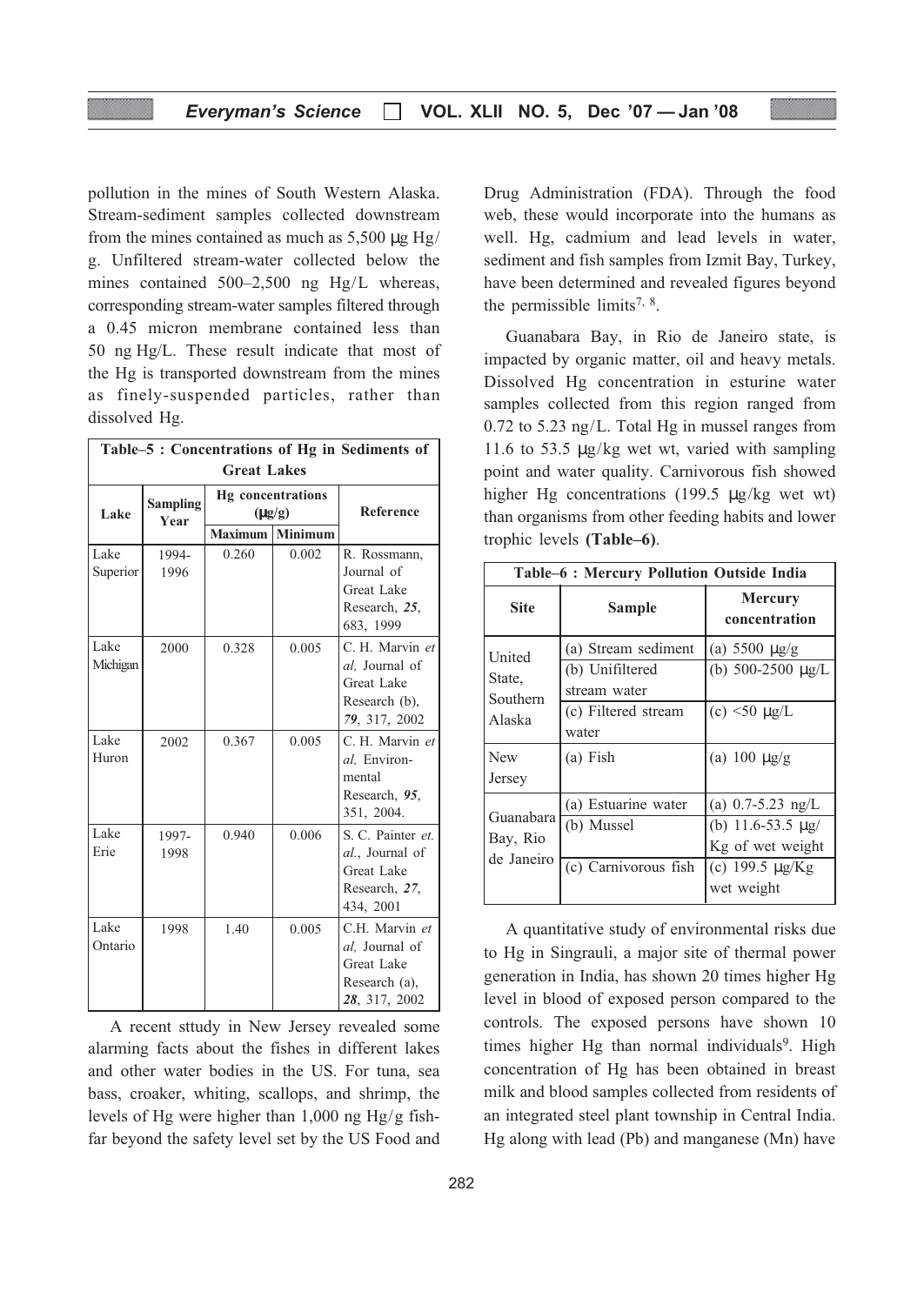pollution in the mines of South Western Alaska. Stream-sediment samples collected downstream from the mines contained as much as 5,500 μg Hg/g. Unfiltered stream-water collected below the mines contained 500–2,500 ng Hg/L whereas, corresponding stream-water samples filtered through a 0.45 micron membrane contained less than 50 ng Hg/L. These result indicate that most of the Hg is transported downstream from the mines as finely-suspended particles, rather than dissolved Hg.

**Table–5 : Concentrations of Hg in Sediments of Great Lakes**

| Lake | Sampling Year | Hg concentrations (μg/g) | | Reference |
|---|---|---|---|---|
| | | Maximum | Minimum | |
| Lake Superior | 1994-1996 | 0.260 | 0.002 | R. Rossmann, Journal of Great Lake Research, *25*, 683, 1999 |
| Lake Michigan | 2000 | 0.328 | 0.005 | C. H. Marvin *et al,* Journal of Great Lake Research (b), *79*, 317, 2002 |
| Lake Huron | 2002 | 0.367 | 0.005 | C. H. Marvin *et al,* Environmental Research, *95*, 351, 2004. |
| Lake Erie | 1997-1998 | 0.940 | 0.006 | S. C. Painter *et. al.*, Journal of Great Lake Research, *27*, 434, 2001 |
| Lake Ontario | 1998 | 1.40 | 0.005 | C.H. Marvin *et al,* Journal of Great Lake Research (a), *28*, 317, 2002 |

A recent sttudy in New Jersey revealed some alarming facts about the fishes in different lakes and other water bodies in the US. For tuna, sea bass, croaker, whiting, scallops, and shrimp, the levels of Hg were higher than 1,000 ng Hg/g fish-far beyond the safety level set by the US Food and Drug Administration (FDA). Through the food web, these would incorporate into the humans as well. Hg, cadmium and lead levels in water, sediment and fish samples from Izmit Bay, Turkey, have been determined and revealed figures beyond the permissible limits[7, 8].

Guanabara Bay, in Rio de Janeiro state, is impacted by organic matter, oil and heavy metals. Dissolved Hg concentration in esturine water samples collected from this region ranged from 0.72 to 5.23 ng/L. Total Hg in mussel ranges from 11.6 to 53.5 μg/kg wet wt, varied with sampling point and water quality. Carnivorous fish showed higher Hg concentrations (199.5 μg/kg wet wt) than organisms from other feeding habits and lower trophic levels **(Table–6)**.

**Table–6 : Mercury Pollution Outside India**

| Site | Sample | Mercury concentration |
|---|---|---|
| United State, Southern Alaska | (a) Stream sediment | (a) 5500 μg/g |
| | (b) Unifiltered stream water | (b) 500-2500 μg/L |
| | (c) Filtered stream water | (c) <50 μg/L |
| New Jersey | (a) Fish | (a) 100 μg/g |
| Guanabara Bay, Rio de Janeiro | (a) Estuarine water | (a) 0.7-5.23 ng/L |
| | (b) Mussel | (b) 11.6-53.5 μg/Kg of wet weight |
| | (c) Carnivorous fish | (c) 199.5 μg/Kg wet weight |

A quantitative study of environmental risks due to Hg in Singrauli, a major site of thermal power generation in India, has shown 20 times higher Hg level in blood of exposed person compared to the controls. The exposed persons have shown 10 times higher Hg than normal individuals[9]. High concentration of Hg has been obtained in breast milk and blood samples collected from residents of an integrated steel plant township in Central India. Hg along with lead (Pb) and manganese (Mn) have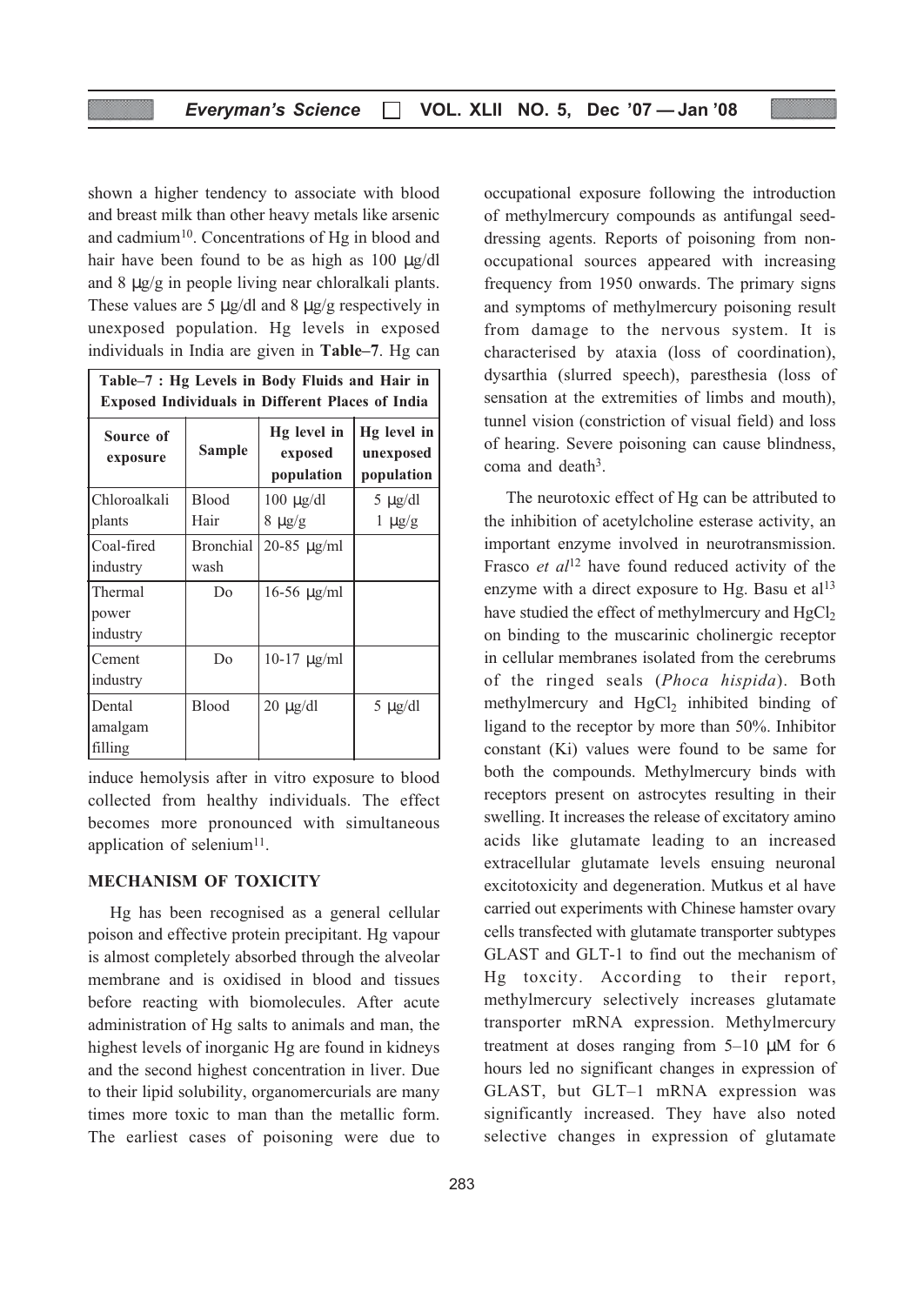shown a higher tendency to associate with blood and breast milk than other heavy metals like arsenic and cadmium[10]. Concentrations of Hg in blood and hair have been found to be as high as 100 μg/dl and 8 μg/g in people living near chloralkali plants. These values are 5 μg/dl and 8 μg/g respectively in unexposed population. Hg levels in exposed individuals in India are given in **Table–7**. Hg can induce hemolysis after in vitro exposure to blood collected from healthy individuals. The effect becomes more pronounced with simultaneous application of selenium[11].

**Table–7 : Hg Levels in Body Fluids and Hair in Exposed Individuals in Different Places of India**

| Source of exposure | Sample | Hg level in exposed population | Hg level in unexposed population |
|---|---|---|---|
| Chloroalkali plants | Blood<br>Hair | 100 μg/dl<br>8 μg/g | 5 μg/dl<br>1 μg/g |
| Coal-fired industry | Bronchial wash | 20-85 μg/ml | |
| Thermal power industry | Do | 16-56 μg/ml | |
| Cement industry | Do | 10-17 μg/ml | |
| Dental amalgam filling | Blood | 20 μg/dl | 5 μg/dl |

## MECHANISM OF TOXICITY

Hg has been recognised as a general cellular poison and effective protein precipitant. Hg vapour is almost completely absorbed through the alveolar membrane and is oxidised in blood and tissues before reacting with biomolecules. After acute administration of Hg salts to animals and man, the highest levels of inorganic Hg are found in kidneys and the second highest concentration in liver. Due to their lipid solubility, organomercurials are many times more toxic to man than the metallic form. The earliest cases of poisoning were due to occupational exposure following the introduction of methylmercury compounds as antifungal seed-dressing agents. Reports of poisoning from non-occupational sources appeared with increasing frequency from 1950 onwards. The primary signs and symptoms of methylmercury poisoning result from damage to the nervous system. It is characterised by ataxia (loss of coordination), dysarthia (slurred speech), paresthesia (loss of sensation at the extremities of limbs and mouth), tunnel vision (constriction of visual field) and loss of hearing. Severe poisoning can cause blindness, coma and death[3].

The neurotoxic effect of Hg can be attributed to the inhibition of acetylcholine esterase activity, an important enzyme involved in neurotransmission. Frasco *et al*[12] have found reduced activity of the enzyme with a direct exposure to Hg. Basu et al[13] have studied the effect of methylmercury and $HgCl_2$ on binding to the muscarinic cholinergic receptor in cellular membranes isolated from the cerebrums of the ringed seals (*Phoca hispida*). Both methylmercury and $HgCl_2$ inhibited binding of ligand to the receptor by more than 50%. Inhibitor constant (Ki) values were found to be same for both the compounds. Methylmercury binds with receptors present on astrocytes resulting in their swelling. It increases the release of excitatory amino acids like glutamate leading to an increased extracellular glutamate levels ensuing neuronal excitotoxicity and degeneration. Mutkus et al have carried out experiments with Chinese hamster ovary cells transfected with glutamate transporter subtypes GLAST and GLT-1 to find out the mechanism of Hg toxcity. According to their report, methylmercury selectively increases glutamate transporter mRNA expression. Methylmercury treatment at doses ranging from 5–10 μM for 6 hours led no significant changes in expression of GLAST, but GLT–1 mRNA expression was significantly increased. They have also noted selective changes in expression of glutamate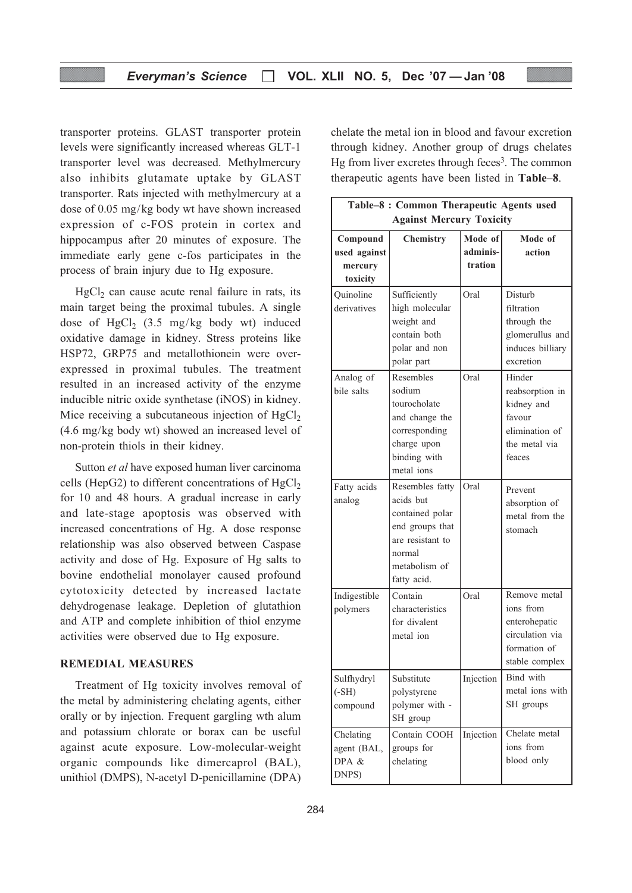transporter proteins. GLAST transporter protein levels were significantly increased whereas GLT-1 transporter level was decreased. Methylmercury also inhibits glutamate uptake by GLAST transporter. Rats injected with methylmercury at a dose of 0.05 mg/kg body wt have shown increased expression of c-FOS protein in cortex and hippocampus after 20 minutes of exposure. The immediate early gene c-fos participates in the process of brain injury due to Hg exposure.

$HgCl_2$ can cause acute renal failure in rats, its main target being the proximal tubules. A single dose of $HgCl_2$ (3.5 mg/kg body wt) induced oxidative damage in kidney. Stress proteins like HSP72, GRP75 and metallothionein were over-expressed in proximal tubules. The treatment resulted in an increased activity of the enzyme inducible nitric oxide synthetase (iNOS) in kidney. Mice receiving a subcutaneous injection of $HgCl_2$ (4.6 mg/kg body wt) showed an increased level of non-protein thiols in their kidney.

Sutton *et al* have exposed human liver carcinoma cells (HepG2) to different concentrations of $HgCl_2$ for 10 and 48 hours. A gradual increase in early and late-stage apoptosis was observed with increased concentrations of Hg. A dose response relationship was also observed between Caspase activity and dose of Hg. Exposure of Hg salts to bovine endothelial monolayer caused profound cytotoxicity detected by increased lactate dehydrogenase leakage. Depletion of glutathion and ATP and complete inhibition of thiol enzyme activities were observed due to Hg exposure.

## REMEDIAL MEASURES

Treatment of Hg toxicity involves removal of the metal by administering chelating agents, either orally or by injection. Frequent gargling wth alum and potassium chlorate or borax can be useful against acute exposure. Low-molecular-weight organic compounds like dimercaprol (BAL), unithiol (DMPS), N-acetyl D-penicillamine (DPA) chelate the metal ion in blood and favour excretion through kidney. Another group of drugs chelates Hg from liver excretes through feces[3]. The common therapeutic agents have been listed in **Table–8**.

**Table–8 : Common Therapeutic Agents used Against Mercury Toxicity**

| Compound used against mercury toxicity | Chemistry | Mode of adminis-tration | Mode of action |
|---|---|---|---|
| Quinoline derivatives | Sufficiently high molecular weight and contain both polar and non polar part | Oral | Disturb filtration through the glomerullus and induces billiary excretion |
| Analog of bile salts | Resembles sodium tourocholate and change the corresponding charge upon binding with metal ions | Oral | Hinder reabsorption in kidney and favour elimination of the metal via feaces |
| Fatty acids analog | Resembles fatty acids but contained polar end groups that are resistant to normal metabolism of fatty acid. | Oral | Prevent absorption of metal from the stomach |
| Indigestible polymers | Contain characteristics for divalent metal ion | Oral | Remove metal ions from enterohepatic circulation via formation of stable complex |
| Sulfhydryl (-SH) compound | Substitute polystyrene polymer with -SH group | Injection | Bind with metal ions with SH groups |
| Chelating agent (BAL, DPA & DNPS) | Contain COOH groups for chelating | Injection | Chelate metal ions from blood only |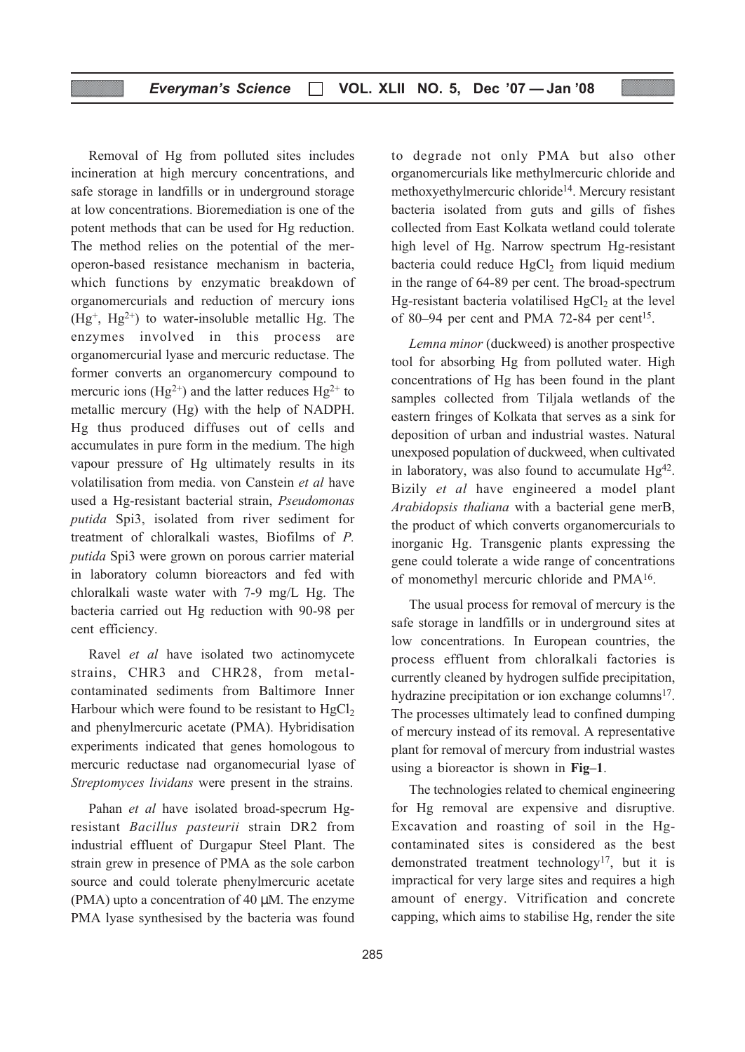Removal of Hg from polluted sites includes incineration at high mercury concentrations, and safe storage in landfills or in underground storage at low concentrations. Bioremediation is one of the potent methods that can be used for Hg reduction. The method relies on the potential of the mer-operon-based resistance mechanism in bacteria, which functions by enzymatic breakdown of organomercurials and reduction of mercury ions ($Hg^+$, $Hg^{2+}$) to water-insoluble metallic Hg. The enzymes involved in this process are organomercurial lyase and mercuric reductase. The former converts an organomercury compound to mercuric ions ($Hg^{2+}$) and the latter reduces $Hg^{2+}$ to metallic mercury (Hg) with the help of NADPH. Hg thus produced diffuses out of cells and accumulates in pure form in the medium. The high vapour pressure of Hg ultimately results in its volatilisation from media. von Canstein *et al* have used a Hg-resistant bacterial strain, *Pseudomonas putida* Spi3, isolated from river sediment for treatment of chloralkali wastes, Biofilms of *P. putida* Spi3 were grown on porous carrier material in laboratory column bioreactors and fed with chloralkali waste water with 7-9 mg/L Hg. The bacteria carried out Hg reduction with 90-98 per cent efficiency.

Ravel *et al* have isolated two actinomycete strains, CHR3 and CHR28, from metal-contaminated sediments from Baltimore Inner Harbour which were found to be resistant to $HgCl_2$ and phenylmercuric acetate (PMA). Hybridisation experiments indicated that genes homologous to mercuric reductase nad organomecurial lyase of *Streptomyces lividans* were present in the strains.

Pahan *et al* have isolated broad-specrum Hg-resistant *Bacillus pasteurii* strain DR2 from industrial effluent of Durgapur Steel Plant. The strain grew in presence of PMA as the sole carbon source and could tolerate phenylmercuric acetate (PMA) upto a concentration of 40 μM. The enzyme PMA lyase synthesised by the bacteria was found to degrade not only PMA but also other organomercurials like methylmercuric chloride and methoxyethylmercuric chloride[14]. Mercury resistant bacteria isolated from guts and gills of fishes collected from East Kolkata wetland could tolerate high level of Hg. Narrow spectrum Hg-resistant bacteria could reduce $HgCl_2$ from liquid medium in the range of 64-89 per cent. The broad-spectrum Hg-resistant bacteria volatilised $HgCl_2$ at the level of 80–94 per cent and PMA 72-84 per cent[15].

*Lemna minor* (duckweed) is another prospective tool for absorbing Hg from polluted water. High concentrations of Hg has been found in the plant samples collected from Tiljala wetlands of the eastern fringes of Kolkata that serves as a sink for deposition of urban and industrial wastes. Natural unexposed population of duckweed, when cultivated in laboratory, was also found to accumulate Hg[42]. Bizily *et al* have engineered a model plant *Arabidopsis thaliana* with a bacterial gene merB, the product of which converts organomercurials to inorganic Hg. Transgenic plants expressing the gene could tolerate a wide range of concentrations of monomethyl mercuric chloride and PMA[16].

The usual process for removal of mercury is the safe storage in landfills or in underground sites at low concentrations. In European countries, the process effluent from chloralkali factories is currently cleaned by hydrogen sulfide precipitation, hydrazine precipitation or ion exchange columns[17]. The processes ultimately lead to confined dumping of mercury instead of its removal. A representative plant for removal of mercury from industrial wastes using a bioreactor is shown in **Fig–1**.

The technologies related to chemical engineering for Hg removal are expensive and disruptive. Excavation and roasting of soil in the Hg-contaminated sites is considered as the best demonstrated treatment technology[17], but it is impractical for very large sites and requires a high amount of energy. Vitrification and concrete capping, which aims to stabilise Hg, render the site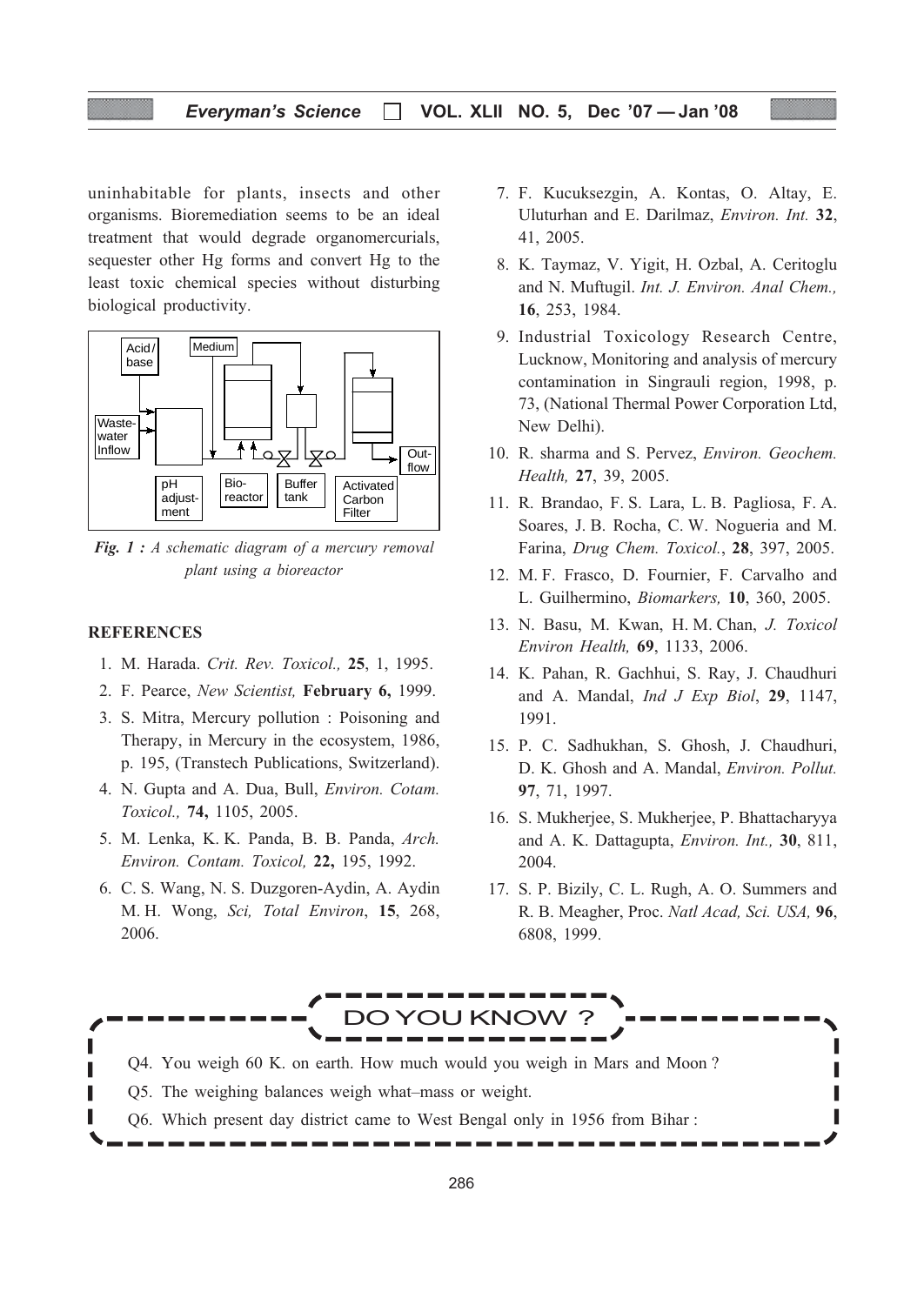uninhabitable for plants, insects and other organisms. Bioremediation seems to be an ideal treatment that would degrade organomercurials, sequester other Hg forms and convert Hg to the least toxic chemical species without disturbing biological productivity.

*Fig. 1 : A schematic diagram of a mercury removal plant using a bioreactor*

## REFERENCES

1. M. Harada. *Crit. Rev. Toxicol.,* **25**, 1, 1995.
2. F. Pearce, *New Scientist,* **February 6,** 1999.
3. S. Mitra, Mercury pollution : Poisoning and Therapy, in Mercury in the ecosystem, 1986, p. 195, (Transtech Publications, Switzerland).
4. N. Gupta and A. Dua, Bull, *Environ. Cotam. Toxicol.,* **74,** 1105, 2005.
5. M. Lenka, K. K. Panda, B. B. Panda, *Arch. Environ. Contam. Toxicol,* **22,** 195, 1992.
6. C. S. Wang, N. S. Duzgoren-Aydin, A. Aydin M. H. Wong, *Sci, Total Environ*, **15**, 268, 2006.
7. F. Kucuksezgin, A. Kontas, O. Altay, E. Uluturhan and E. Darilmaz, *Environ. Int.* **32**, 41, 2005.
8. K. Taymaz, V. Yigit, H. Ozbal, A. Ceritoglu and N. Muftugil. *Int. J. Environ. Anal Chem.,* **16**, 253, 1984.
9. Industrial Toxicology Research Centre, Lucknow, Monitoring and analysis of mercury contamination in Singrauli region, 1998, p. 73, (National Thermal Power Corporation Ltd, New Delhi).
10. R. sharma and S. Pervez, *Environ. Geochem. Health,* **27**, 39, 2005.
11. R. Brandao, F. S. Lara, L. B. Pagliosa, F. A. Soares, J. B. Rocha, C. W. Nogueria and M. Farina, *Drug Chem. Toxicol.*, **28**, 397, 2005.
12. M. F. Frasco, D. Fournier, F. Carvalho and L. Guilhermino, *Biomarkers,* **10**, 360, 2005.
13. N. Basu, M. Kwan, H. M. Chan, *J. Toxicol Environ Health,* **69**, 1133, 2006.
14. K. Pahan, R. Gachhui, S. Ray, J. Chaudhuri and A. Mandal, *Ind J Exp Biol*, **29**, 1147, 1991.
15. P. C. Sadhukhan, S. Ghosh, J. Chaudhuri, D. K. Ghosh and A. Mandal, *Environ. Pollut.* **97**, 71, 1997.
16. S. Mukherjee, S. Mukherjee, P. Bhattacharyya and A. K. Dattagupta, *Environ. Int.,* **30**, 811, 2004.
17. S. P. Bizily, C. L. Rugh, A. O. Summers and R. B. Meagher, Proc. *Natl Acad, Sci. USA,* **96**, 6808, 1999.

## DO YOU KNOW ?

Q4. You weigh 60 K. on earth. How much would you weigh in Mars and Moon ?

Q5. The weighing balances weigh what–mass or weight.

Q6. Which present day district came to West Bengal only in 1956 from Bihar :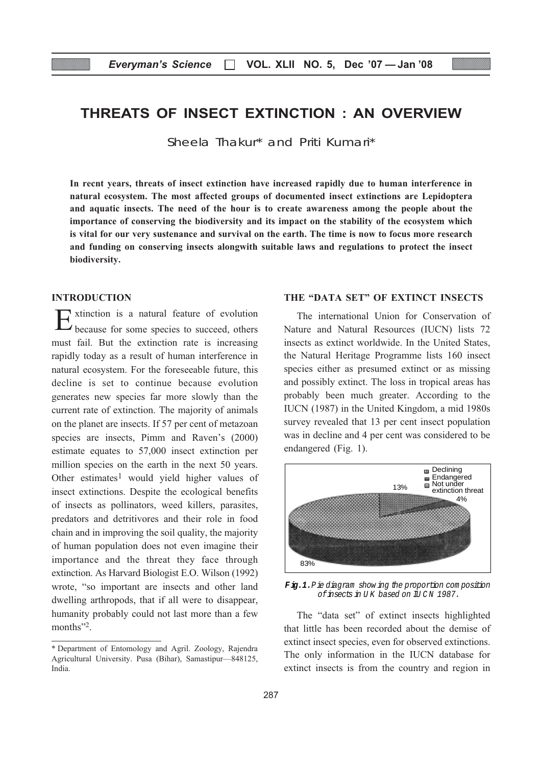// THREATS OF INSECT EXTINCTION : AN OVERVIEW

# THREATS OF INSECT EXTINCTION : AN OVERVIEW

Sheela Thakur* and Priti Kumari*

**In recnt years, threats of insect extinction have increased rapidly due to human interference in natural ecosystem. The most affected groups of documented insect extinctions are Lepidoptera and aquatic insects. The need of the hour is to create awareness among the people about the importance of conserving the biodiversity and its impact on the stability of the ecosystem which is vital for our very sustenance and survival on the earth. The time is now to focus more research and funding on conserving insects alongwith suitable laws and regulations to protect the insect biodiversity.**

## INTRODUCTION

Extinction is a natural feature of evolution because for some species to succeed, others must fail. But the extinction rate is increasing rapidly today as a result of human interference in natural ecosystem. For the foreseeable future, this decline is set to continue because evolution generates new species far more slowly than the current rate of extinction. The majority of animals on the planet are insects. If 57 per cent of metazoan species are insects, Pimm and Raven's (2000) estimate equates to 57,000 insect extinction per million species on the earth in the next 50 years. Other estimates[1] would yield higher values of insect extinctions. Despite the ecological benefits of insects as pollinators, weed killers, parasites, predators and detritivores and their role in food chain and in improving the soil quality, the majority of human population does not even imagine their importance and the threat they face through extinction. As Harvard Biologist E.O. Wilson (1992) wrote, "so important are insects and other land dwelling arthropods, that if all were to disappear, humanity probably could not last more than a few months"[2].

\* Department of Entomology and Agril. Zoology, Rajendra Agricultural University. Pusa (Bihar), Samastipur—848125, India.

## THE "DATA SET" OF EXTINCT INSECTS

The international Union for Conservation of Nature and Natural Resources (IUCN) lists 72 insects as extinct worldwide. In the United States, the Natural Heritage Programme lists 160 insect species either as presumed extinct or as missing and possibly extinct. The loss in tropical areas has probably been much greater. According to the IUCN (1987) in the United Kingdom, a mid 1980s survey revealed that 13 per cent insect population was in decline and 4 per cent was considered to be endangered (Fig. 1).

Declining, Endangered, Not under extinction threat — 13%, 4%, 83%

**Fig. 1.** *Pie diagram showing the proportion composition of insects in UK based on IUCN 1987.*

The "data set" of extinct insects highlighted that little has been recorded about the demise of extinct insect species, even for observed extinctions. The only information in the IUCN database for extinct insects is from the country and region in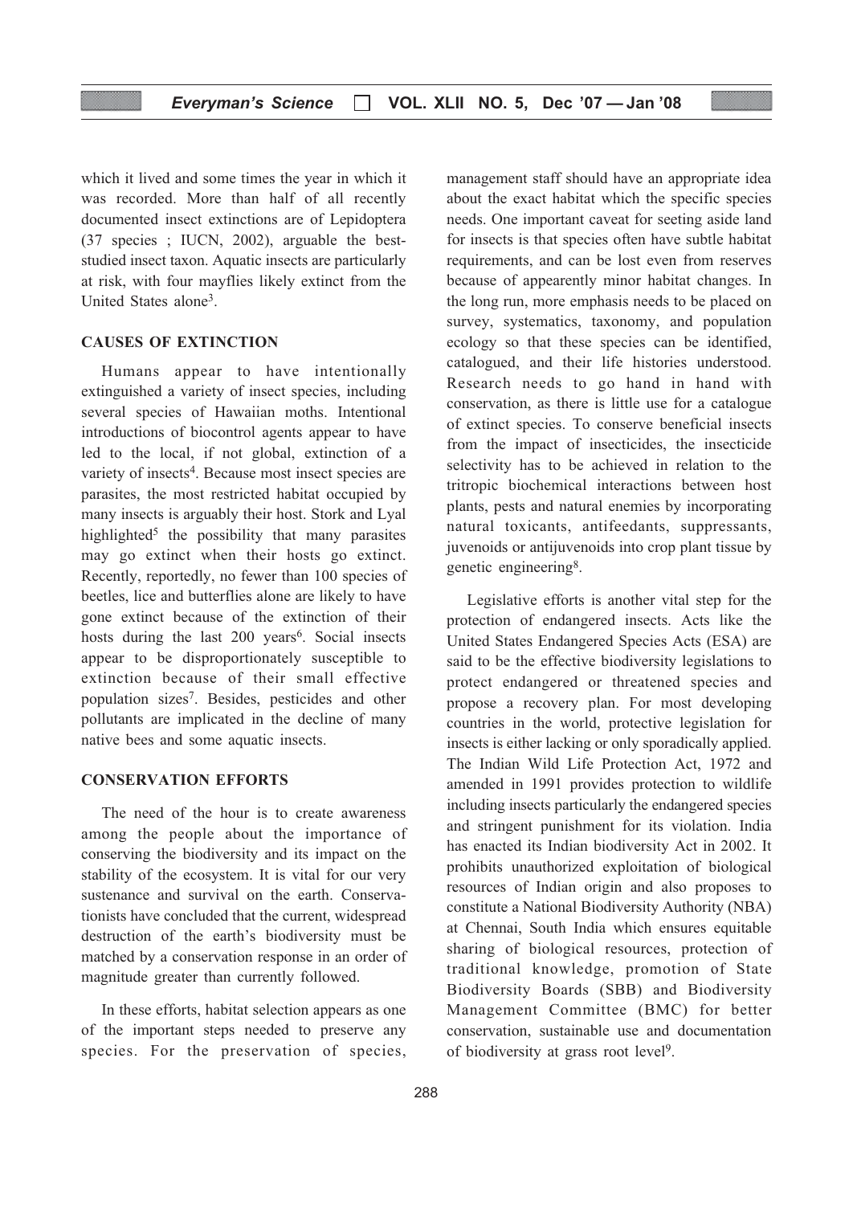which it lived and some times the year in which it was recorded. More than half of all recently documented insect extinctions are of Lepidoptera (37 species ; IUCN, 2002), arguable the best-studied insect taxon. Aquatic insects are particularly at risk, with four mayflies likely extinct from the United States alone[3].

## CAUSES OF EXTINCTION

Humans appear to have intentionally extinguished a variety of insect species, including several species of Hawaiian moths. Intentional introductions of biocontrol agents appear to have led to the local, if not global, extinction of a variety of insects[4]. Because most insect species are parasites, the most restricted habitat occupied by many insects is arguably their host. Stork and Lyal highlighted[5] the possibility that many parasites may go extinct when their hosts go extinct. Recently, reportedly, no fewer than 100 species of beetles, lice and butterflies alone are likely to have gone extinct because of the extinction of their hosts during the last 200 years[6]. Social insects appear to be disproportionately susceptible to extinction because of their small effective population sizes[7]. Besides, pesticides and other pollutants are implicated in the decline of many native bees and some aquatic insects.

## CONSERVATION EFFORTS

The need of the hour is to create awareness among the people about the importance of conserving the biodiversity and its impact on the stability of the ecosystem. It is vital for our very sustenance and survival on the earth. Conservationists have concluded that the current, widespread destruction of the earth's biodiversity must be matched by a conservation response in an order of magnitude greater than currently followed.

In these efforts, habitat selection appears as one of the important steps needed to preserve any species. For the preservation of species, management staff should have an appropriate idea about the exact habitat which the specific species needs. One important caveat for seeting aside land for insects is that species often have subtle habitat requirements, and can be lost even from reserves because of appearently minor habitat changes. In the long run, more emphasis needs to be placed on survey, systematics, taxonomy, and population ecology so that these species can be identified, catalogued, and their life histories understood. Research needs to go hand in hand with conservation, as there is little use for a catalogue of extinct species. To conserve beneficial insects from the impact of insecticides, the insecticide selectivity has to be achieved in relation to the tritropic biochemical interactions between host plants, pests and natural enemies by incorporating natural toxicants, antifeedants, suppressants, juvenoids or antijuvenoids into crop plant tissue by genetic engineering[8].

Legislative efforts is another vital step for the protection of endangered insects. Acts like the United States Endangered Species Acts (ESA) are said to be the effective biodiversity legislations to protect endangered or threatened species and propose a recovery plan. For most developing countries in the world, protective legislation for insects is either lacking or only sporadically applied. The Indian Wild Life Protection Act, 1972 and amended in 1991 provides protection to wildlife including insects particularly the endangered species and stringent punishment for its violation. India has enacted its Indian biodiversity Act in 2002. It prohibits unauthorized exploitation of biological resources of Indian origin and also proposes to constitute a National Biodiversity Authority (NBA) at Chennai, South India which ensures equitable sharing of biological resources, protection of traditional knowledge, promotion of State Biodiversity Boards (SBB) and Biodiversity Management Committee (BMC) for better conservation, sustainable use and documentation of biodiversity at grass root level[9].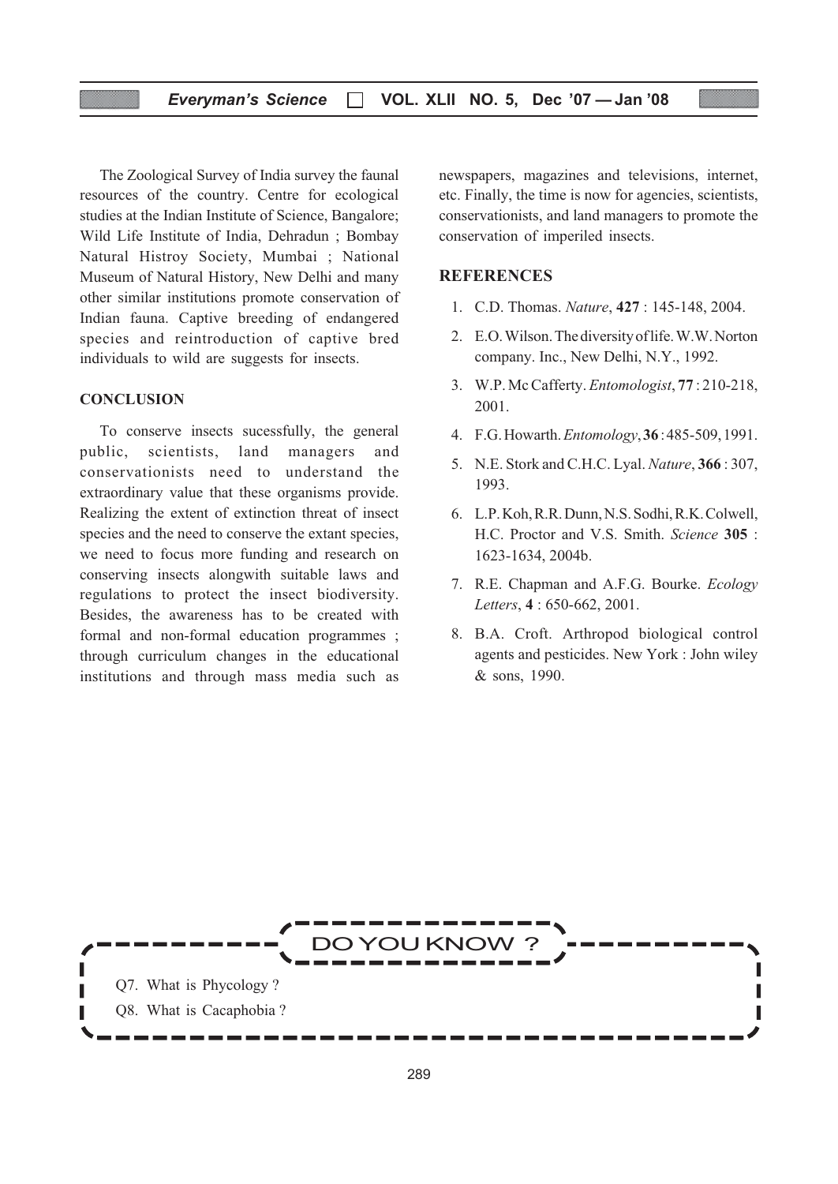The Zoological Survey of India survey the faunal resources of the country. Centre for ecological studies at the Indian Institute of Science, Bangalore; Wild Life Institute of India, Dehradun ; Bombay Natural Histroy Society, Mumbai ; National Museum of Natural History, New Delhi and many other similar institutions promote conservation of Indian fauna. Captive breeding of endangered species and reintroduction of captive bred individuals to wild are suggests for insects.

## CONCLUSION

To conserve insects sucessfully, the general public, scientists, land managers and conservationists need to understand the extraordinary value that these organisms provide. Realizing the extent of extinction threat of insect species and the need to conserve the extant species, we need to focus more funding and research on conserving insects alongwith suitable laws and regulations to protect the insect biodiversity. Besides, the awareness has to be created with formal and non-formal education programmes ; through curriculum changes in the educational institutions and through mass media such as newspapers, magazines and televisions, internet, etc. Finally, the time is now for agencies, scientists, conservationists, and land managers to promote the conservation of imperiled insects.

## REFERENCES

1. C.D. Thomas. *Nature*, **427** : 145-148, 2004.
2. E.O. Wilson. The diversity of life. W.W. Norton company. Inc., New Delhi, N.Y., 1992.
3. W.P. Mc Cafferty. *Entomologist*, **77** : 210-218, 2001.
4. F.G. Howarth. *Entomology*, **36** : 485-509, 1991.
5. N.E. Stork and C.H.C. Lyal. *Nature*, **366** : 307, 1993.
6. L.P. Koh, R.R. Dunn, N.S. Sodhi, R.K. Colwell, H.C. Proctor and V.S. Smith. *Science* **305** : 1623-1634, 2004b.
7. R.E. Chapman and A.F.G. Bourke. *Ecology Letters*, **4** : 650-662, 2001.
8. B.A. Croft. Arthropod biological control agents and pesticides. New York : John wiley & sons, 1990.

## DO YOU KNOW ?

Q7. What is Phycology ?

Q8. What is Cacaphobia ?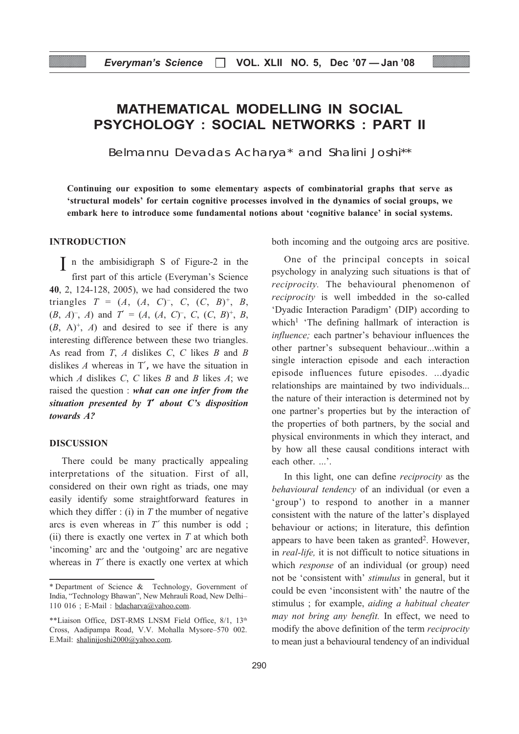# MATHEMATICAL MODELLING IN SOCIAL PSYCHOLOGY : SOCIAL NETWORKS : PART II

Belmannu Devadas Acharya* and Shalini Joshi**

**Continuing our exposition to some elementary aspects of combinatorial graphs that serve as 'structural models' for certain cognitive processes involved in the dynamics of social groups, we embark here to introduce some fundamental notions about 'cognitive balance' in social systems.**

## INTRODUCTION

In the ambisidigraph S of Figure-2 in the first part of this article (Everyman's Science **40**, 2, 124-128, 2005), we had considered the two triangles $T = (A, (A, C)^{-}, C, (C, B)^{+}, B, (B, A)^{-}, A)$ and $T' = (A, (A, C)^{-}, C, (C, B)^{+}, B, (B, A)^{+}, A)$ and desired to see if there is any interesting difference between these two triangles. As read from $T$, $A$ dislikes $C$, $C$ likes $B$ and $B$ dislikes $A$ whereas in $T'$, we have the situation in which $A$ dislikes $C$, $C$ likes $B$ and $B$ likes $A$; we raised the question : ***what can one infer from the situation presented by $T'$ about C's disposition towards A?***

## DISCUSSION

There could be many practically appealing interpretations of the situation. First of all, considered on their own right as triads, one may easily identify some straightforward features in which they differ : (i) in $T$ the mumber of negative arcs is even whereas in $T'$ this number is odd ; (ii) there is exactly one vertex in $T$ at which both 'incoming' arc and the 'outgoing' arc are negative whereas in $T'$ there is exactly one vertex at which both incoming and the outgoing arcs are positive.

One of the principal concepts in soical psychology in analyzing such situations is that of *reciprocity.* The behavioural phenomenon of *reciprocity* is well imbedded in the so-called 'Dyadic Interaction Paradigm' (DIP) according to which[1] 'The defining hallmark of interaction is *influence;* each partner's behaviour influences the other partner's subsequent behaviour...within a single interaction episode and each interaction episode influences future episodes. ...dyadic relationships are maintained by two individuals... the nature of their interaction is determined not by one partner's properties but by the interaction of the properties of both partners, by the social and physical environments in which they interact, and by how all these causal conditions interact with each other. ...'.

In this light, one can define *reciprocity* as the *behavioural tendency* of an individual (or even a 'group') to respond to another in a manner consistent with the nature of the latter's displayed behaviour or actions; in literature, this defintion appears to have been taken as granted[2]. However, in *real-life,* it is not difficult to notice situations in which *response* of an individual (or group) need not be 'consistent with' *stimulus* in general, but it could be even 'inconsistent with' the nautre of the stimulus ; for example, *aiding a habitual cheater may not bring any benefit.* In effect, we need to modify the above definition of the term *reciprocity* to mean just a behavioural tendency of an individual

---

\* Department of Science & Technology, Government of India, "Technology Bhawan", New Mehrauli Road, New Delhi–110 016 ; E-Mail : bdacharya@yahoo.com.

\*\*Liaison Office, DST-RMS LNSM Field Office, 8/1, 13th Cross, Aadipampa Road, V.V. Mohalla Mysore–570 002. E.Mail: shalinijoshi2000@yahoo.com.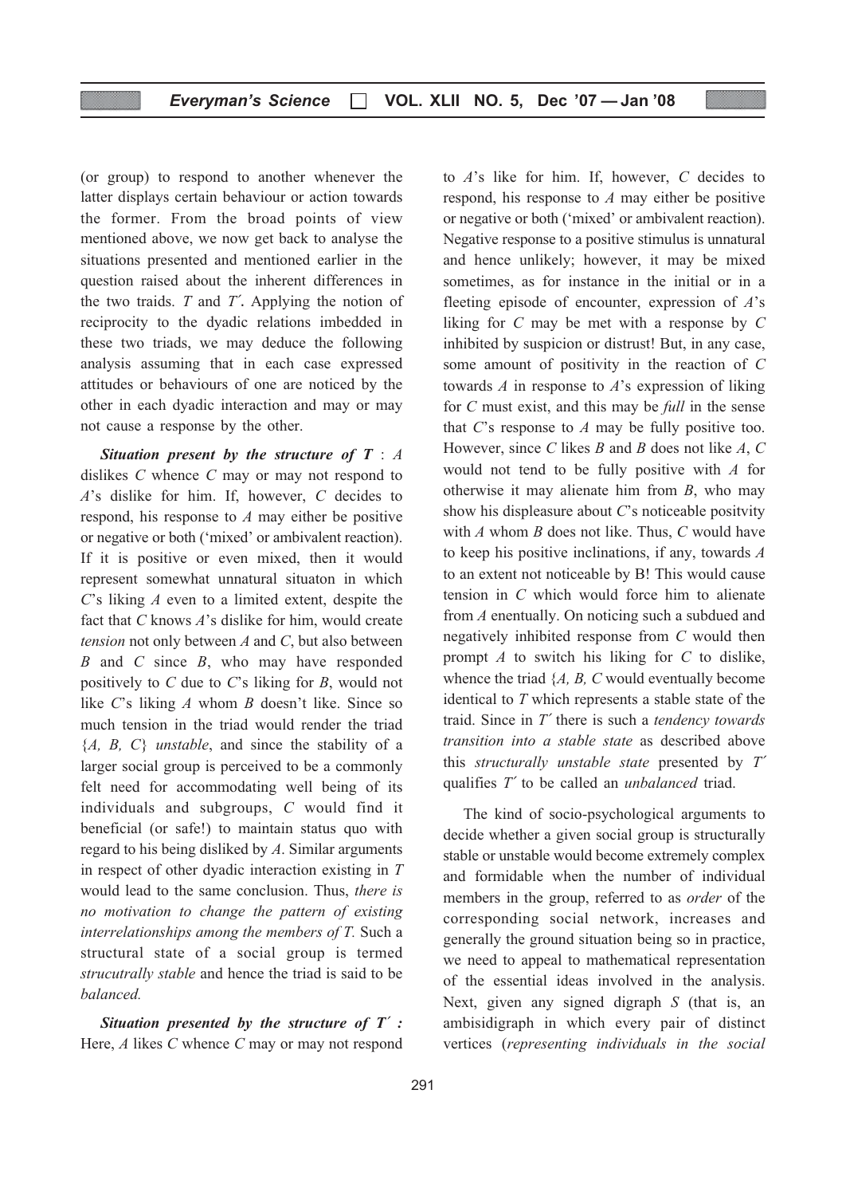(or group) to respond to another whenever the latter displays certain behaviour or action towards the former. From the broad points of view mentioned above, we now get back to analyse the situations presented and mentioned earlier in the question raised about the inherent differences in the two traids. $T$ and $T'$**.** Applying the notion of reciprocity to the dyadic relations imbedded in these two triads, we may deduce the following analysis assuming that in each case expressed attitudes or behaviours of one are noticed by the other in each dyadic interaction and may or may not cause a response by the other.

***Situation present by the structure of T*** : $A$ dislikes $C$ whence $C$ may or may not respond to $A$'s dislike for him. If, however, $C$ decides to respond, his response to $A$ may either be positive or negative or both ('mixed' or ambivalent reaction). If it is positive or even mixed, then it would represent somewhat unnatural situaton in which $C$'s liking $A$ even to a limited extent, despite the fact that $C$ knows $A$'s dislike for him, would create *tension* not only between $A$ and $C$, but also between $B$ and $C$ since $B$, who may have responded positively to $C$ due to $C$'s liking for $B$, would not like $C$'s liking $A$ whom $B$ doesn't like. Since so much tension in the triad would render the triad $\{A, B, C\}$ *unstable*, and since the stability of a larger social group is perceived to be a commonly felt need for accommodating well being of its individuals and subgroups, $C$ would find it beneficial (or safe!) to maintain status quo with regard to his being disliked by $A$. Similar arguments in respect of other dyadic interaction existing in $T$ would lead to the same conclusion. Thus, *there is no motivation to change the pattern of existing interrelationships among the members of T.* Such a structural state of a social group is termed *strucutrally stable* and hence the triad is said to be *balanced.*

***Situation presented by the structure of T′ :*** Here, $A$ likes $C$ whence $C$ may or may not respond to $A$'s like for him. If, however, $C$ decides to respond, his response to $A$ may either be positive or negative or both ('mixed' or ambivalent reaction). Negative response to a positive stimulus is unnatural and hence unlikely; however, it may be mixed sometimes, as for instance in the initial or in a fleeting episode of encounter, expression of $A$'s liking for $C$ may be met with a response by $C$ inhibited by suspicion or distrust! But, in any case, some amount of positivity in the reaction of $C$ towards $A$ in response to $A$'s expression of liking for $C$ must exist, and this may be *full* in the sense that $C$'s response to $A$ may be fully positive too. However, since $C$ likes $B$ and $B$ does not like $A$, $C$ would not tend to be fully positive with $A$ for otherwise it may alienate him from $B$, who may show his displeasure about $C$'s noticeable positvity with $A$ whom $B$ does not like. Thus, $C$ would have to keep his positive inclinations, if any, towards $A$ to an extent not noticeable by B! This would cause tension in $C$ which would force him to alienate from $A$ enentually. On noticing such a subdued and negatively inhibited response from $C$ would then prompt $A$ to switch his liking for $C$ to dislike, whence the triad $\{A, B, C$ would eventually become identical to $T$ which represents a stable state of the traid. Since in $T'$ there is such a *tendency towards transition into a stable state* as described above this *structurally unstable state* presented by $T'$ qualifies $T'$ to be called an *unbalanced* triad.

The kind of socio-psychological arguments to decide whether a given social group is structurally stable or unstable would become extremely complex and formidable when the number of individual members in the group, referred to as *order* of the corresponding social network, increases and generally the ground situation being so in practice, we need to appeal to mathematical representation of the essential ideas involved in the analysis. Next, given any signed digraph $S$ (that is, an ambisidigraph in which every pair of distinct vertices (*representing individuals in the social*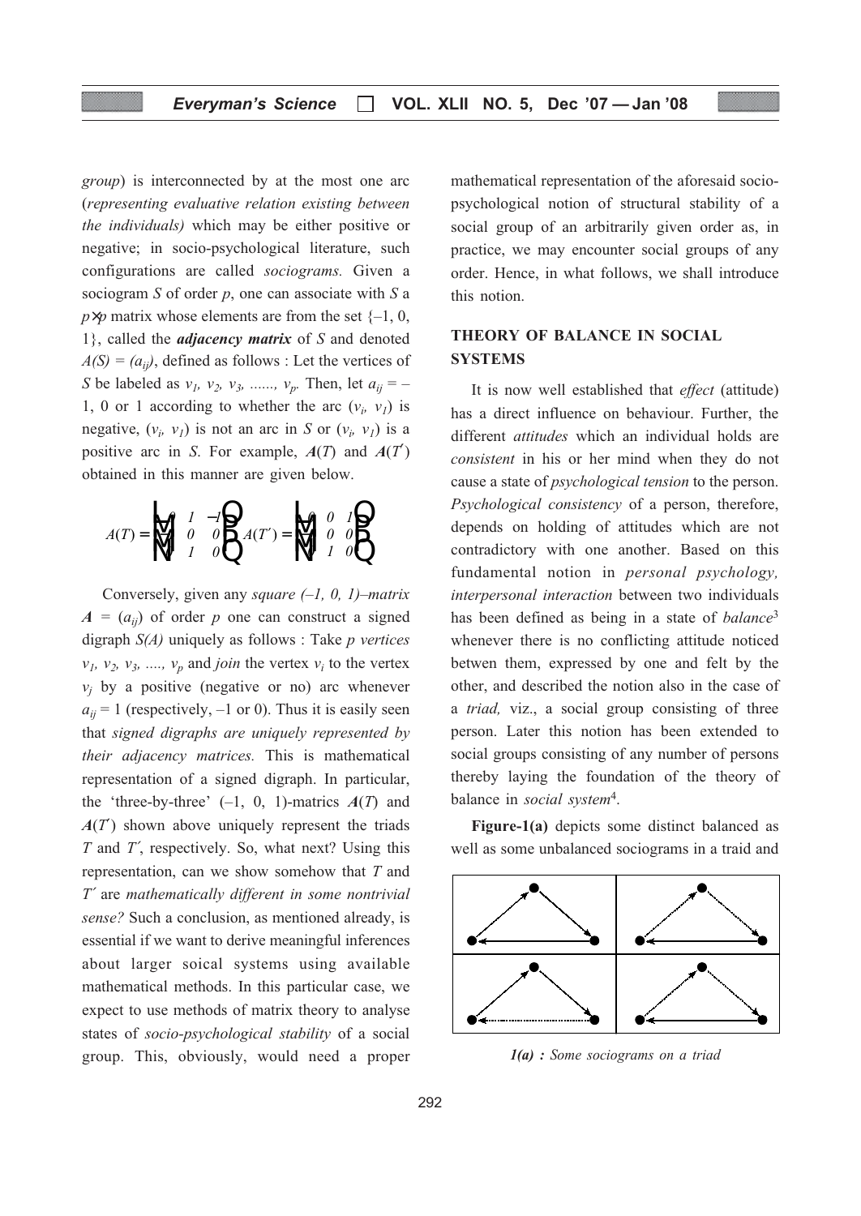*group*) is interconnected by at the most one arc (*representing evaluative relation existing between the individuals)* which may be either positive or negative; in socio-psychological literature, such configurations are called *sociograms.* Given a sociogram $S$ of order $p$, one can associate with $S$ a $p{\times}p$ matrix whose elements are from the set $\{-1, 0, 1\}$, called the ***adjacency matrix*** of $S$ and denoted $A(S) = (a_{ij})$, defined as follows : Let the vertices of $S$ be labeled as $v_1, v_2, v_3, \ldots\ldots, v_p$. Then, let $a_{ij} = -1$, 0 or 1 according to whether the arc $(v_i, v_1)$ is negative, $(v_i, v_1)$ is not an arc in $S$ or $(v_i, v_1)$ is a positive arc in $S$. For example, $\boldsymbol{A}(T)$ and $\boldsymbol{A}(T')$ obtained in this manner are given below.

$$A(T) = \begin{pmatrix} 0 & 1 & -1 \\ & 0 & 0 \\ & 1 & 0 \end{pmatrix} \quad A(T') = \begin{pmatrix} 0 & 0 & 1 \\ & 0 & 0 \\ & 1 & 0 \end{pmatrix}$$

Conversely, given any *square (–1, 0, 1)–matrix* $\boldsymbol{A} = (a_{ij})$ of order $p$ one can construct a signed digraph $S(A)$ uniquely as follows : Take $p$ *vertices* $v_1, v_2, v_3, \ldots., v_p$ and *join* the vertex $v_i$ to the vertex $v_j$ by a positive (negative or no) arc whenever $a_{ij} = 1$ (respectively, –1 or 0). Thus it is easily seen that *signed digraphs are uniquely represented by their adjacency matrices.* This is mathematical representation of a signed digraph. In particular, the 'three-by-three' (–1, 0, 1)-matrics $\boldsymbol{A}(T)$ and $\boldsymbol{A}(T')$ shown above uniquely represent the triads $T$ and $T'$, respectively. So, what next? Using this representation, can we show somehow that $T$ and $T'$ are *mathematically different in some nontrivial sense?* Such a conclusion, as mentioned already, is essential if we want to derive meaningful inferences about larger soical systems using available mathematical methods. In this particular case, we expect to use methods of matrix theory to analyse states of *socio-psychological stability* of a social group. This, obviously, would need a proper mathematical representation of the aforesaid socio-psychological notion of structural stability of a social group of an arbitrarily given order as, in practice, we may encounter social groups of any order. Hence, in what follows, we shall introduce this notion.

## THEORY OF BALANCE IN SOCIAL SYSTEMS

It is now well established that *effect* (attitude) has a direct influence on behaviour. Further, the different *attitudes* which an individual holds are *consistent* in his or her mind when they do not cause a state of *psychological tension* to the person. *Psychological consistency* of a person, therefore, depends on holding of attitudes which are not contradictory with one another. Based on this fundamental notion in *personal psychology, interpersonal interaction* between two individuals has been defined as being in a state of *balance*[3] whenever there is no conflicting attitude noticed betwen them, expressed by one and felt by the other, and described the notion also in the case of a *triad,* viz., a social group consisting of three person. Later this notion has been extended to social groups consisting of any number of persons thereby laying the foundation of the theory of balance in *social system*[4].

**Figure-1(a)** depicts some distinct balanced as well as some unbalanced sociograms in a traid and

***1(a) :*** *Some sociograms on a triad*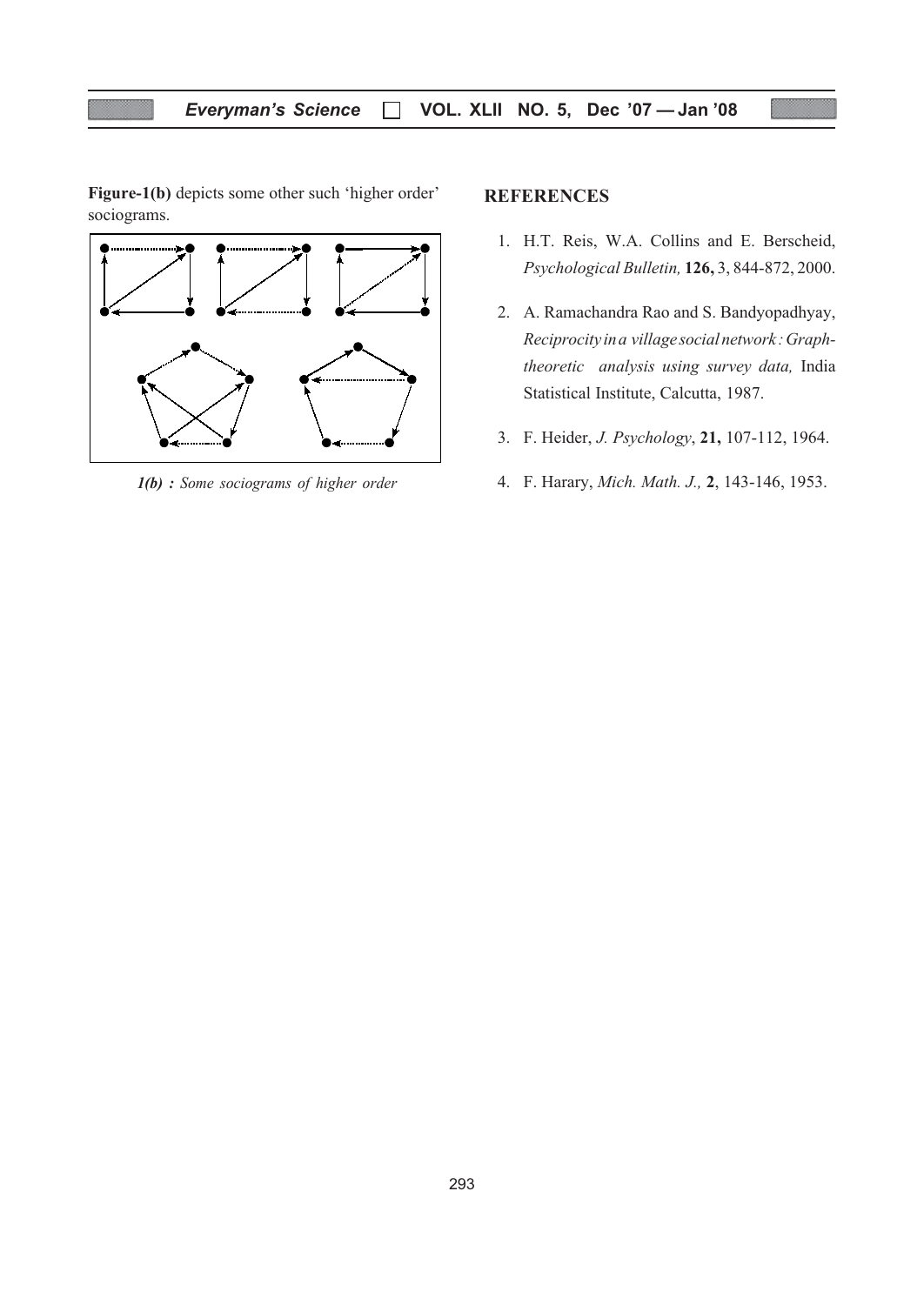**Figure-1(b)** depicts some other such 'higher order' sociograms.

*1(b) : Some sociograms of higher order*

## REFERENCES

1. H.T. Reis, W.A. Collins and E. Berscheid, *Psychological Bulletin,* **126,** 3, 844-872, 2000.
2. A. Ramachandra Rao and S. Bandyopadhyay, *Reciprocity in a village social network : Graph-theoretic analysis using survey data,* India Statistical Institute, Calcutta, 1987.
3. F. Heider, *J. Psychology*, **21,** 107-112, 1964.
4. F. Harary, *Mich. Math. J.,* **2**, 143-146, 1953.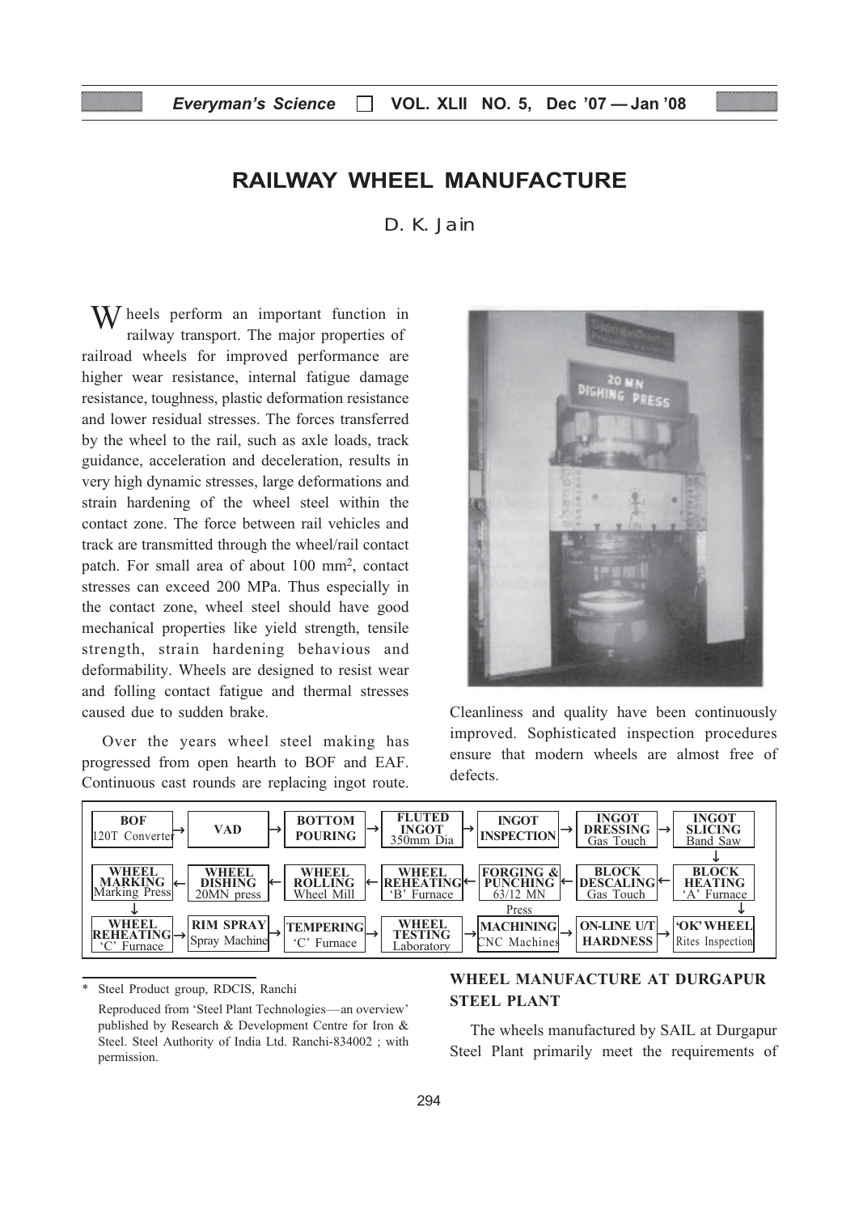# RAILWAY WHEEL MANUFACTURE

D. K. Jain

Wheels perform an important function in railway transport. The major properties of railroad wheels for improved performance are higher wear resistance, internal fatigue damage resistance, toughness, plastic deformation resistance and lower residual stresses. The forces transferred by the wheel to the rail, such as axle loads, track guidance, acceleration and deceleration, results in very high dynamic stresses, large deformations and strain hardening of the wheel steel within the contact zone. The force between rail vehicles and track are transmitted through the wheel/rail contact patch. For small area of about 100 mm$^2$, contact stresses can exceed 200 MPa. Thus especially in the contact zone, wheel steel should have good mechanical properties like yield strength, tensile strength, strain hardening behavious and deformability. Wheels are designed to resist wear and folling contact fatigue and thermal stresses caused due to sudden brake.

Over the years wheel steel making has progressed from open hearth to BOF and EAF. Continuous cast rounds are replacing ingot route. Cleanliness and quality have been continuously improved. Sophisticated inspection procedures ensure that modern wheels are almost free of defects.

BOF (120T Converter) → VAD → BOTTOM POURING → FLUTED INGOT (350mm Dia) → INGOT INSPECTION → INGOT DRESSING (Gas Touch) → INGOT SLICING (Band Saw) → BLOCK HEATING ('A' Furnace) → BLOCK DESCALING (Gas Touch) → FORGING & PUNCHING (63/12 MN Press) → WHEEL REHEATING ('B' Furnace) → WHEEL ROLLING (Wheel Mill) → WHEEL DISHING (20MN press) → WHEEL MARKING (Marking Press) → WHEEL REHEATING ('C' Furnace) → RIM SPRAY (Spray Machine) → TEMPERING ('C' Furnace) → WHEEL TESTING (Laboratory) → MACHINING (CNC Machines) → ON-LINE U/T HARDNESS → 'OK' WHEEL (Rites Inspection)

## WHEEL MANUFACTURE AT DURGAPUR STEEL PLANT

The wheels manufactured by SAIL at Durgapur Steel Plant primarily meet the requirements of

---

\* Steel Product group, RDCIS, Ranchi

Reproduced from 'Steel Plant Technologies—an overview' published by Research & Development Centre for Iron & Steel. Steel Authority of India Ltd. Ranchi-834002 ; with permission.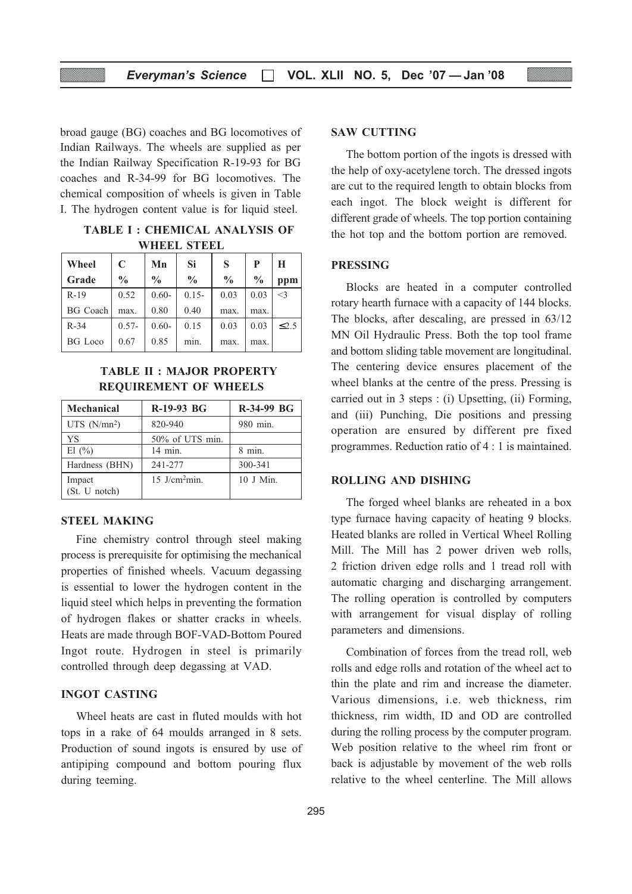broad gauge (BG) coaches and BG locomotives of Indian Railways. The wheels are supplied as per the Indian Railway Specification R-19-93 for BG coaches and R-34-99 for BG locomotives. The chemical composition of wheels is given in Table I. The hydrogen content value is for liquid steel.

**TABLE I : CHEMICAL ANALYSIS OF WHEEL STEEL**

| Wheel Grade | C % | Mn % | Si % | S % | P % | H ppm |
|---|---|---|---|---|---|---|
| R-19 BG Coach | 0.52 max. | 0.60-0.80 | 0.15-0.40 | 0.03 max. | 0.03 max. | <3 |
| R-34 BG Loco | 0.57-0.67 | 0.60-0.85 | 0.15 min. | 0.03 max. | 0.03 max. | ≤2.5 |

**TABLE II : MAJOR PROPERTY REQUIREMENT OF WHEELS**

| Mechanical | R-19-93 BG | R-34-99 BG |
|---|---|---|
| UTS ($N/mn^2$) | 820-940 | 980 min. |
| YS | 50% of UTS min. | |
| El (%) | 14 min. | 8 min. |
| Hardness (BHN) | 241-277 | 300-341 |
| Impact (St. U notch) | 15 $J/cm^2$min. | 10 J Min. |

## STEEL MAKING

Fine chemistry control through steel making process is prerequisite for optimising the mechanical properties of finished wheels. Vacuum degassing is essential to lower the hydrogen content in the liquid steel which helps in preventing the formation of hydrogen flakes or shatter cracks in wheels. Heats are made through BOF-VAD-Bottom Poured Ingot route. Hydrogen in steel is primarily controlled through deep degassing at VAD.

## INGOT CASTING

Wheel heats are cast in fluted moulds with hot tops in a rake of 64 moulds arranged in 8 sets. Production of sound ingots is ensured by use of antipiping compound and bottom pouring flux during teeming.

## SAW CUTTING

The bottom portion of the ingots is dressed with the help of oxy-acetylene torch. The dressed ingots are cut to the required length to obtain blocks from each ingot. The block weight is different for different grade of wheels. The top portion containing the hot top and the bottom portion are removed.

## PRESSING

Blocks are heated in a computer controlled rotary hearth furnace with a capacity of 144 blocks. The blocks, after descaling, are pressed in 63/12 MN Oil Hydraulic Press. Both the top tool frame and bottom sliding table movement are longitudinal. The centering device ensures placement of the wheel blanks at the centre of the press. Pressing is carried out in 3 steps : (i) Upsetting, (ii) Forming, and (iii) Punching, Die positions and pressing operation are ensured by different pre fixed programmes. Reduction ratio of 4 : 1 is maintained.

## ROLLING AND DISHING

The forged wheel blanks are reheated in a box type furnace having capacity of heating 9 blocks. Heated blanks are rolled in Vertical Wheel Rolling Mill. The Mill has 2 power driven web rolls, 2 friction driven edge rolls and 1 tread roll with automatic charging and discharging arrangement. The rolling operation is controlled by computers with arrangement for visual display of rolling parameters and dimensions.

Combination of forces from the tread roll, web rolls and edge rolls and rotation of the wheel act to thin the plate and rim and increase the diameter. Various dimensions, i.e. web thickness, rim thickness, rim width, ID and OD are controlled during the rolling process by the computer program. Web position relative to the wheel rim front or back is adjustable by movement of the web rolls relative to the wheel centerline. The Mill allows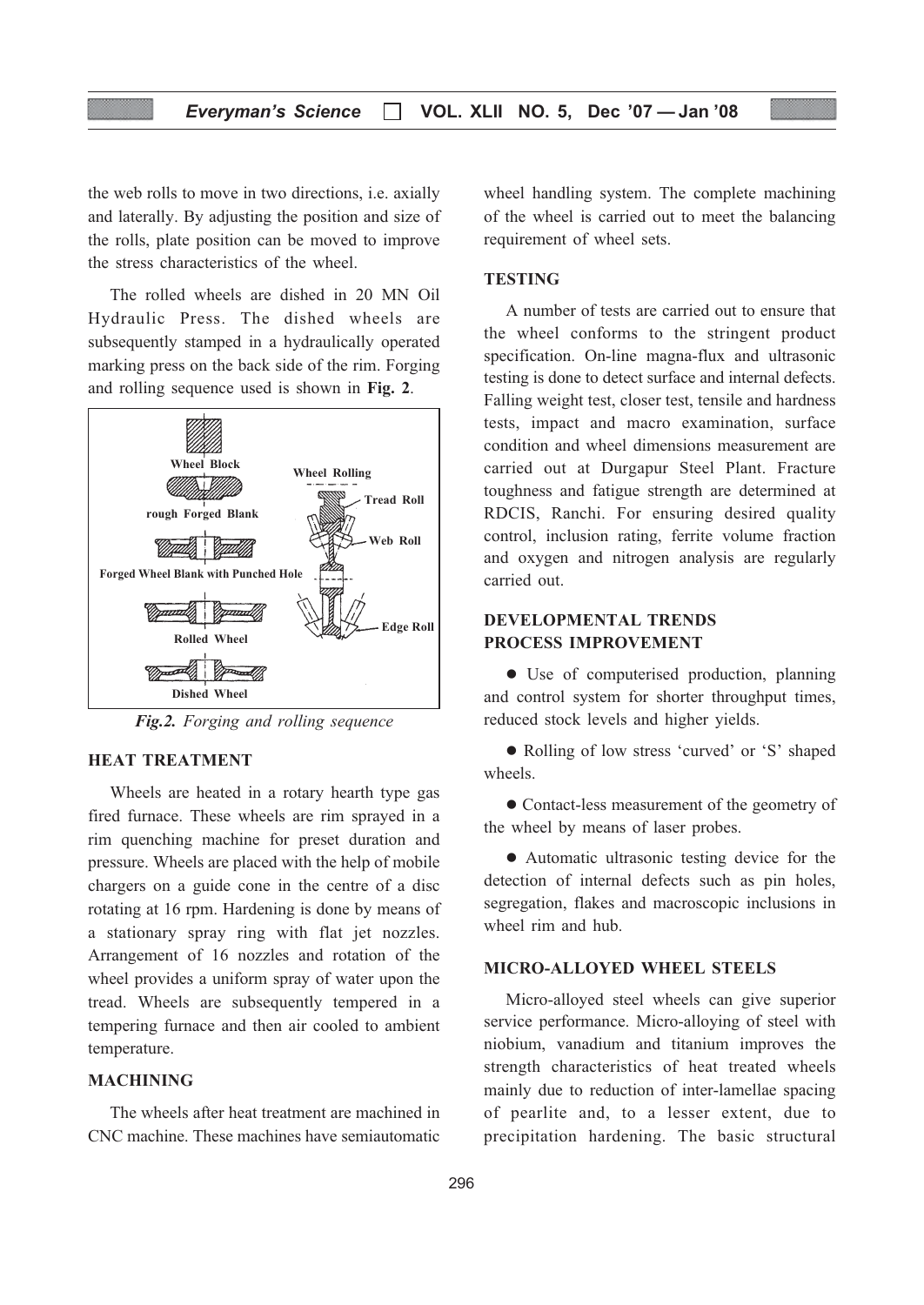the web rolls to move in two directions, i.e. axially and laterally. By adjusting the position and size of the rolls, plate position can be moved to improve the stress characteristics of the wheel.

The rolled wheels are dished in 20 MN Oil Hydraulic Press. The dished wheels are subsequently stamped in a hydraulically operated marking press on the back side of the rim. Forging and rolling sequence used is shown in **Fig. 2**.

***Fig.2.*** *Forging and rolling sequence*

### HEAT TREATMENT

Wheels are heated in a rotary hearth type gas fired furnace. These wheels are rim sprayed in a rim quenching machine for preset duration and pressure. Wheels are placed with the help of mobile chargers on a guide cone in the centre of a disc rotating at 16 rpm. Hardening is done by means of a stationary spray ring with flat jet nozzles. Arrangement of 16 nozzles and rotation of the wheel provides a uniform spray of water upon the tread. Wheels are subsequently tempered in a tempering furnace and then air cooled to ambient temperature.

### MACHINING

The wheels after heat treatment are machined in CNC machine. These machines have semiautomatic wheel handling system. The complete machining of the wheel is carried out to meet the balancing requirement of wheel sets.

### TESTING

A number of tests are carried out to ensure that the wheel conforms to the stringent product specification. On-line magna-flux and ultrasonic testing is done to detect surface and internal defects. Falling weight test, closer test, tensile and hardness tests, impact and macro examination, surface condition and wheel dimensions measurement are carried out at Durgapur Steel Plant. Fracture toughness and fatigue strength are determined at RDCIS, Ranchi. For ensuring desired quality control, inclusion rating, ferrite volume fraction and oxygen and nitrogen analysis are regularly carried out.

### DEVELOPMENTAL TRENDS PROCESS IMPROVEMENT

- Use of computerised production, planning and control system for shorter throughput times, reduced stock levels and higher yields.
- Rolling of low stress 'curved' or 'S' shaped wheels.
- Contact-less measurement of the geometry of the wheel by means of laser probes.
- Automatic ultrasonic testing device for the detection of internal defects such as pin holes, segregation, flakes and macroscopic inclusions in wheel rim and hub.

### MICRO-ALLOYED WHEEL STEELS

Micro-alloyed steel wheels can give superior service performance. Micro-alloying of steel with niobium, vanadium and titanium improves the strength characteristics of heat treated wheels mainly due to reduction of inter-lamellae spacing of pearlite and, to a lesser extent, due to precipitation hardening. The basic structural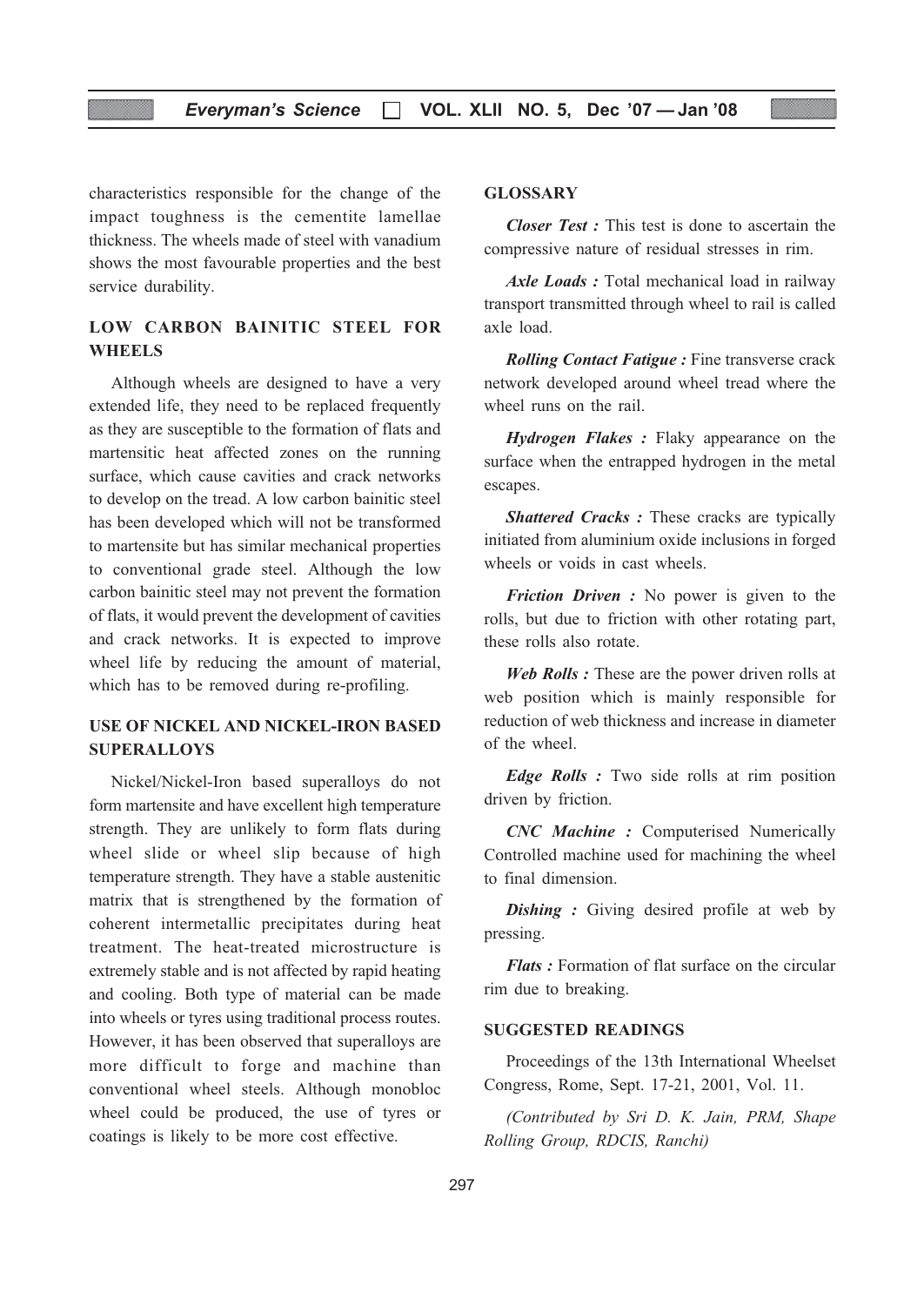characteristics responsible for the change of the impact toughness is the cementite lamellae thickness. The wheels made of steel with vanadium shows the most favourable properties and the best service durability.

## LOW CARBON BAINITIC STEEL FOR WHEELS

Although wheels are designed to have a very extended life, they need to be replaced frequently as they are susceptible to the formation of flats and martensitic heat affected zones on the running surface, which cause cavities and crack networks to develop on the tread. A low carbon bainitic steel has been developed which will not be transformed to martensite but has similar mechanical properties to conventional grade steel. Although the low carbon bainitic steel may not prevent the formation of flats, it would prevent the development of cavities and crack networks. It is expected to improve wheel life by reducing the amount of material, which has to be removed during re-profiling.

## USE OF NICKEL AND NICKEL-IRON BASED SUPERALLOYS

Nickel/Nickel-Iron based superalloys do not form martensite and have excellent high temperature strength. They are unlikely to form flats during wheel slide or wheel slip because of high temperature strength. They have a stable austenitic matrix that is strengthened by the formation of coherent intermetallic precipitates during heat treatment. The heat-treated microstructure is extremely stable and is not affected by rapid heating and cooling. Both type of material can be made into wheels or tyres using traditional process routes. However, it has been observed that superalloys are more difficult to forge and machine than conventional wheel steels. Although monobloc wheel could be produced, the use of tyres or coatings is likely to be more cost effective.

## GLOSSARY

***Closer Test :*** This test is done to ascertain the compressive nature of residual stresses in rim.

***Axle Loads :*** Total mechanical load in railway transport transmitted through wheel to rail is called axle load.

***Rolling Contact Fatigue :*** Fine transverse crack network developed around wheel tread where the wheel runs on the rail.

***Hydrogen Flakes :*** Flaky appearance on the surface when the entrapped hydrogen in the metal escapes.

***Shattered Cracks :*** These cracks are typically initiated from aluminium oxide inclusions in forged wheels or voids in cast wheels.

***Friction Driven :*** No power is given to the rolls, but due to friction with other rotating part, these rolls also rotate.

***Web Rolls :*** These are the power driven rolls at web position which is mainly responsible for reduction of web thickness and increase in diameter of the wheel.

***Edge Rolls :*** Two side rolls at rim position driven by friction.

***CNC Machine :*** Computerised Numerically Controlled machine used for machining the wheel to final dimension.

***Dishing :*** Giving desired profile at web by pressing.

***Flats :*** Formation of flat surface on the circular rim due to breaking.

## SUGGESTED READINGS

Proceedings of the 13th International Wheelset Congress, Rome, Sept. 17-21, 2001, Vol. 11.

*(Contributed by Sri D. K. Jain, PRM, Shape Rolling Group, RDCIS, Ranchi)*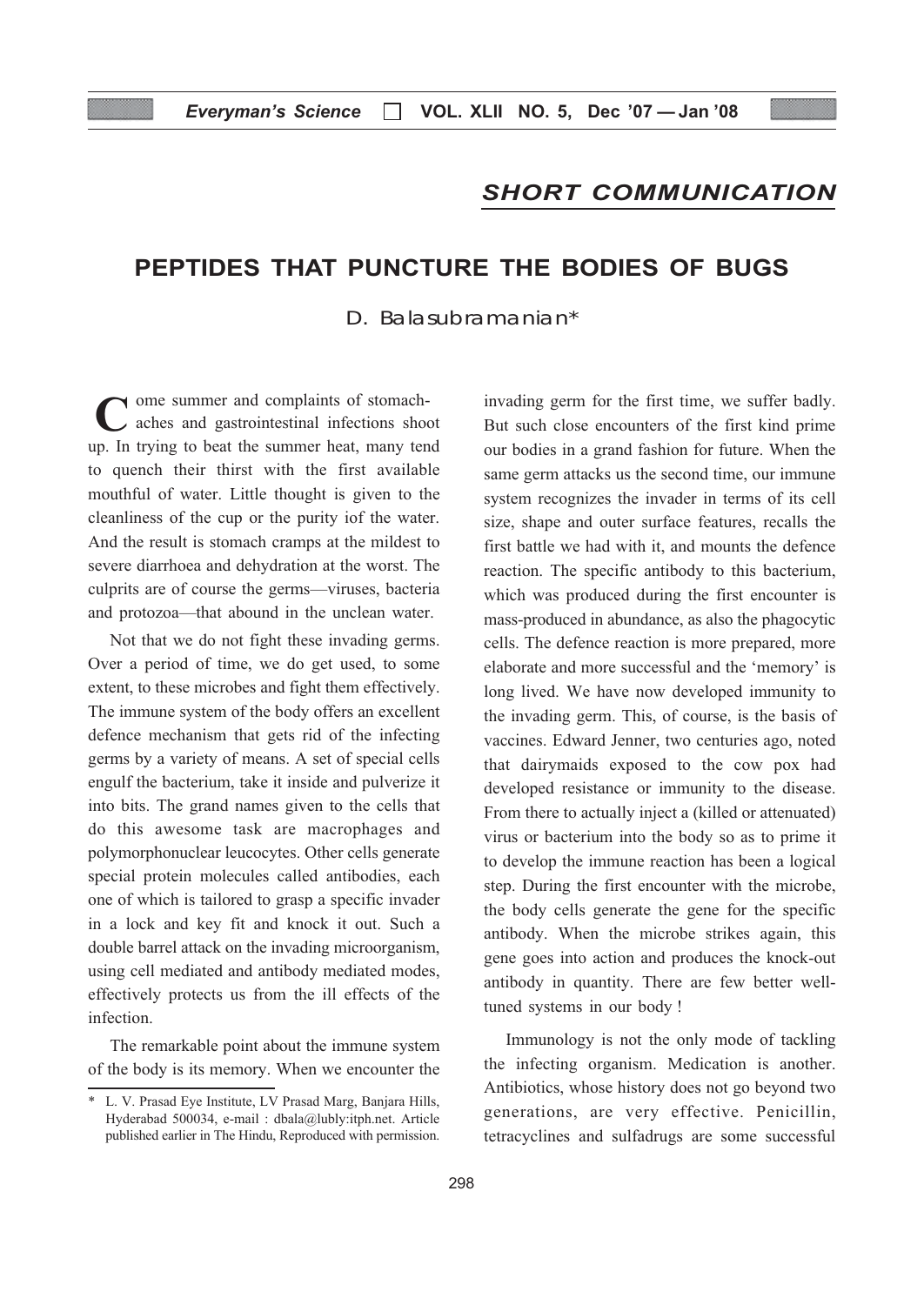## SHORT COMMUNICATION

# PEPTIDES THAT PUNCTURE THE BODIES OF BUGS

D. Balasubramanian*

Come summer and complaints of stomach-aches and gastrointestinal infections shoot up. In trying to beat the summer heat, many tend to quench their thirst with the first available mouthful of water. Little thought is given to the cleanliness of the cup or the purity iof the water. And the result is stomach cramps at the mildest to severe diarrhoea and dehydration at the worst. The culprits are of course the germs—viruses, bacteria and protozoa—that abound in the unclean water.

Not that we do not fight these invading germs. Over a period of time, we do get used, to some extent, to these microbes and fight them effectively. The immune system of the body offers an excellent defence mechanism that gets rid of the infecting germs by a variety of means. A set of special cells engulf the bacterium, take it inside and pulverize it into bits. The grand names given to the cells that do this awesome task are macrophages and polymorphonuclear leucocytes. Other cells generate special protein molecules called antibodies, each one of which is tailored to grasp a specific invader in a lock and key fit and knock it out. Such a double barrel attack on the invading microorganism, using cell mediated and antibody mediated modes, effectively protects us from the ill effects of the infection.

The remarkable point about the immune system of the body is its memory. When we encounter the invading germ for the first time, we suffer badly. But such close encounters of the first kind prime our bodies in a grand fashion for future. When the same germ attacks us the second time, our immune system recognizes the invader in terms of its cell size, shape and outer surface features, recalls the first battle we had with it, and mounts the defence reaction. The specific antibody to this bacterium, which was produced during the first encounter is mass-produced in abundance, as also the phagocytic cells. The defence reaction is more prepared, more elaborate and more successful and the 'memory' is long lived. We have now developed immunity to the invading germ. This, of course, is the basis of vaccines. Edward Jenner, two centuries ago, noted that dairymaids exposed to the cow pox had developed resistance or immunity to the disease. From there to actually inject a (killed or attenuated) virus or bacterium into the body so as to prime it to develop the immune reaction has been a logical step. During the first encounter with the microbe, the body cells generate the gene for the specific antibody. When the microbe strikes again, this gene goes into action and produces the knock-out antibody in quantity. There are few better well-tuned systems in our body !

Immunology is not the only mode of tackling the infecting organism. Medication is another. Antibiotics, whose history does not go beyond two generations, are very effective. Penicillin, tetracyclines and sulfadrugs are some successful

---

\* L. V. Prasad Eye Institute, LV Prasad Marg, Banjara Hills, Hyderabad 500034, e-mail : dbala@lubly:itph.net. Article published earlier in The Hindu, Reproduced with permission.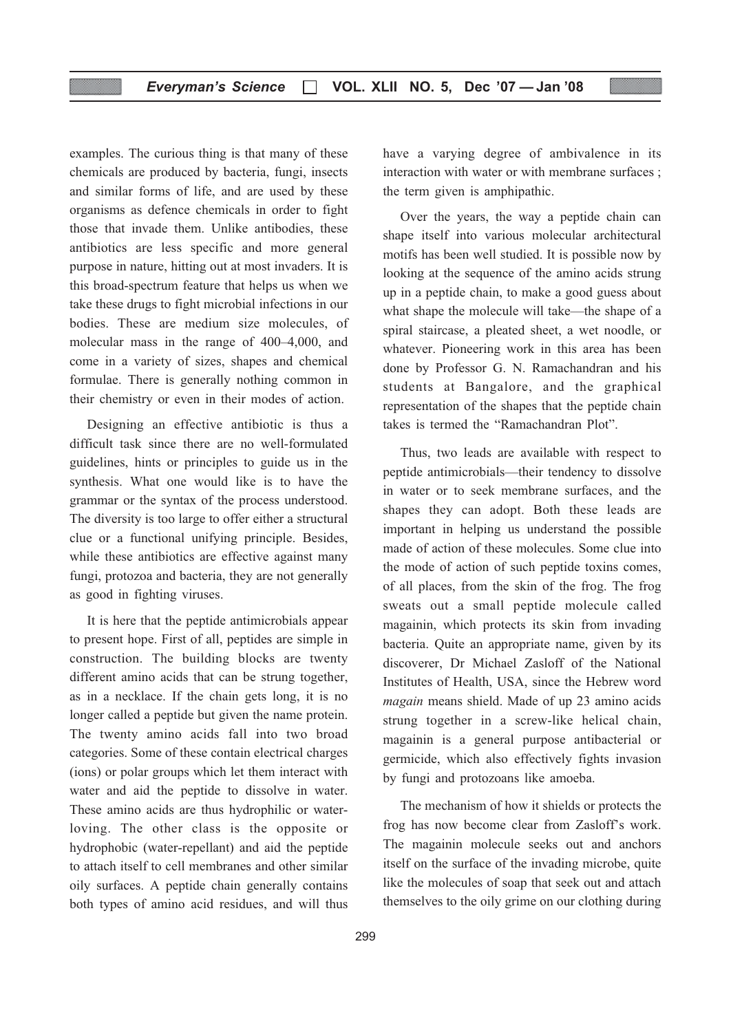examples. The curious thing is that many of these chemicals are produced by bacteria, fungi, insects and similar forms of life, and are used by these organisms as defence chemicals in order to fight those that invade them. Unlike antibodies, these antibiotics are less specific and more general purpose in nature, hitting out at most invaders. It is this broad-spectrum feature that helps us when we take these drugs to fight microbial infections in our bodies. These are medium size molecules, of molecular mass in the range of 400–4,000, and come in a variety of sizes, shapes and chemical formulae. There is generally nothing common in their chemistry or even in their modes of action.

Designing an effective antibiotic is thus a difficult task since there are no well-formulated guidelines, hints or principles to guide us in the synthesis. What one would like is to have the grammar or the syntax of the process understood. The diversity is too large to offer either a structural clue or a functional unifying principle. Besides, while these antibiotics are effective against many fungi, protozoa and bacteria, they are not generally as good in fighting viruses.

It is here that the peptide antimicrobials appear to present hope. First of all, peptides are simple in construction. The building blocks are twenty different amino acids that can be strung together, as in a necklace. If the chain gets long, it is no longer called a peptide but given the name protein. The twenty amino acids fall into two broad categories. Some of these contain electrical charges (ions) or polar groups which let them interact with water and aid the peptide to dissolve in water. These amino acids are thus hydrophilic or water-loving. The other class is the opposite or hydrophobic (water-repellant) and aid the peptide to attach itself to cell membranes and other similar oily surfaces. A peptide chain generally contains both types of amino acid residues, and will thus have a varying degree of ambivalence in its interaction with water or with membrane surfaces ; the term given is amphipathic.

Over the years, the way a peptide chain can shape itself into various molecular architectural motifs has been well studied. It is possible now by looking at the sequence of the amino acids strung up in a peptide chain, to make a good guess about what shape the molecule will take—the shape of a spiral staircase, a pleated sheet, a wet noodle, or whatever. Pioneering work in this area has been done by Professor G. N. Ramachandran and his students at Bangalore, and the graphical representation of the shapes that the peptide chain takes is termed the "Ramachandran Plot".

Thus, two leads are available with respect to peptide antimicrobials—their tendency to dissolve in water or to seek membrane surfaces, and the shapes they can adopt. Both these leads are important in helping us understand the possible made of action of these molecules. Some clue into the mode of action of such peptide toxins comes, of all places, from the skin of the frog. The frog sweats out a small peptide molecule called magainin, which protects its skin from invading bacteria. Quite an appropriate name, given by its discoverer, Dr Michael Zasloff of the National Institutes of Health, USA, since the Hebrew word *magain* means shield. Made of up 23 amino acids strung together in a screw-like helical chain, magainin is a general purpose antibacterial or germicide, which also effectively fights invasion by fungi and protozoans like amoeba.

The mechanism of how it shields or protects the frog has now become clear from Zasloff's work. The magainin molecule seeks out and anchors itself on the surface of the invading microbe, quite like the molecules of soap that seek out and attach themselves to the oily grime on our clothing during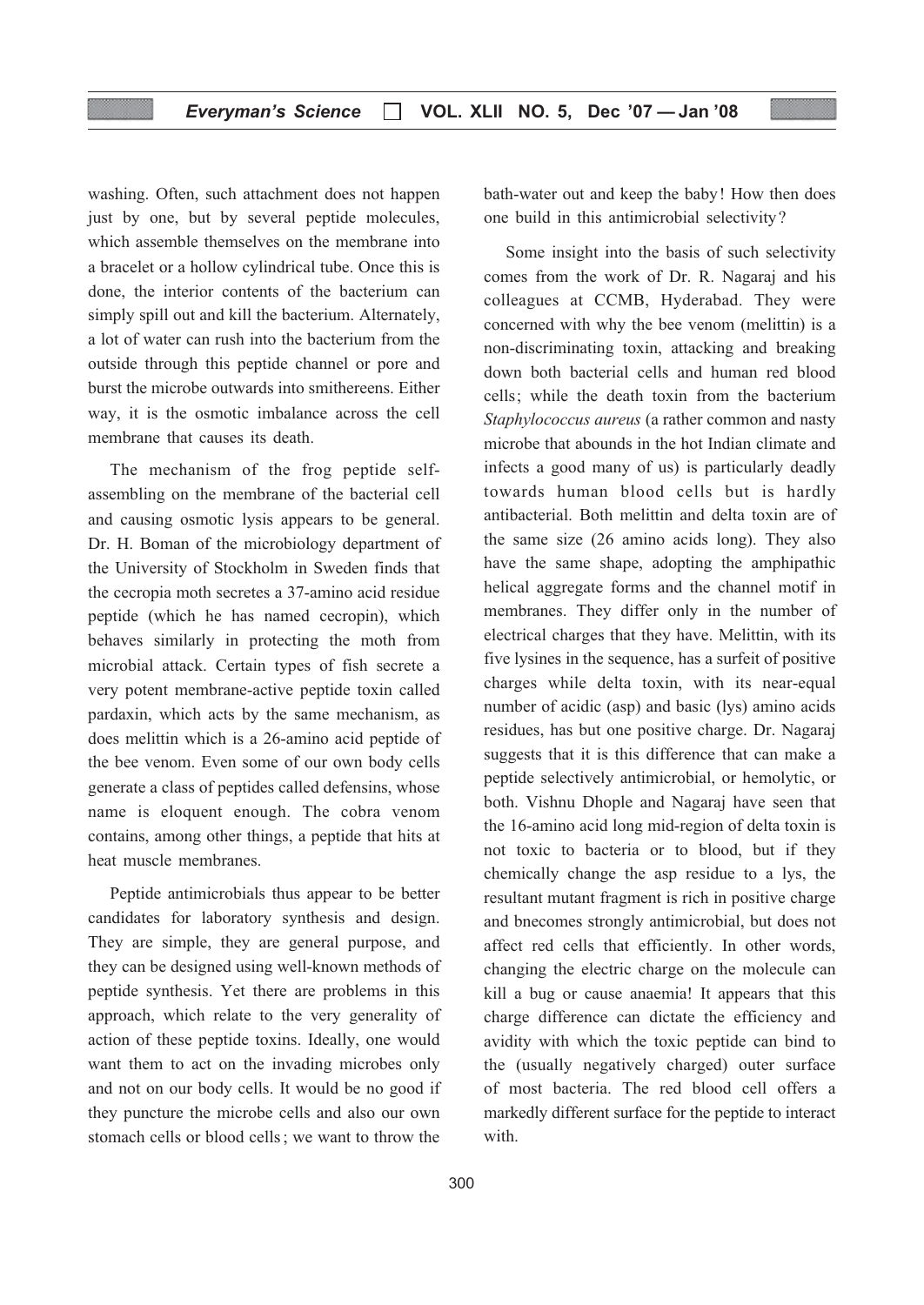washing. Often, such attachment does not happen just by one, but by several peptide molecules, which assemble themselves on the membrane into a bracelet or a hollow cylindrical tube. Once this is done, the interior contents of the bacterium can simply spill out and kill the bacterium. Alternately, a lot of water can rush into the bacterium from the outside through this peptide channel or pore and burst the microbe outwards into smithereens. Either way, it is the osmotic imbalance across the cell membrane that causes its death.

The mechanism of the frog peptide self-assembling on the membrane of the bacterial cell and causing osmotic lysis appears to be general. Dr. H. Boman of the microbiology department of the University of Stockholm in Sweden finds that the cecropia moth secretes a 37-amino acid residue peptide (which he has named cecropin), which behaves similarly in protecting the moth from microbial attack. Certain types of fish secrete a very potent membrane-active peptide toxin called pardaxin, which acts by the same mechanism, as does melittin which is a 26-amino acid peptide of the bee venom. Even some of our own body cells generate a class of peptides called defensins, whose name is eloquent enough. The cobra venom contains, among other things, a peptide that hits at heat muscle membranes.

Peptide antimicrobials thus appear to be better candidates for laboratory synthesis and design. They are simple, they are general purpose, and they can be designed using well-known methods of peptide synthesis. Yet there are problems in this approach, which relate to the very generality of action of these peptide toxins. Ideally, one would want them to act on the invading microbes only and not on our body cells. It would be no good if they puncture the microbe cells and also our own stomach cells or blood cells; we want to throw the bath-water out and keep the baby! How then does one build in this antimicrobial selectivity?

Some insight into the basis of such selectivity comes from the work of Dr. R. Nagaraj and his colleagues at CCMB, Hyderabad. They were concerned with why the bee venom (melittin) is a non-discriminating toxin, attacking and breaking down both bacterial cells and human red blood cells; while the death toxin from the bacterium *Staphylococcus aureus* (a rather common and nasty microbe that abounds in the hot Indian climate and infects a good many of us) is particularly deadly towards human blood cells but is hardly antibacterial. Both melittin and delta toxin are of the same size (26 amino acids long). They also have the same shape, adopting the amphipathic helical aggregate forms and the channel motif in membranes. They differ only in the number of electrical charges that they have. Melittin, with its five lysines in the sequence, has a surfeit of positive charges while delta toxin, with its near-equal number of acidic (asp) and basic (lys) amino acids residues, has but one positive charge. Dr. Nagaraj suggests that it is this difference that can make a peptide selectively antimicrobial, or hemolytic, or both. Vishnu Dhople and Nagaraj have seen that the 16-amino acid long mid-region of delta toxin is not toxic to bacteria or to blood, but if they chemically change the asp residue to a lys, the resultant mutant fragment is rich in positive charge and bnecomes strongly antimicrobial, but does not affect red cells that efficiently. In other words, changing the electric charge on the molecule can kill a bug or cause anaemia! It appears that this charge difference can dictate the efficiency and avidity with which the toxic peptide can bind to the (usually negatively charged) outer surface of most bacteria. The red blood cell offers a markedly different surface for the peptide to interact with.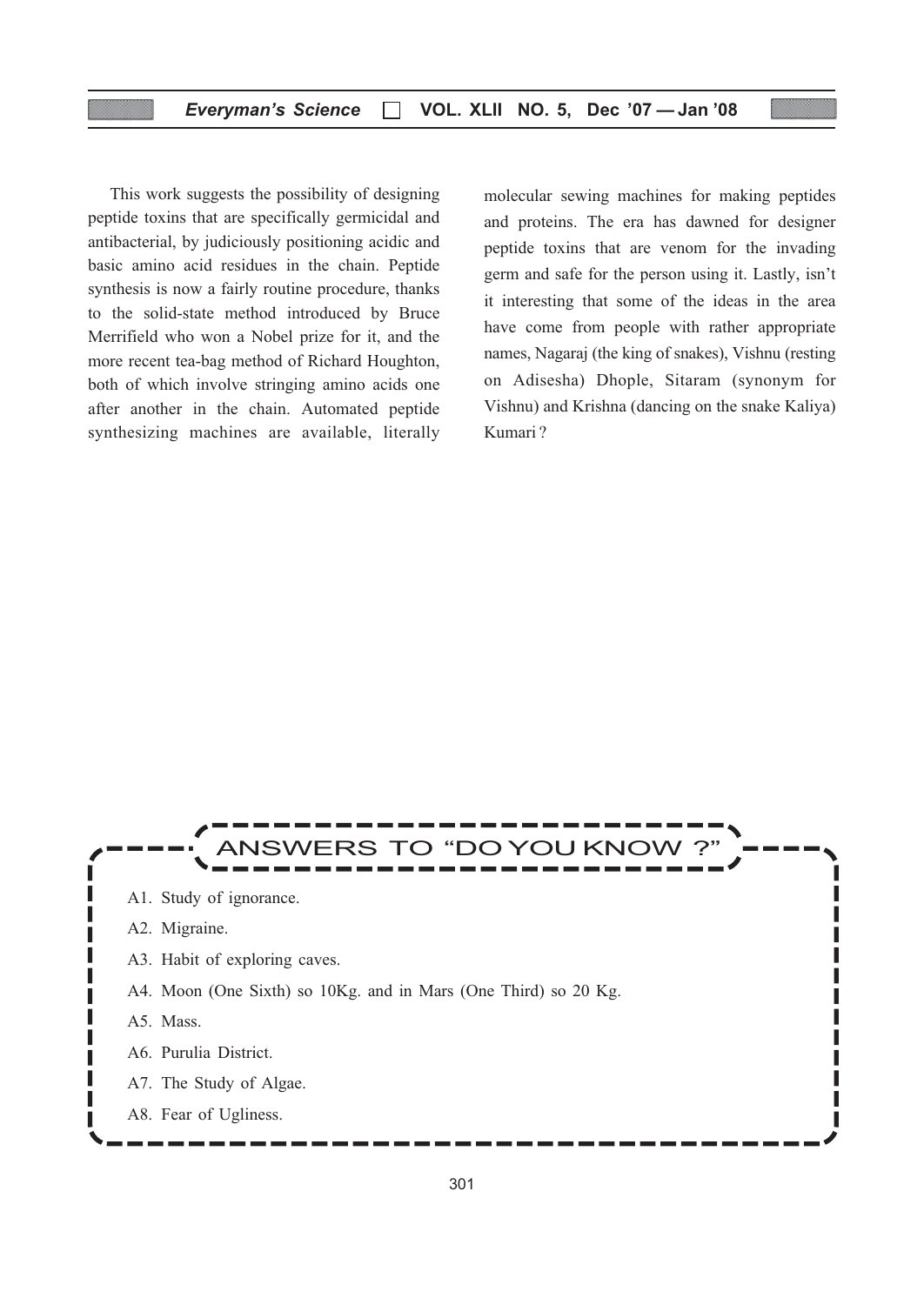This work suggests the possibility of designing peptide toxins that are specifically germicidal and antibacterial, by judiciously positioning acidic and basic amino acid residues in the chain. Peptide synthesis is now a fairly routine procedure, thanks to the solid-state method introduced by Bruce Merrifield who won a Nobel prize for it, and the more recent tea-bag method of Richard Houghton, both of which involve stringing amino acids one after another in the chain. Automated peptide synthesizing machines are available, literally molecular sewing machines for making peptides and proteins. The era has dawned for designer peptide toxins that are venom for the invading germ and safe for the person using it. Lastly, isn't it interesting that some of the ideas in the area have come from people with rather appropriate names, Nagaraj (the king of snakes), Vishnu (resting on Adisesha) Dhople, Sitaram (synonym for Vishnu) and Krishna (dancing on the snake Kaliya) Kumari ?

## ANSWERS TO "DO YOU KNOW ?"

A1. Study of ignorance.

A2. Migraine.

A3. Habit of exploring caves.

A4. Moon (One Sixth) so 10Kg. and in Mars (One Third) so 20 Kg.

A5. Mass.

A6. Purulia District.

A7. The Study of Algae.

A8. Fear of Ugliness.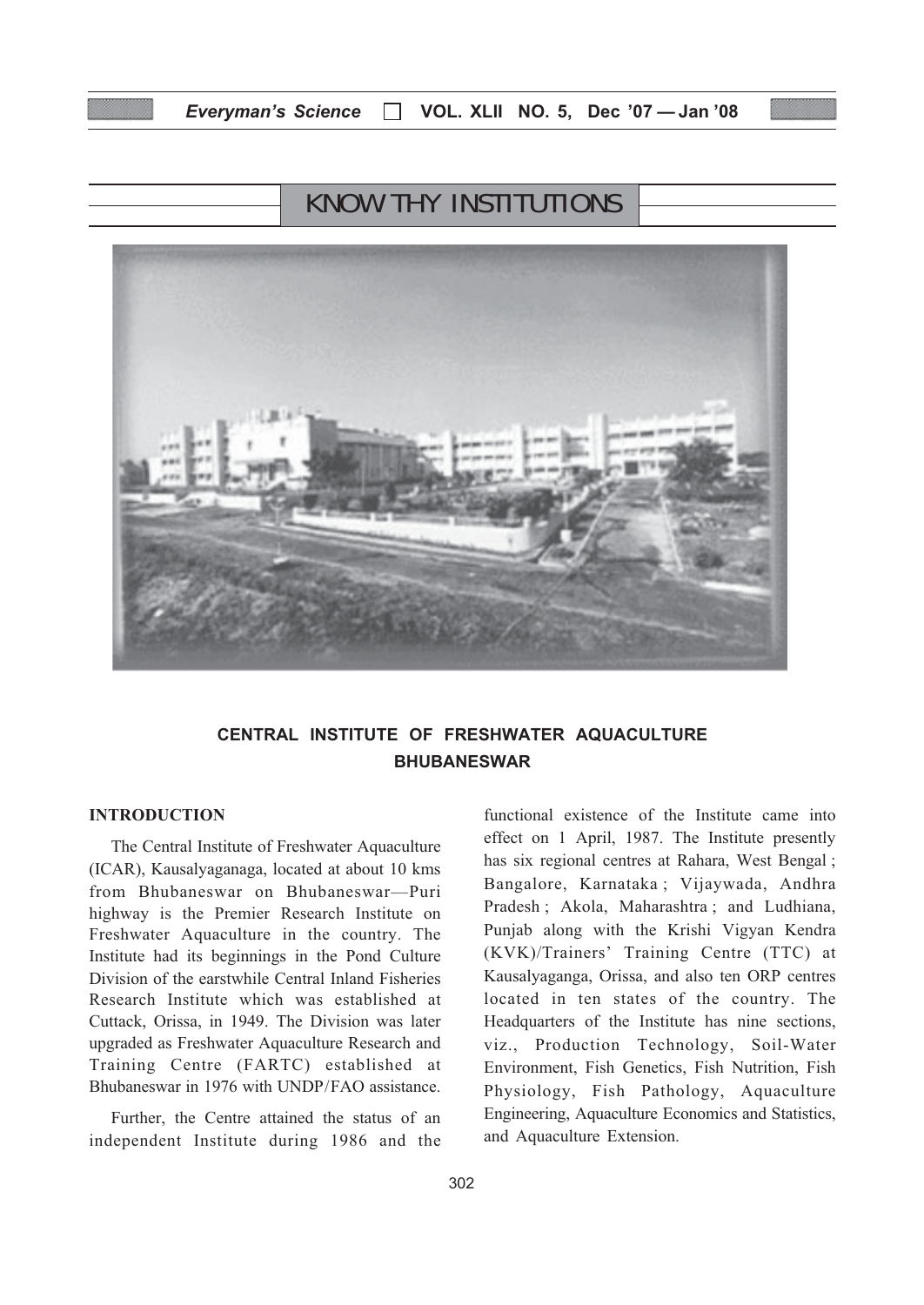# KNOW THY INSTITUTIONS

## CENTRAL INSTITUTE OF FRESHWATER AQUACULTURE BHUBANESWAR

### INTRODUCTION

The Central Institute of Freshwater Aquaculture (ICAR), Kausalyaganaga, located at about 10 kms from Bhubaneswar on Bhubaneswar—Puri highway is the Premier Research Institute on Freshwater Aquaculture in the country. The Institute had its beginnings in the Pond Culture Division of the earstwhile Central Inland Fisheries Research Institute which was established at Cuttack, Orissa, in 1949. The Division was later upgraded as Freshwater Aquaculture Research and Training Centre (FARTC) established at Bhubaneswar in 1976 with UNDP/FAO assistance.

Further, the Centre attained the status of an independent Institute during 1986 and the functional existence of the Institute came into effect on 1 April, 1987. The Institute presently has six regional centres at Rahara, West Bengal ; Bangalore, Karnataka ; Vijaywada, Andhra Pradesh ; Akola, Maharashtra ; and Ludhiana, Punjab along with the Krishi Vigyan Kendra (KVK)/Trainers' Training Centre (TTC) at Kausalyaganga, Orissa, and also ten ORP centres located in ten states of the country. The Headquarters of the Institute has nine sections, viz., Production Technology, Soil-Water Environment, Fish Genetics, Fish Nutrition, Fish Physiology, Fish Pathology, Aquaculture Engineering, Aquaculture Economics and Statistics, and Aquaculture Extension.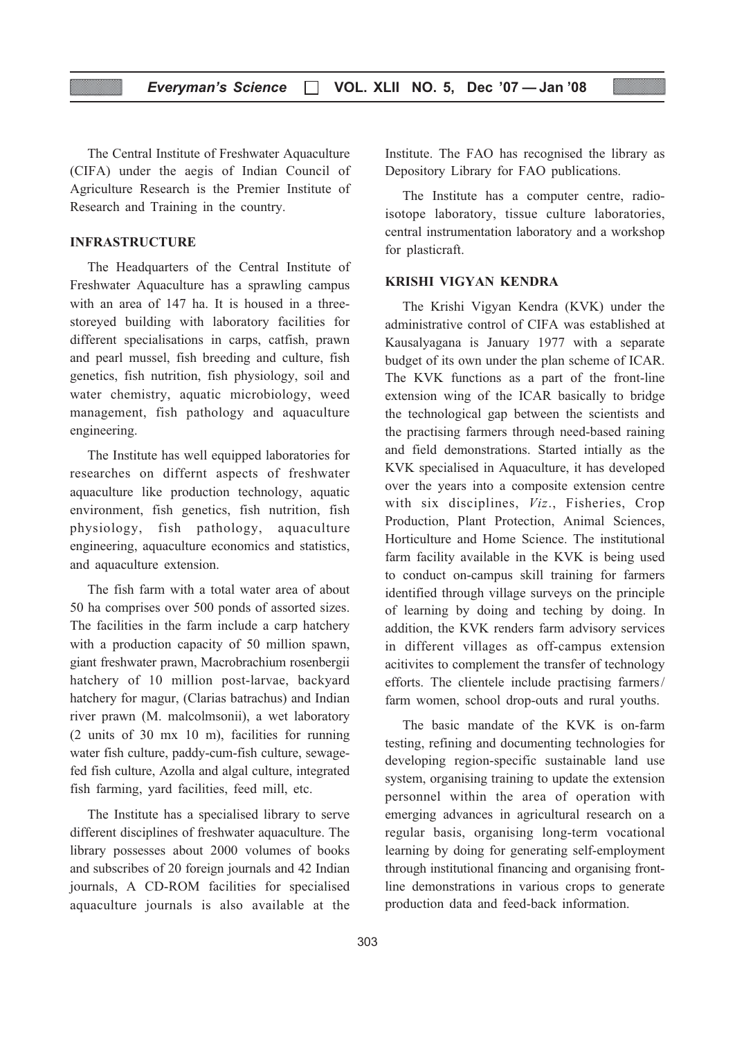The Central Institute of Freshwater Aquaculture (CIFA) under the aegis of Indian Council of Agriculture Research is the Premier Institute of Research and Training in the country.

## INFRASTRUCTURE

The Headquarters of the Central Institute of Freshwater Aquaculture has a sprawling campus with an area of 147 ha. It is housed in a three-storeyed building with laboratory facilities for different specialisations in carps, catfish, prawn and pearl mussel, fish breeding and culture, fish genetics, fish nutrition, fish physiology, soil and water chemistry, aquatic microbiology, weed management, fish pathology and aquaculture engineering.

The Institute has well equipped laboratories for researches on differnt aspects of freshwater aquaculture like production technology, aquatic environment, fish genetics, fish nutrition, fish physiology, fish pathology, aquaculture engineering, aquaculture economics and statistics, and aquaculture extension.

The fish farm with a total water area of about 50 ha comprises over 500 ponds of assorted sizes. The facilities in the farm include a carp hatchery with a production capacity of 50 million spawn, giant freshwater prawn, Macrobrachium rosenbergii hatchery of 10 million post-larvae, backyard hatchery for magur, (Clarias batrachus) and Indian river prawn (M. malcolmsonii), a wet laboratory (2 units of 30 mx 10 m), facilities for running water fish culture, paddy-cum-fish culture, sewage-fed fish culture, Azolla and algal culture, integrated fish farming, yard facilities, feed mill, etc.

The Institute has a specialised library to serve different disciplines of freshwater aquaculture. The library possesses about 2000 volumes of books and subscribes of 20 foreign journals and 42 Indian journals, A CD-ROM facilities for specialised aquaculture journals is also available at the Institute. The FAO has recognised the library as Depository Library for FAO publications.

The Institute has a computer centre, radio-isotope laboratory, tissue culture laboratories, central instrumentation laboratory and a workshop for plasticraft.

## KRISHI VIGYAN KENDRA

The Krishi Vigyan Kendra (KVK) under the administrative control of CIFA was established at Kausalyagana is January 1977 with a separate budget of its own under the plan scheme of ICAR. The KVK functions as a part of the front-line extension wing of the ICAR basically to bridge the technological gap between the scientists and the practising farmers through need-based raining and field demonstrations. Started intially as the KVK specialised in Aquaculture, it has developed over the years into a composite extension centre with six disciplines, *Viz*., Fisheries, Crop Production, Plant Protection, Animal Sciences, Horticulture and Home Science. The institutional farm facility available in the KVK is being used to conduct on-campus skill training for farmers identified through village surveys on the principle of learning by doing and teching by doing. In addition, the KVK renders farm advisory services in different villages as off-campus extension acitivites to complement the transfer of technology efforts. The clientele include practising farmers/ farm women, school drop-outs and rural youths.

The basic mandate of the KVK is on-farm testing, refining and documenting technologies for developing region-specific sustainable land use system, organising training to update the extension personnel within the area of operation with emerging advances in agricultural research on a regular basis, organising long-term vocational learning by doing for generating self-employment through institutional financing and organising front-line demonstrations in various crops to generate production data and feed-back information.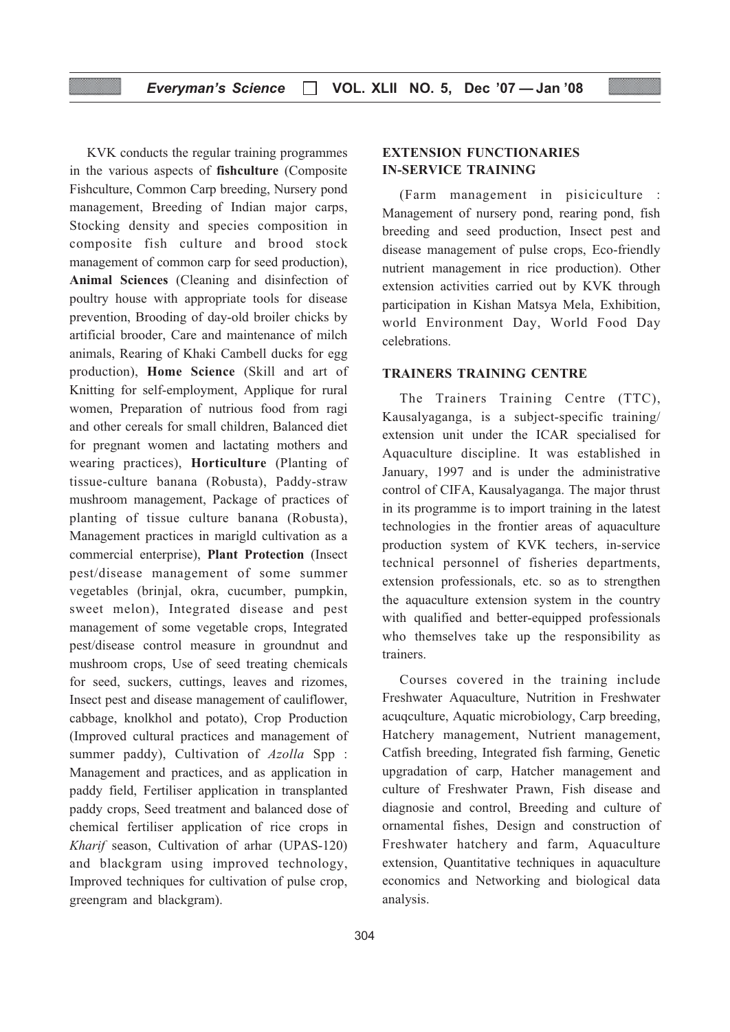KVK conducts the regular training programmes in the various aspects of **fishculture** (Composite Fishculture, Common Carp breeding, Nursery pond management, Breeding of Indian major carps, Stocking density and species composition in composite fish culture and brood stock management of common carp for seed production), **Animal Sciences** (Cleaning and disinfection of poultry house with appropriate tools for disease prevention, Brooding of day-old broiler chicks by artificial brooder, Care and maintenance of milch animals, Rearing of Khaki Cambell ducks for egg production), **Home Science** (Skill and art of Knitting for self-employment, Applique for rural women, Preparation of nutrious food from ragi and other cereals for small children, Balanced diet for pregnant women and lactating mothers and wearing practices), **Horticulture** (Planting of tissue-culture banana (Robusta), Paddy-straw mushroom management, Package of practices of planting of tissue culture banana (Robusta), Management practices in marigld cultivation as a commercial enterprise), **Plant Protection** (Insect pest/disease management of some summer vegetables (brinjal, okra, cucumber, pumpkin, sweet melon), Integrated disease and pest management of some vegetable crops, Integrated pest/disease control measure in groundnut and mushroom crops, Use of seed treating chemicals for seed, suckers, cuttings, leaves and rizomes, Insect pest and disease management of cauliflower, cabbage, knolkhol and potato), Crop Production (Improved cultural practices and management of summer paddy), Cultivation of *Azolla* Spp : Management and practices, and as application in paddy field, Fertiliser application in transplanted paddy crops, Seed treatment and balanced dose of chemical fertiliser application of rice crops in *Kharif* season, Cultivation of arhar (UPAS-120) and blackgram using improved technology, Improved techniques for cultivation of pulse crop, greengram and blackgram).

## EXTENSION FUNCTIONARIES IN-SERVICE TRAINING

(Farm management in pisiciculture : Management of nursery pond, rearing pond, fish breeding and seed production, Insect pest and disease management of pulse crops, Eco-friendly nutrient management in rice production). Other extension activities carried out by KVK through participation in Kishan Matsya Mela, Exhibition, world Environment Day, World Food Day celebrations.

## TRAINERS TRAINING CENTRE

The Trainers Training Centre (TTC), Kausalyaganga, is a subject-specific training/ extension unit under the ICAR specialised for Aquaculture discipline. It was established in January, 1997 and is under the administrative control of CIFA, Kausalyaganga. The major thrust in its programme is to import training in the latest technologies in the frontier areas of aquaculture production system of KVK techers, in-service technical personnel of fisheries departments, extension professionals, etc. so as to strengthen the aquaculture extension system in the country with qualified and better-equipped professionals who themselves take up the responsibility as trainers.

Courses covered in the training include Freshwater Aquaculture, Nutrition in Freshwater acuqculture, Aquatic microbiology, Carp breeding, Hatchery management, Nutrient management, Catfish breeding, Integrated fish farming, Genetic upgradation of carp, Hatcher management and culture of Freshwater Prawn, Fish disease and diagnosie and control, Breeding and culture of ornamental fishes, Design and construction of Freshwater hatchery and farm, Aquaculture extension, Quantitative techniques in aquaculture economics and Networking and biological data analysis.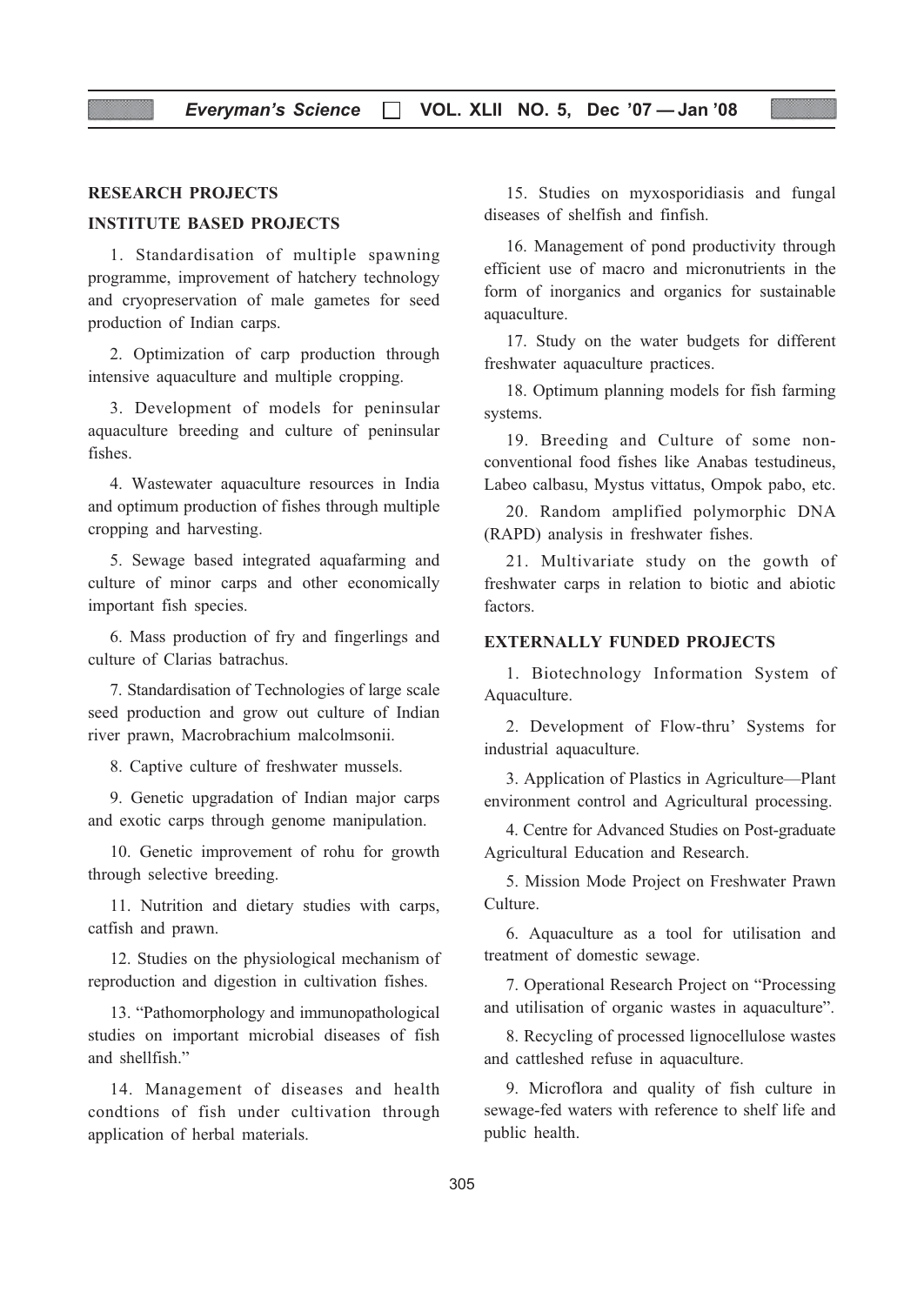## RESEARCH PROJECTS

### INSTITUTE BASED PROJECTS

1. Standardisation of multiple spawning programme, improvement of hatchery technology and cryopreservation of male gametes for seed production of Indian carps.

2. Optimization of carp production through intensive aquaculture and multiple cropping.

3. Development of models for peninsular aquaculture breeding and culture of peninsular fishes.

4. Wastewater aquaculture resources in India and optimum production of fishes through multiple cropping and harvesting.

5. Sewage based integrated aquafarming and culture of minor carps and other economically important fish species.

6. Mass production of fry and fingerlings and culture of Clarias batrachus.

7. Standardisation of Technologies of large scale seed production and grow out culture of Indian river prawn, Macrobrachium malcolmsonii.

8. Captive culture of freshwater mussels.

9. Genetic upgradation of Indian major carps and exotic carps through genome manipulation.

10. Genetic improvement of rohu for growth through selective breeding.

11. Nutrition and dietary studies with carps, catfish and prawn.

12. Studies on the physiological mechanism of reproduction and digestion in cultivation fishes.

13. "Pathomorphology and immunopathological studies on important microbial diseases of fish and shellfish."

14. Management of diseases and health condtions of fish under cultivation through application of herbal materials.

15. Studies on myxosporidiasis and fungal diseases of shelfish and finfish.

16. Management of pond productivity through efficient use of macro and micronutrients in the form of inorganics and organics for sustainable aquaculture.

17. Study on the water budgets for different freshwater aquaculture practices.

18. Optimum planning models for fish farming systems.

19. Breeding and Culture of some non-conventional food fishes like Anabas testudineus, Labeo calbasu, Mystus vittatus, Ompok pabo, etc.

20. Random amplified polymorphic DNA (RAPD) analysis in freshwater fishes.

21. Multivariate study on the gowth of freshwater carps in relation to biotic and abiotic factors.

### EXTERNALLY FUNDED PROJECTS

1. Biotechnology Information System of Aquaculture.

2. Development of Flow-thru' Systems for industrial aquaculture.

3. Application of Plastics in Agriculture—Plant environment control and Agricultural processing.

4. Centre for Advanced Studies on Post-graduate Agricultural Education and Research.

5. Mission Mode Project on Freshwater Prawn Culture.

6. Aquaculture as a tool for utilisation and treatment of domestic sewage.

7. Operational Research Project on "Processing and utilisation of organic wastes in aquaculture".

8. Recycling of processed lignocellulose wastes and cattleshed refuse in aquaculture.

9. Microflora and quality of fish culture in sewage-fed waters with reference to shelf life and public health.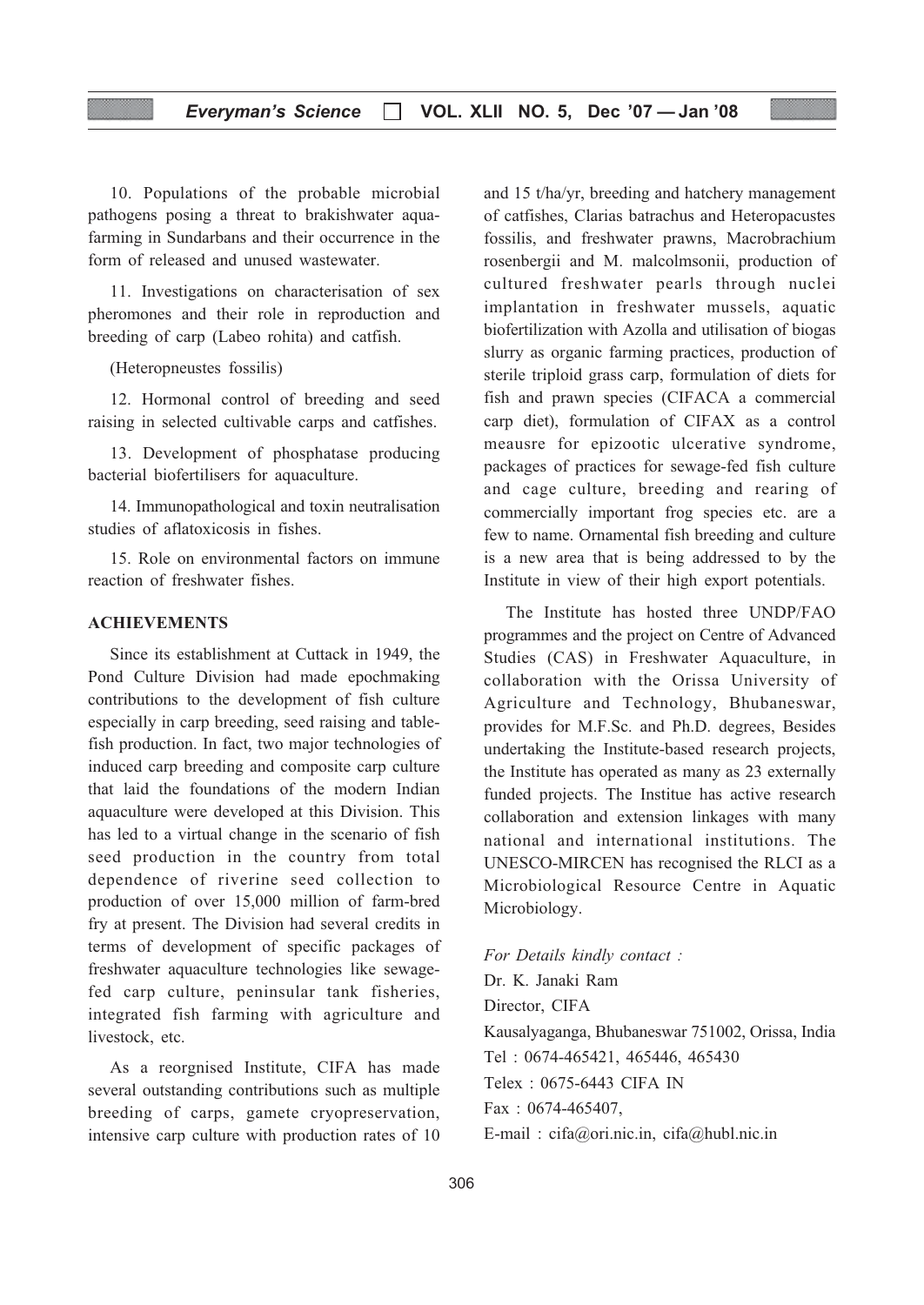10. Populations of the probable microbial pathogens posing a threat to brakishwater aqua-farming in Sundarbans and their occurrence in the form of released and unused wastewater.

11. Investigations on characterisation of sex pheromones and their role in reproduction and breeding of carp (Labeo rohita) and catfish.

(Heteropneustes fossilis)

12. Hormonal control of breeding and seed raising in selected cultivable carps and catfishes.

13. Development of phosphatase producing bacterial biofertilisers for aquaculture.

14. Immunopathological and toxin neutralisation studies of aflatoxicosis in fishes.

15. Role on environmental factors on immune reaction of freshwater fishes.

## ACHIEVEMENTS

Since its establishment at Cuttack in 1949, the Pond Culture Division had made epochmaking contributions to the development of fish culture especially in carp breeding, seed raising and table-fish production. In fact, two major technologies of induced carp breeding and composite carp culture that laid the foundations of the modern Indian aquaculture were developed at this Division. This has led to a virtual change in the scenario of fish seed production in the country from total dependence of riverine seed collection to production of over 15,000 million of farm-bred fry at present. The Division had several credits in terms of development of specific packages of freshwater aquaculture technologies like sewage-fed carp culture, peninsular tank fisheries, integrated fish farming with agriculture and livestock, etc.

As a reorgnised Institute, CIFA has made several outstanding contributions such as multiple breeding of carps, gamete cryopreservation, intensive carp culture with production rates of 10 and 15 t/ha/yr, breeding and hatchery management of catfishes, Clarias batrachus and Heteropacustes fossilis, and freshwater prawns, Macrobrachium rosenbergii and M. malcolmsonii, production of cultured freshwater pearls through nuclei implantation in freshwater mussels, aquatic biofertilization with Azolla and utilisation of biogas slurry as organic farming practices, production of sterile triploid grass carp, formulation of diets for fish and prawn species (CIFACA a commercial carp diet), formulation of CIFAX as a control meausre for epizootic ulcerative syndrome, packages of practices for sewage-fed fish culture and cage culture, breeding and rearing of commercially important frog species etc. are a few to name. Ornamental fish breeding and culture is a new area that is being addressed to by the Institute in view of their high export potentials.

The Institute has hosted three UNDP/FAO programmes and the project on Centre of Advanced Studies (CAS) in Freshwater Aquaculture, in collaboration with the Orissa University of Agriculture and Technology, Bhubaneswar, provides for M.F.Sc. and Ph.D. degrees, Besides undertaking the Institute-based research projects, the Institute has operated as many as 23 externally funded projects. The Institue has active research collaboration and extension linkages with many national and international institutions. The UNESCO-MIRCEN has recognised the RLCI as a Microbiological Resource Centre in Aquatic Microbiology.

*For Details kindly contact :*
Dr. K. Janaki Ram
Director, CIFA
Kausalyaganga, Bhubaneswar 751002, Orissa, India
Tel : 0674-465421, 465446, 465430
Telex : 0675-6443 CIFA IN
Fax : 0674-465407,
E-mail : cifa@ori.nic.in, cifa@hubl.nic.in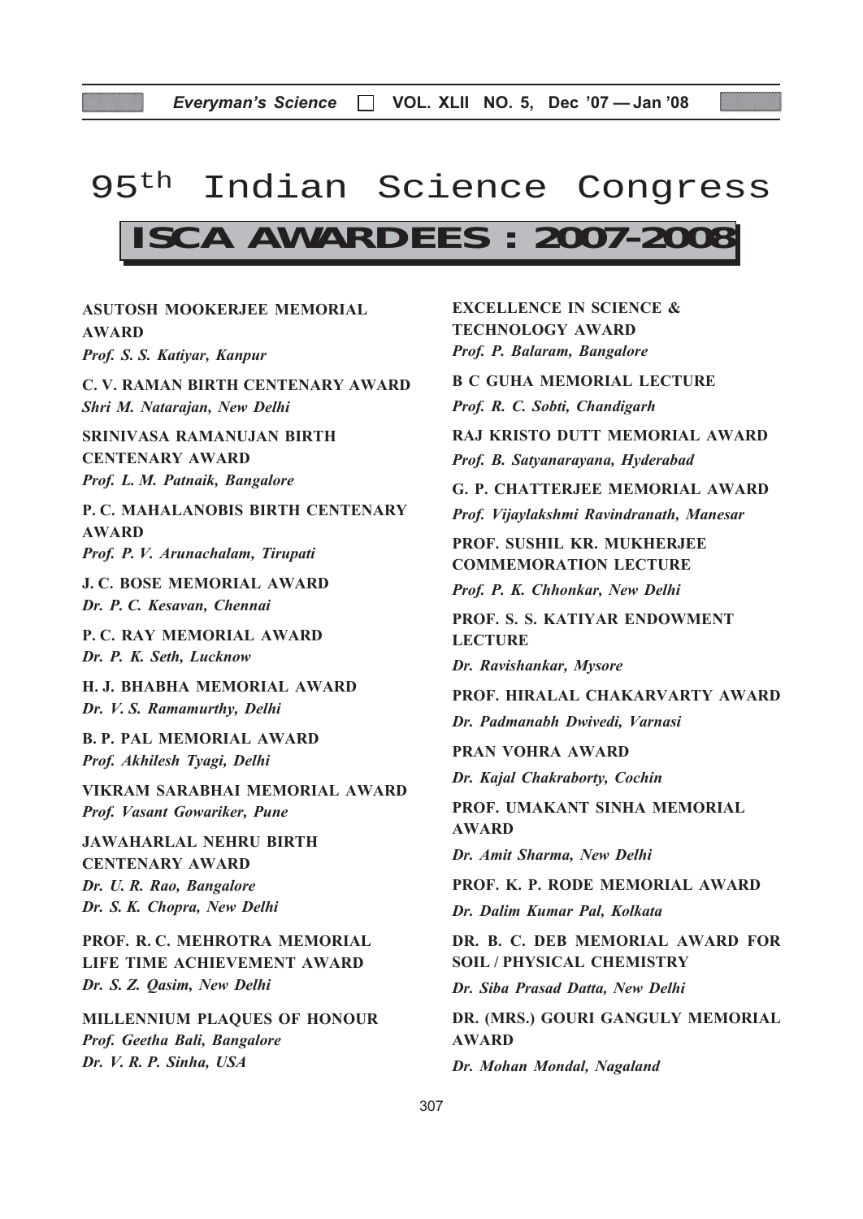# 95th Indian Science Congress

## ISCA AWARDEES : 2007-2008

**ASUTOSH MOOKERJEE MEMORIAL AWARD**
***Prof. S. S. Katiyar, Kanpur***

**C. V. RAMAN BIRTH CENTENARY AWARD**
***Shri M. Natarajan, New Delhi***

**SRINIVASA RAMANUJAN BIRTH CENTENARY AWARD**
***Prof. L. M. Patnaik, Bangalore***

**P. C. MAHALANOBIS BIRTH CENTENARY AWARD**
***Prof. P. V. Arunachalam, Tirupati***

**J. C. BOSE MEMORIAL AWARD**
***Dr. P. C. Kesavan, Chennai***

**P. C. RAY MEMORIAL AWARD**
***Dr. P. K. Seth, Lucknow***

**H. J. BHABHA MEMORIAL AWARD**
***Dr. V. S. Ramamurthy, Delhi***

**B. P. PAL MEMORIAL AWARD**
***Prof. Akhilesh Tyagi, Delhi***

**VIKRAM SARABHAI MEMORIAL AWARD**
***Prof. Vasant Gowariker, Pune***

**JAWAHARLAL NEHRU BIRTH CENTENARY AWARD**
***Dr. U. R. Rao, Bangalore***
***Dr. S. K. Chopra, New Delhi***

**PROF. R. C. MEHROTRA MEMORIAL LIFE TIME ACHIEVEMENT AWARD**
***Dr. S. Z. Qasim, New Delhi***

**MILLENNIUM PLAQUES OF HONOUR**
***Prof. Geetha Bali, Bangalore***
***Dr. V. R. P. Sinha, USA***

**EXCELLENCE IN SCIENCE & TECHNOLOGY AWARD**
***Prof. P. Balaram, Bangalore***

**B C GUHA MEMORIAL LECTURE**
***Prof. R. C. Sobti, Chandigarh***

**RAJ KRISTO DUTT MEMORIAL AWARD**
***Prof. B. Satyanarayana, Hyderabad***

**G. P. CHATTERJEE MEMORIAL AWARD**
***Prof. Vijaylakshmi Ravindranath, Manesar***

**PROF. SUSHIL KR. MUKHERJEE COMMEMORATION LECTURE**
***Prof. P. K. Chhonkar, New Delhi***

**PROF. S. S. KATIYAR ENDOWMENT LECTURE**
***Dr. Ravishankar, Mysore***

**PROF. HIRALAL CHAKARVARTY AWARD**
***Dr. Padmanabh Dwivedi, Varnasi***

**PRAN VOHRA AWARD**
***Dr. Kajal Chakraborty, Cochin***

**PROF. UMAKANT SINHA MEMORIAL AWARD**
***Dr. Amit Sharma, New Delhi***

**PROF. K. P. RODE MEMORIAL AWARD**
***Dr. Dalim Kumar Pal, Kolkata***

**DR. B. C. DEB MEMORIAL AWARD FOR SOIL / PHYSICAL CHEMISTRY**
***Dr. Siba Prasad Datta, New Delhi***

**DR. (MRS.) GOURI GANGULY MEMORIAL AWARD**
***Dr. Mohan Mondal, Nagaland***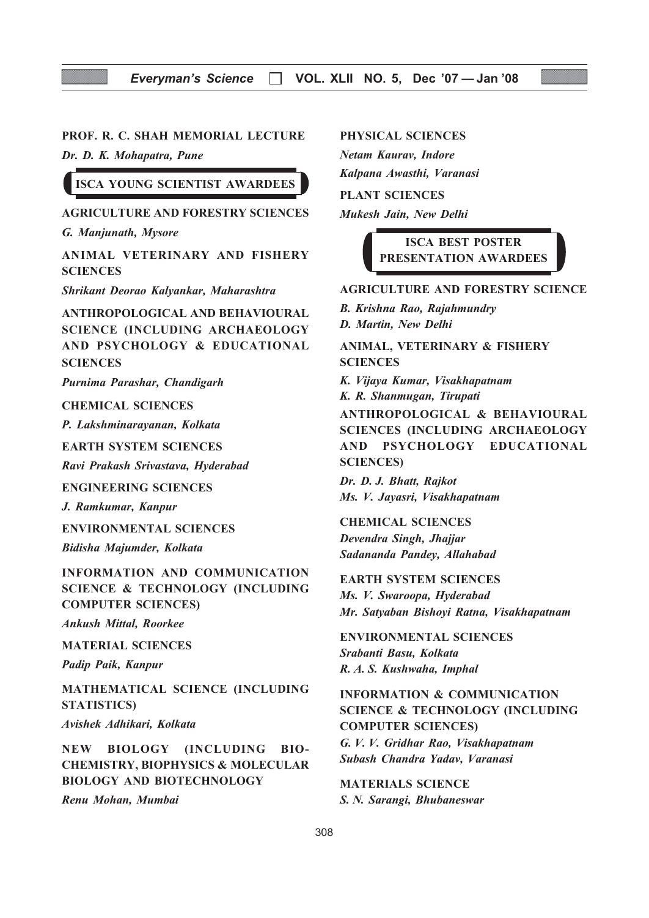**PROF. R. C. SHAH MEMORIAL LECTURE**

*Dr. D. K. Mohapatra, Pune*

## ISCA YOUNG SCIENTIST AWARDEES

**AGRICULTURE AND FORESTRY SCIENCES**

*G. Manjunath, Mysore*

**ANIMAL VETERINARY AND FISHERY SCIENCES**

*Shrikant Deorao Kalyankar, Maharashtra*

**ANTHROPOLOGICAL AND BEHAVIOURAL SCIENCE (INCLUDING ARCHAEOLOGY AND PSYCHOLOGY & EDUCATIONAL SCIENCES**

*Purnima Parashar, Chandigarh*

**CHEMICAL SCIENCES**

*P. Lakshminarayanan, Kolkata*

**EARTH SYSTEM SCIENCES**

*Ravi Prakash Srivastava, Hyderabad*

**ENGINEERING SCIENCES**

*J. Ramkumar, Kanpur*

**ENVIRONMENTAL SCIENCES**

*Bidisha Majumder, Kolkata*

**INFORMATION AND COMMUNICATION SCIENCE & TECHNOLOGY (INCLUDING COMPUTER SCIENCES)**

*Ankush Mittal, Roorkee*

**MATERIAL SCIENCES**

*Padip Paik, Kanpur*

**MATHEMATICAL SCIENCE (INCLUDING STATISTICS)**

*Avishek Adhikari, Kolkata*

**NEW BIOLOGY (INCLUDING BIO-CHEMISTRY, BIOPHYSICS & MOLECULAR BIOLOGY AND BIOTECHNOLOGY**

*Renu Mohan, Mumbai*

**PHYSICAL SCIENCES**

*Netam Kaurav, Indore*

*Kalpana Awasthi, Varanasi*

**PLANT SCIENCES**

*Mukesh Jain, New Delhi*

## ISCA BEST POSTER PRESENTATION AWARDEES

**AGRICULTURE AND FORESTRY SCIENCE**

*B. Krishna Rao, Rajahmundry*

*D. Martin, New Delhi*

**ANIMAL, VETERINARY & FISHERY SCIENCES**

*K. Vijaya Kumar, Visakhapatnam*

*K. R. Shanmugan, Tirupati*

**ANTHROPOLOGICAL & BEHAVIOURAL SCIENCES (INCLUDING ARCHAEOLOGY AND PSYCHOLOGY EDUCATIONAL SCIENCES)**

*Dr. D. J. Bhatt, Rajkot*

*Ms. V. Jayasri, Visakhapatnam*

**CHEMICAL SCIENCES**

*Devendra Singh, Jhajjar*

*Sadananda Pandey, Allahabad*

**EARTH SYSTEM SCIENCES**

*Ms. V. Swaroopa, Hyderabad*

*Mr. Satyaban Bishoyi Ratna, Visakhapatnam*

**ENVIRONMENTAL SCIENCES**

*Srabanti Basu, Kolkata*

*R. A. S. Kushwaha, Imphal*

**INFORMATION & COMMUNICATION SCIENCE & TECHNOLOGY (INCLUDING COMPUTER SCIENCES)**

*G. V. V. Gridhar Rao, Visakhapatnam*

*Subash Chandra Yadav, Varanasi*

**MATERIALS SCIENCE**

*S. N. Sarangi, Bhubaneswar*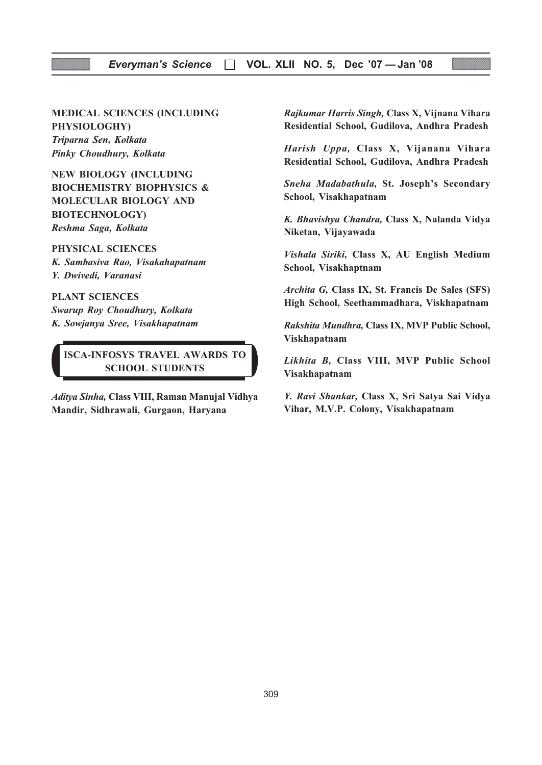**MEDICAL SCIENCES (INCLUDING PHYSIOLOGHY)**
*Triparna Sen, Kolkata*
*Pinky Choudhury, Kolkata*

**NEW BIOLOGY (INCLUDING BIOCHEMISTRY BIOPHYSICS & MOLECULAR BIOLOGY AND BIOTECHNOLOGY)**
*Reshma Saga, Kolkata*

**PHYSICAL SCIENCES**
*K. Sambasiva Rao, Visakahapatnam*
*Y. Dwivedi, Varanasi*

**PLANT SCIENCES**
*Swarup Roy Choudhury, Kolkata*
*K. Sowjanya Sree, Visakhapatnam*

## ISCA-INFOSYS TRAVEL AWARDS TO SCHOOL STUDENTS

***Aditya Sinha,*** **Class VIII, Raman Manujal Vidhya Mandir, Sidhrawali, Gurgaon, Haryana**

***Rajkumar Harris Singh,*** **Class X, Vijnana Vihara Residential School, Gudilova, Andhra Pradesh**

***Harish Uppa,*** **Class X, Vijanana Vihara Residential School, Gudilova, Andhra Pradesh**

***Sneha Madabathula,*** **St. Joseph's Secondary School, Visakhapatnam**

***K. Bhavishya Chandra,*** **Class X, Nalanda Vidya Niketan, Vijayawada**

***Vishala Siriki,*** **Class X, AU English Medium School, Visakhaptnam**

***Archita G,*** **Class IX, St. Francis De Sales (SFS) High School, Seethammadhara, Viskhapatnam**

***Rakshita Mundhra,*** **Class IX, MVP Public School, Viskhapatnam**

***Likhita B,*** **Class VIII, MVP Public School Visakhapatnam**

***Y. Ravi Shankar,*** **Class X, Sri Satya Sai Vidya Vihar, M.V.P. Colony, Visakhapatnam**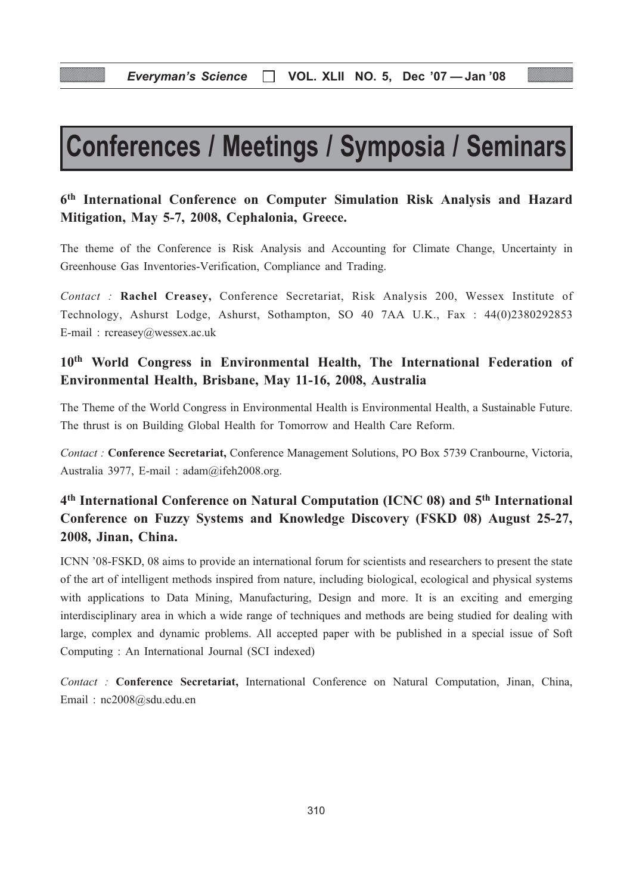# Conferences / Meetings / Symposia / Seminars

### 6th International Conference on Computer Simulation Risk Analysis and Hazard Mitigation, May 5-7, 2008, Cephalonia, Greece.

The theme of the Conference is Risk Analysis and Accounting for Climate Change, Uncertainty in Greenhouse Gas Inventories-Verification, Compliance and Trading.

*Contact :* **Rachel Creasey,** Conference Secretariat, Risk Analysis 200, Wessex Institute of Technology, Ashurst Lodge, Ashurst, Sothampton, SO 40 7AA U.K., Fax : 44(0)2380292853 E-mail : rcreasey@wessex.ac.uk

### 10th World Congress in Environmental Health, The International Federation of Environmental Health, Brisbane, May 11-16, 2008, Australia

The Theme of the World Congress in Environmental Health is Environmental Health, a Sustainable Future. The thrust is on Building Global Health for Tomorrow and Health Care Reform.

*Contact :* **Conference Secretariat,** Conference Management Solutions, PO Box 5739 Cranbourne, Victoria, Australia 3977, E-mail : adam@ifeh2008.org.

### 4th International Conference on Natural Computation (ICNC 08) and 5th International Conference on Fuzzy Systems and Knowledge Discovery (FSKD 08) August 25-27, 2008, Jinan, China.

ICNN '08-FSKD, 08 aims to provide an international forum for scientists and researchers to present the state of the art of intelligent methods inspired from nature, including biological, ecological and physical systems with applications to Data Mining, Manufacturing, Design and more. It is an exciting and emerging interdisciplinary area in which a wide range of techniques and methods are being studied for dealing with large, complex and dynamic problems. All accepted paper with be published in a special issue of Soft Computing : An International Journal (SCI indexed)

*Contact :* **Conference Secretariat,** International Conference on Natural Computation, Jinan, China, Email : nc2008@sdu.edu.en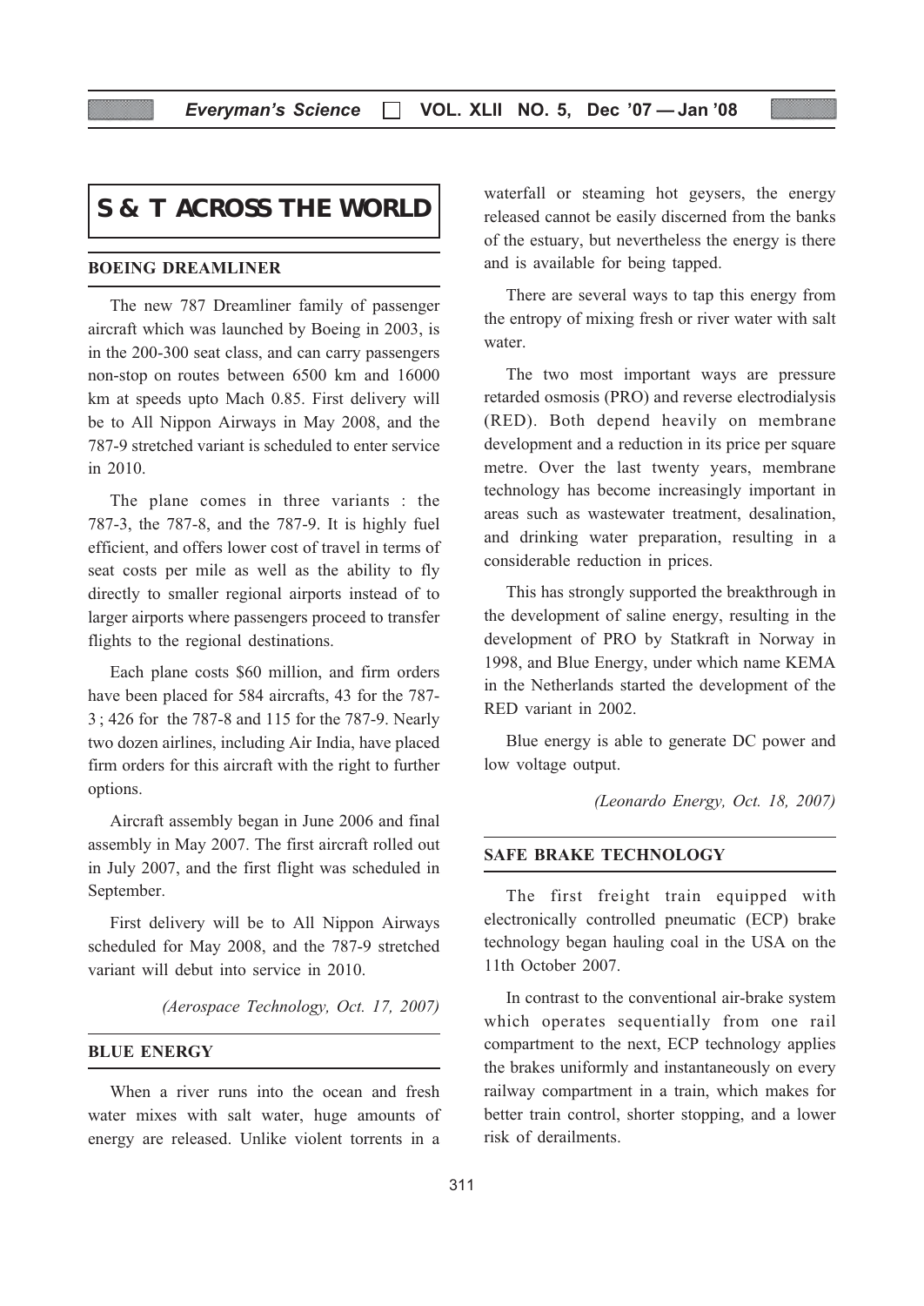# S & T ACROSS THE WORLD

## BOEING DREAMLINER

The new 787 Dreamliner family of passenger aircraft which was launched by Boeing in 2003, is in the 200-300 seat class, and can carry passengers non-stop on routes between 6500 km and 16000 km at speeds upto Mach 0.85. First delivery will be to All Nippon Airways in May 2008, and the 787-9 stretched variant is scheduled to enter service in 2010.

The plane comes in three variants : the 787-3, the 787-8, and the 787-9. It is highly fuel efficient, and offers lower cost of travel in terms of seat costs per mile as well as the ability to fly directly to smaller regional airports instead of to larger airports where passengers proceed to transfer flights to the regional destinations.

Each plane costs \$60 million, and firm orders have been placed for 584 aircrafts, 43 for the 787-3 ; 426 for the 787-8 and 115 for the 787-9. Nearly two dozen airlines, including Air India, have placed firm orders for this aircraft with the right to further options.

Aircraft assembly began in June 2006 and final assembly in May 2007. The first aircraft rolled out in July 2007, and the first flight was scheduled in September.

First delivery will be to All Nippon Airways scheduled for May 2008, and the 787-9 stretched variant will debut into service in 2010.

*(Aerospace Technology, Oct. 17, 2007)*

## BLUE ENERGY

When a river runs into the ocean and fresh water mixes with salt water, huge amounts of energy are released. Unlike violent torrents in a waterfall or steaming hot geysers, the energy released cannot be easily discerned from the banks of the estuary, but nevertheless the energy is there and is available for being tapped.

There are several ways to tap this energy from the entropy of mixing fresh or river water with salt water.

The two most important ways are pressure retarded osmosis (PRO) and reverse electrodialysis (RED). Both depend heavily on membrane development and a reduction in its price per square metre. Over the last twenty years, membrane technology has become increasingly important in areas such as wastewater treatment, desalination, and drinking water preparation, resulting in a considerable reduction in prices.

This has strongly supported the breakthrough in the development of saline energy, resulting in the development of PRO by Statkraft in Norway in 1998, and Blue Energy, under which name KEMA in the Netherlands started the development of the RED variant in 2002.

Blue energy is able to generate DC power and low voltage output.

*(Leonardo Energy, Oct. 18, 2007)*

## SAFE BRAKE TECHNOLOGY

The first freight train equipped with electronically controlled pneumatic (ECP) brake technology began hauling coal in the USA on the 11th October 2007.

In contrast to the conventional air-brake system which operates sequentially from one rail compartment to the next, ECP technology applies the brakes uniformly and instantaneously on every railway compartment in a train, which makes for better train control, shorter stopping, and a lower risk of derailments.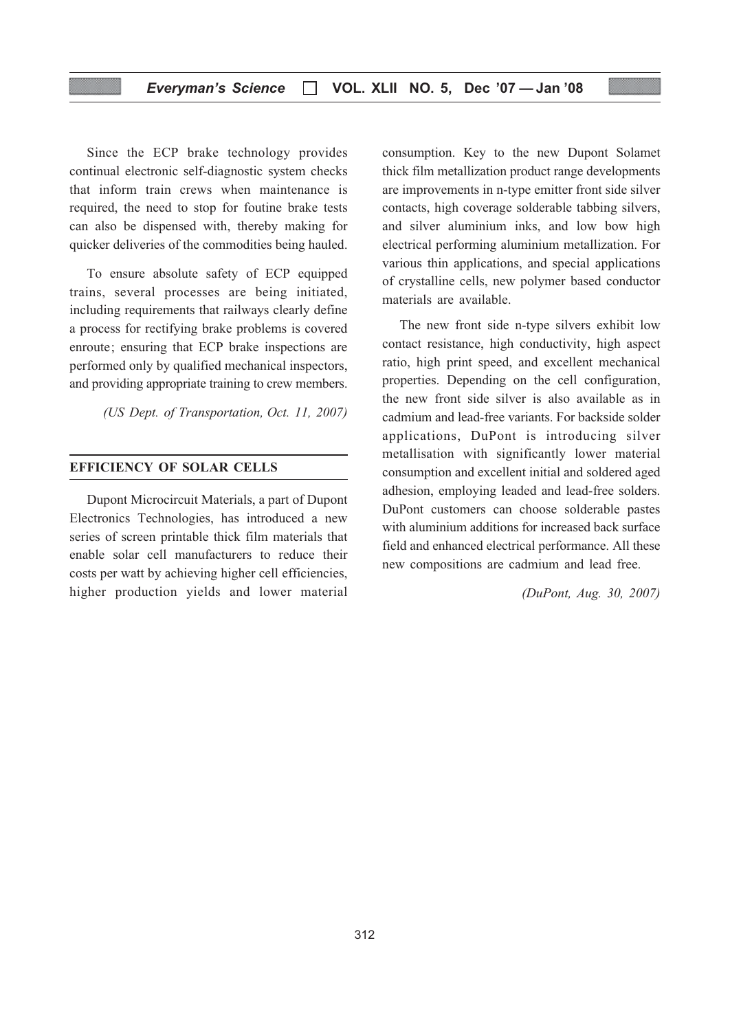Since the ECP brake technology provides continual electronic self-diagnostic system checks that inform train crews when maintenance is required, the need to stop for foutine brake tests can also be dispensed with, thereby making for quicker deliveries of the commodities being hauled.

To ensure absolute safety of ECP equipped trains, several processes are being initiated, including requirements that railways clearly define a process for rectifying brake problems is covered enroute; ensuring that ECP brake inspections are performed only by qualified mechanical inspectors, and providing appropriate training to crew members.

*(US Dept. of Transportation, Oct. 11, 2007)*

## EFFICIENCY OF SOLAR CELLS

Dupont Microcircuit Materials, a part of Dupont Electronics Technologies, has introduced a new series of screen printable thick film materials that enable solar cell manufacturers to reduce their costs per watt by achieving higher cell efficiencies, higher production yields and lower material consumption. Key to the new Dupont Solamet thick film metallization product range developments are improvements in n-type emitter front side silver contacts, high coverage solderable tabbing silvers, and silver aluminium inks, and low bow high electrical performing aluminium metallization. For various thin applications, and special applications of crystalline cells, new polymer based conductor materials are available.

The new front side n-type silvers exhibit low contact resistance, high conductivity, high aspect ratio, high print speed, and excellent mechanical properties. Depending on the cell configuration, the new front side silver is also available as in cadmium and lead-free variants. For backside solder applications, DuPont is introducing silver metallisation with significantly lower material consumption and excellent initial and soldered aged adhesion, employing leaded and lead-free solders. DuPont customers can choose solderable pastes with aluminium additions for increased back surface field and enhanced electrical performance. All these new compositions are cadmium and lead free.

*(DuPont, Aug. 30, 2007)*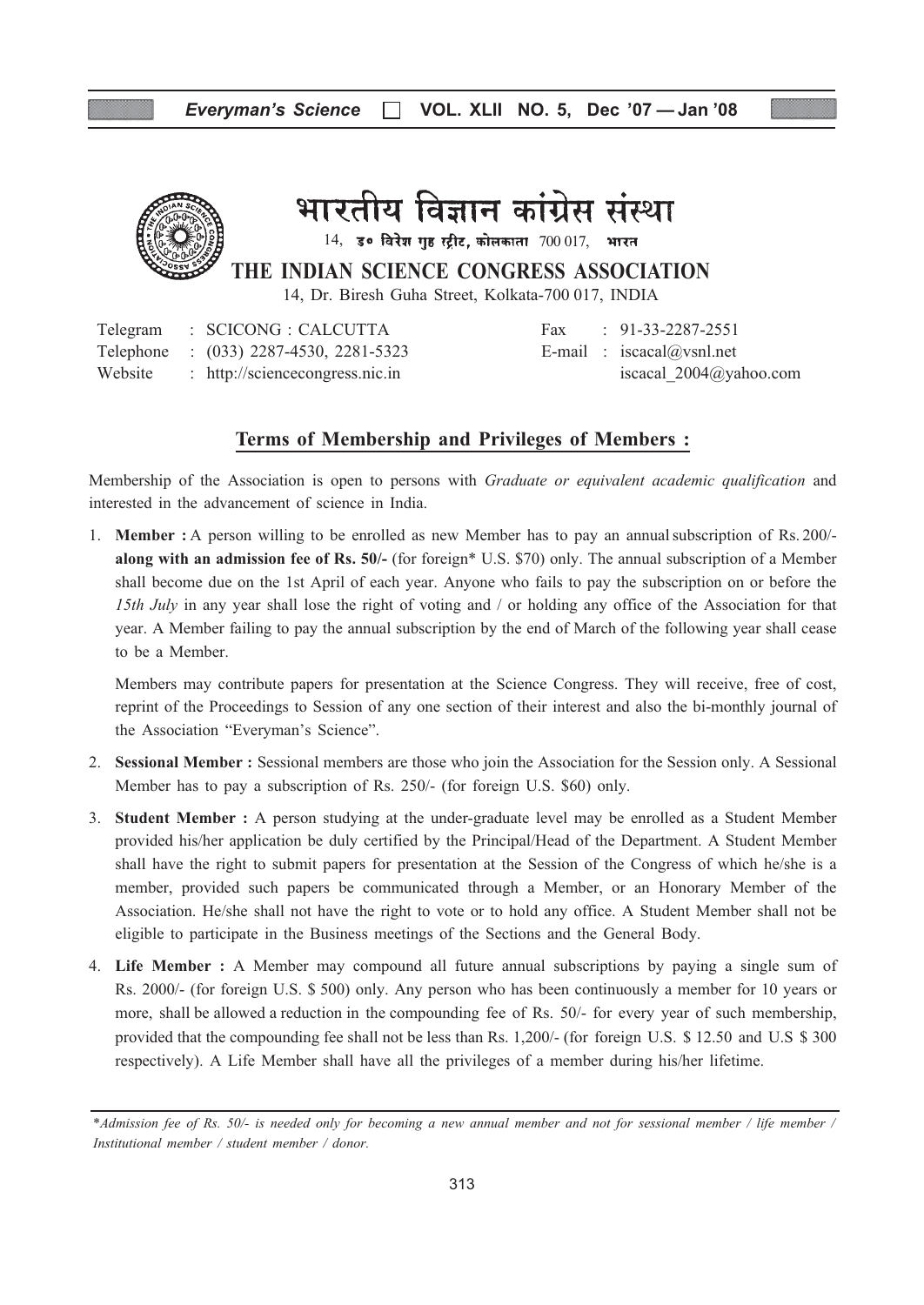# भारतीय विज्ञान कांग्रेस संस्था

14, डॉ. विरेश गुह स्ट्रीट, कोलकाता 700 017, भारत

## THE INDIAN SCIENCE CONGRESS ASSOCIATION

14, Dr. Biresh Guha Street, Kolkata-700 017, INDIA

Telegram : SCICONG : CALCUTTA
Telephone : (033) 2287-4530, 2281-5323
Website : http://sciencecongress.nic.in

Fax : 91-33-2287-2551
E-mail : iscacal@vsnl.net
iscacal_2004@yahoo.com

### Terms of Membership and Privileges of Members :

Membership of the Association is open to persons with *Graduate or equivalent academic qualification* and interested in the advancement of science in India.

1. **Member :** A person willing to be enrolled as new Member has to pay an annual subscription of Rs. 200/- **along with an admission fee of Rs. 50/-** (for foreign* U.S. $70) only. The annual subscription of a Member shall become due on the 1st April of each year. Anyone who fails to pay the subscription on or before the *15th July* in any year shall lose the right of voting and / or holding any office of the Association for that year. A Member failing to pay the annual subscription by the end of March of the following year shall cease to be a Member.

   Members may contribute papers for presentation at the Science Congress. They will receive, free of cost, reprint of the Proceedings to Session of any one section of their interest and also the bi-monthly journal of the Association "Everyman's Science".

2. **Sessional Member :** Sessional members are those who join the Association for the Session only. A Sessional Member has to pay a subscription of Rs. 250/- (for foreign U.S. $60) only.

3. **Student Member :** A person studying at the under-graduate level may be enrolled as a Student Member provided his/her application be duly certified by the Principal/Head of the Department. A Student Member shall have the right to submit papers for presentation at the Session of the Congress of which he/she is a member, provided such papers be communicated through a Member, or an Honorary Member of the Association. He/she shall not have the right to vote or to hold any office. A Student Member shall not be eligible to participate in the Business meetings of the Sections and the General Body.

4. **Life Member :** A Member may compound all future annual subscriptions by paying a single sum of Rs. 2000/- (for foreign U.S. $ 500) only. Any person who has been continuously a member for 10 years or more, shall be allowed a reduction in the compounding fee of Rs. 50/- for every year of such membership, provided that the compounding fee shall not be less than Rs. 1,200/- (for foreign U.S. $ 12.50 and U.S $ 300 respectively). A Life Member shall have all the privileges of a member during his/her lifetime.

---

*\*Admission fee of Rs. 50/- is needed only for becoming a new annual member and not for sessional member / life member / Institutional member / student member / donor.*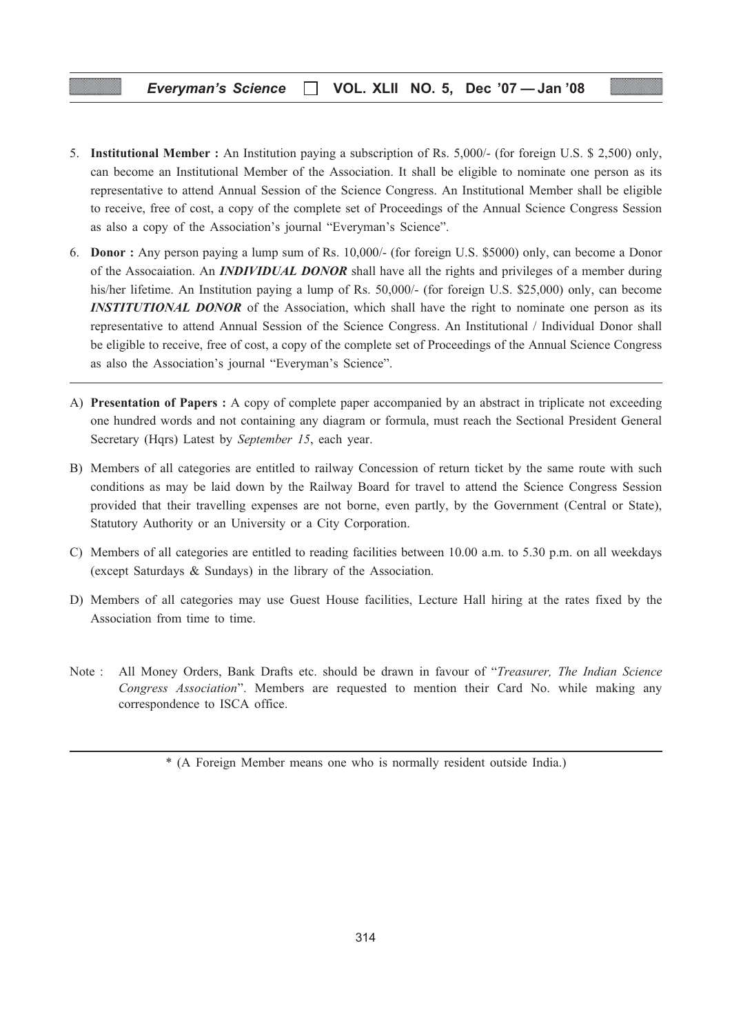5. **Institutional Member :** An Institution paying a subscription of Rs. 5,000/- (for foreign U.S. $ 2,500) only, can become an Institutional Member of the Association. It shall be eligible to nominate one person as its representative to attend Annual Session of the Science Congress. An Institutional Member shall be eligible to receive, free of cost, a copy of the complete set of Proceedings of the Annual Science Congress Session as also a copy of the Association's journal "Everyman's Science".

6. **Donor :** Any person paying a lump sum of Rs. 10,000/- (for foreign U.S. $5000) only, can become a Donor of the Assocaiation. An ***INDIVIDUAL DONOR*** shall have all the rights and privileges of a member during his/her lifetime. An Institution paying a lump of Rs. 50,000/- (for foreign U.S. $25,000) only, can become ***INSTITUTIONAL DONOR*** of the Association, which shall have the right to nominate one person as its representative to attend Annual Session of the Science Congress. An Institutional / Individual Donor shall be eligible to receive, free of cost, a copy of the complete set of Proceedings of the Annual Science Congress as also the Association's journal "Everyman's Science".

---

A) **Presentation of Papers :** A copy of complete paper accompanied by an abstract in triplicate not exceeding one hundred words and not containing any diagram or formula, must reach the Sectional President General Secretary (Hqrs) Latest by *September 15*, each year.

B) Members of all categories are entitled to railway Concession of return ticket by the same route with such conditions as may be laid down by the Railway Board for travel to attend the Science Congress Session provided that their travelling expenses are not borne, even partly, by the Government (Central or State), Statutory Authority or an University or a City Corporation.

C) Members of all categories are entitled to reading facilities between 10.00 a.m. to 5.30 p.m. on all weekdays (except Saturdays & Sundays) in the library of the Association.

D) Members of all categories may use Guest House facilities, Lecture Hall hiring at the rates fixed by the Association from time to time.

Note : All Money Orders, Bank Drafts etc. should be drawn in favour of "*Treasurer, The Indian Science Congress Association*". Members are requested to mention their Card No. while making any correspondence to ISCA office.

---

* (A Foreign Member means one who is normally resident outside India.)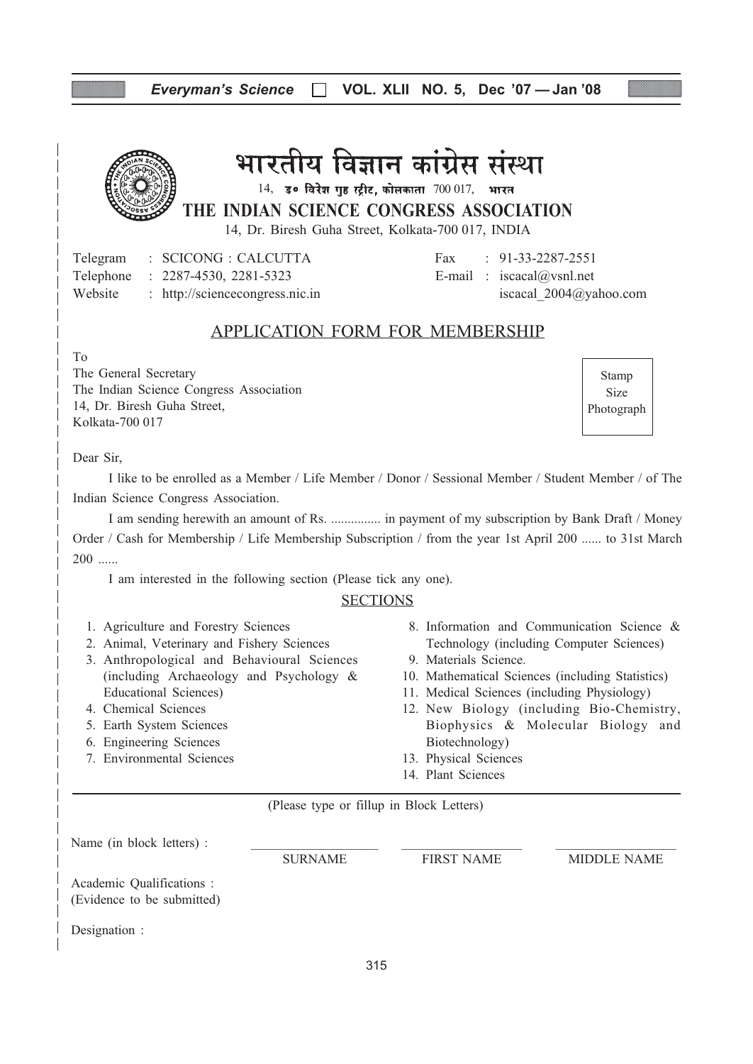# भारतीय विज्ञान कांग्रेस संस्था

14, डॉ० विरेश गुह स्ट्रीट, कोलकाता 700 017, भारत

## THE INDIAN SCIENCE CONGRESS ASSOCIATION

14, Dr. Biresh Guha Street, Kolkata-700 017, INDIA

Telegram : SCICONG : CALCUTTA
Telephone : 2287-4530, 2281-5323
Website : http://sciencecongress.nic.in

Fax : 91-33-2287-2551
E-mail : iscacal@vsnl.net
iscacal_2004@yahoo.com

## APPLICATION FORM FOR MEMBERSHIP

To
The General Secretary
The Indian Science Congress Association
14, Dr. Biresh Guha Street,
Kolkata-700 017

Stamp Size Photograph

Dear Sir,

I like to be enrolled as a Member / Life Member / Donor / Sessional Member / Student Member / of The Indian Science Congress Association.

I am sending herewith an amount of Rs. ............... in payment of my subscription by Bank Draft / Money Order / Cash for Membership / Life Membership Subscription / from the year 1st April 200 ...... to 31st March 200 ......

I am interested in the following section (Please tick any one).

### SECTIONS

1. Agriculture and Forestry Sciences
2. Animal, Veterinary and Fishery Sciences
3. Anthropological and Behavioural Sciences (including Archaeology and Psychology & Educational Sciences)
4. Chemical Sciences
5. Earth System Sciences
6. Engineering Sciences
7. Environmental Sciences
8. Information and Communication Science & Technology (including Computer Sciences)
9. Materials Science.
10. Mathematical Sciences (including Statistics)
11. Medical Sciences (including Physiology)
12. New Biology (including Bio-Chemistry, Biophysics & Molecular Biology and Biotechnology)
13. Physical Sciences
14. Plant Sciences

(Please type or fillup in Block Letters)

Name (in block letters) : ____________ ____________ ____________
SURNAME FIRST NAME MIDDLE NAME

Academic Qualifications :
(Evidence to be submitted)

Designation :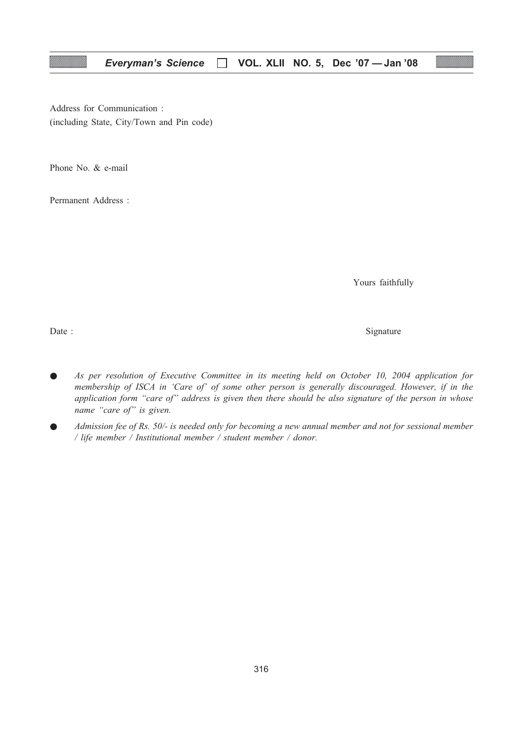Address for Communication :
(including State, City/Town and Pin code)

Phone No. & e-mail

Permanent Address :

Yours faithfully

Date : Signature

- *As per resolution of Executive Committee in its meeting held on October 10, 2004 application for membership of ISCA in 'Care of' of some other person is generally discouraged. However, if in the application form "care of" address is given then there should be also signature of the person in whose name "care of" is given.*
- *Admission fee of Rs. 50/- is needed only for becoming a new annual member and not for sessional member / life member / Institutional member / student member / donor.*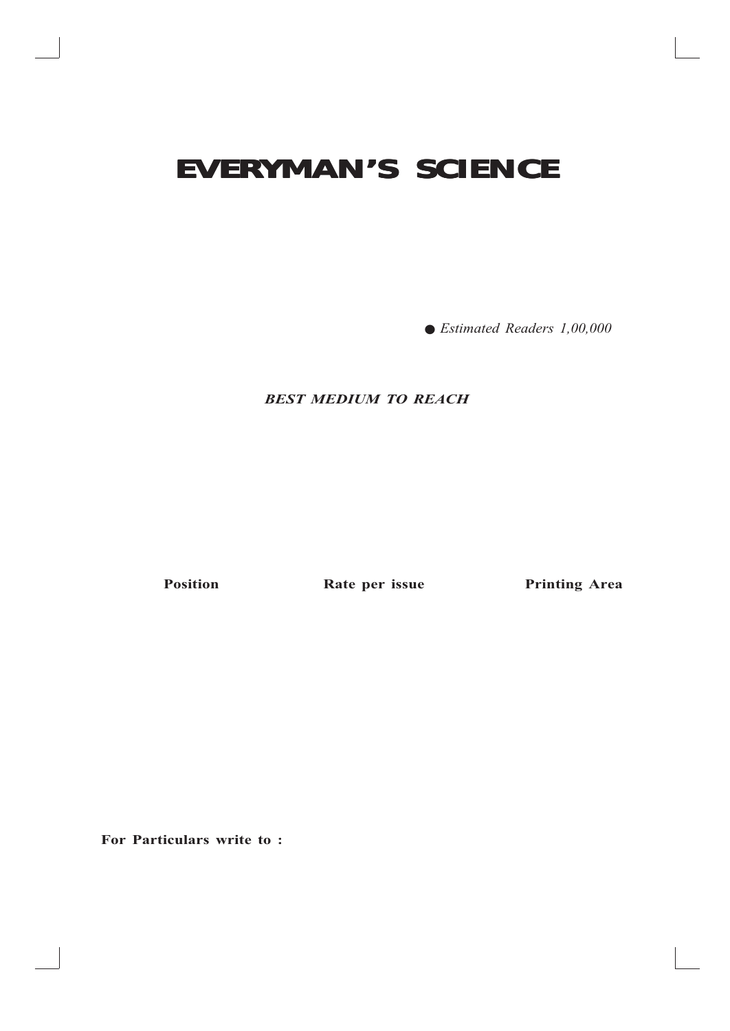# EVERYMAN'S SCIENCE

● *Estimated Readers 1,00,000*

***BEST MEDIUM TO REACH***

| **Position** | **Rate per issue** | **Printing Area** |
|---|---|---|

**For Particulars write to :**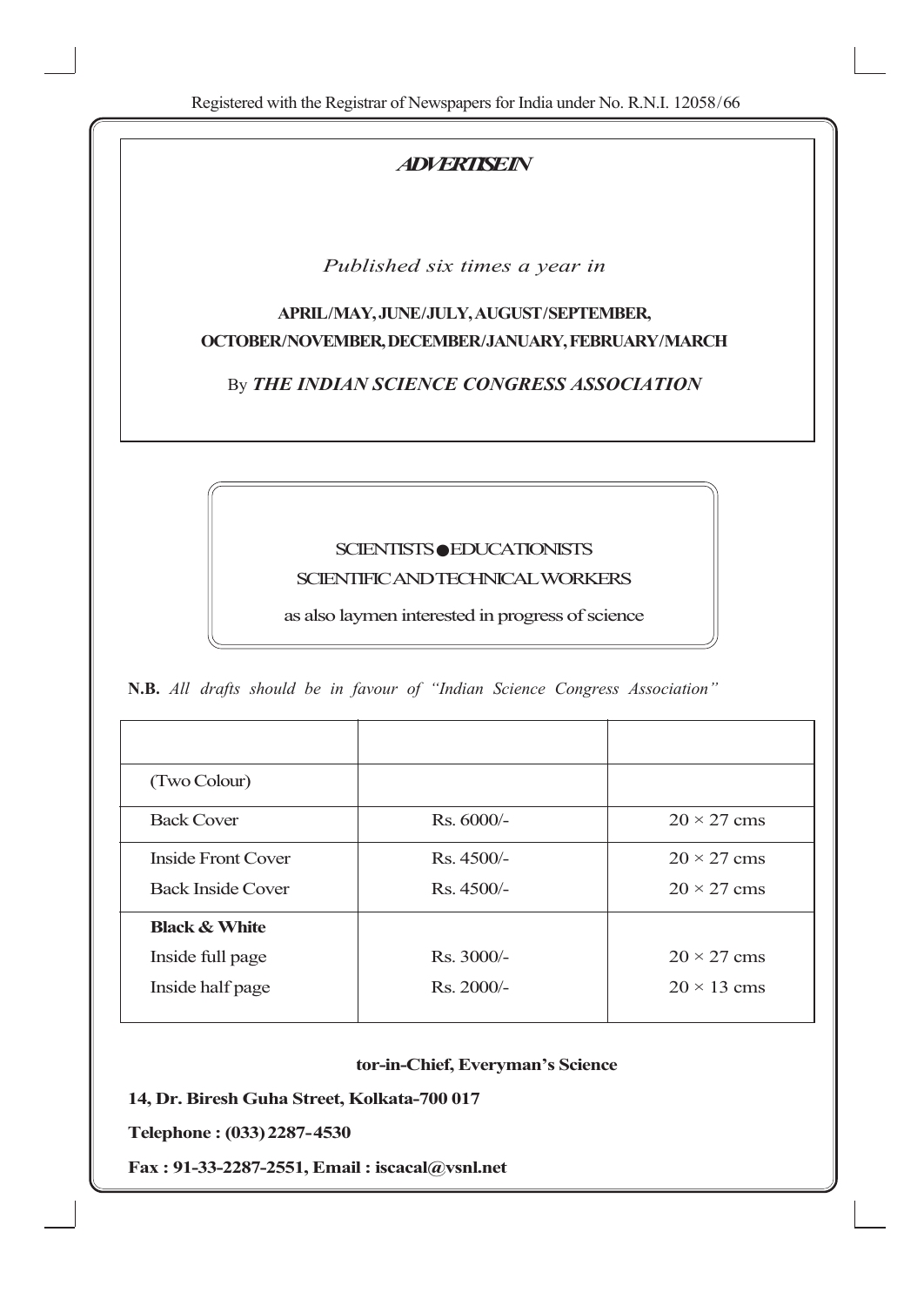Registered with the Registrar of Newspapers for India under No. R.N.I. 12058/66

***ADVERTISEIN***

*Published six times a year in*

**APRIL/MAY, JUNE/JULY, AUGUST/SEPTEMBER, OCTOBER/NOVEMBER, DECEMBER/JANUARY, FEBRUARY/MARCH**

By ***THE INDIAN SCIENCE CONGRESS ASSOCIATION***

SCIENTISTS ● EDUCATIONISTS
SCIENTIFIC AND TECHNICAL WORKERS
as also laymen interested in progress of science

**N.B.** *All drafts should be in favour of "Indian Science Congress Association"*

| | | |
|---|---|---|
| (Two Colour) | | |
| Back Cover | Rs. 6000/- | 20 × 27 cms |
| Inside Front Cover | Rs. 4500/- | 20 × 27 cms |
| Back Inside Cover | Rs. 4500/- | 20 × 27 cms |
| **Black & White** | | |
| Inside full page | Rs. 3000/- | 20 × 27 cms |
| Inside half page | Rs. 2000/- | 20 × 13 cms |

**tor-in-Chief, Everyman's Science**

**14, Dr. Biresh Guha Street, Kolkata-700 017**

**Telephone : (033) 2287-4530**

**Fax : 91-33-2287-2551, Email : iscacal@vsnl.net**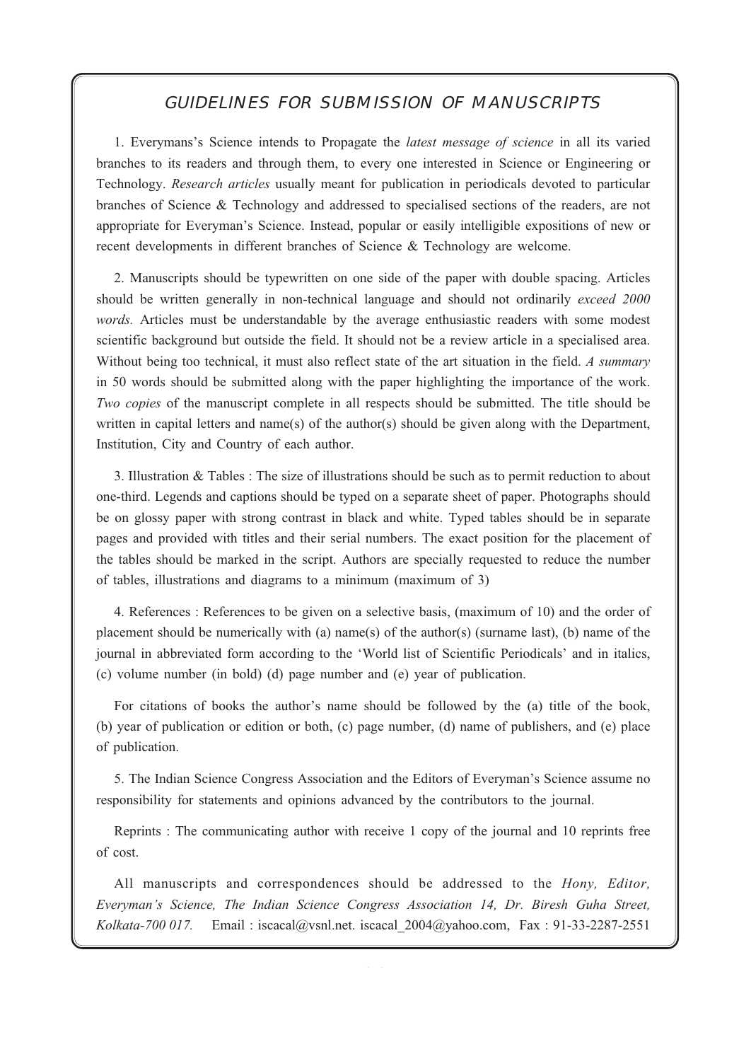## GUIDELINES FOR SUBMISSION OF MANUSCRIPTS

1. Everymans's Science intends to Propagate the *latest message of science* in all its varied branches to its readers and through them, to every one interested in Science or Engineering or Technology. *Research articles* usually meant for publication in periodicals devoted to particular branches of Science & Technology and addressed to specialised sections of the readers, are not appropriate for Everyman's Science. Instead, popular or easily intelligible expositions of new or recent developments in different branches of Science & Technology are welcome.

2. Manuscripts should be typewritten on one side of the paper with double spacing. Articles should be written generally in non-technical language and should not ordinarily *exceed 2000 words.* Articles must be understandable by the average enthusiastic readers with some modest scientific background but outside the field. It should not be a review article in a specialised area. Without being too technical, it must also reflect state of the art situation in the field. *A summary* in 50 words should be submitted along with the paper highlighting the importance of the work. *Two copies* of the manuscript complete in all respects should be submitted. The title should be written in capital letters and name(s) of the author(s) should be given along with the Department, Institution, City and Country of each author.

3. Illustration & Tables : The size of illustrations should be such as to permit reduction to about one-third. Legends and captions should be typed on a separate sheet of paper. Photographs should be on glossy paper with strong contrast in black and white. Typed tables should be in separate pages and provided with titles and their serial numbers. The exact position for the placement of the tables should be marked in the script. Authors are specially requested to reduce the number of tables, illustrations and diagrams to a minimum (maximum of 3)

4. References : References to be given on a selective basis, (maximum of 10) and the order of placement should be numerically with (a) name(s) of the author(s) (surname last), (b) name of the journal in abbreviated form according to the 'World list of Scientific Periodicals' and in italics, (c) volume number (in bold) (d) page number and (e) year of publication.

For citations of books the author's name should be followed by the (a) title of the book, (b) year of publication or edition or both, (c) page number, (d) name of publishers, and (e) place of publication.

5. The Indian Science Congress Association and the Editors of Everyman's Science assume no responsibility for statements and opinions advanced by the contributors to the journal.

Reprints : The communicating author with receive 1 copy of the journal and 10 reprints free of cost.

All manuscripts and correspondences should be addressed to the *Hony, Editor, Everyman's Science, The Indian Science Congress Association 14, Dr. Biresh Guha Street, Kolkata-700 017.* Email : iscacal@vsnl.net. iscacal_2004@yahoo.com, Fax : 91-33-2287-2551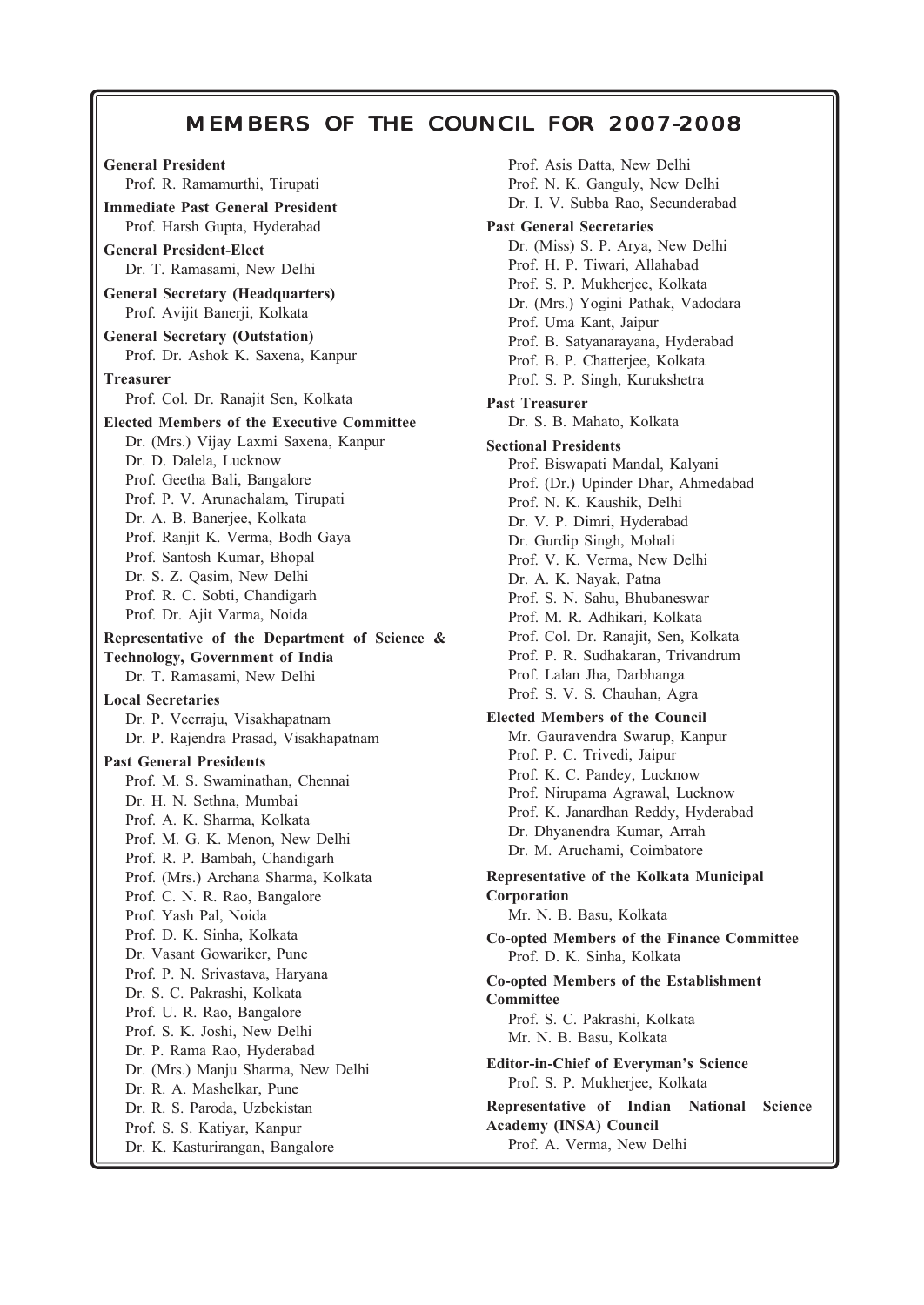# MEMBERS OF THE COUNCIL FOR 2007-2008

**General President**
Prof. R. Ramamurthi, Tirupati

**Immediate Past General President**
Prof. Harsh Gupta, Hyderabad

**General President-Elect**
Dr. T. Ramasami, New Delhi

**General Secretary (Headquarters)**
Prof. Avijit Banerji, Kolkata

**General Secretary (Outstation)**
Prof. Dr. Ashok K. Saxena, Kanpur

**Treasurer**
Prof. Col. Dr. Ranajit Sen, Kolkata

**Elected Members of the Executive Committee**
Dr. (Mrs.) Vijay Laxmi Saxena, Kanpur
Dr. D. Dalela, Lucknow
Prof. Geetha Bali, Bangalore
Prof. P. V. Arunachalam, Tirupati
Dr. A. B. Banerjee, Kolkata
Prof. Ranjit K. Verma, Bodh Gaya
Prof. Santosh Kumar, Bhopal
Dr. S. Z. Qasim, New Delhi
Prof. R. C. Sobti, Chandigarh
Prof. Dr. Ajit Varma, Noida

**Representative of the Department of Science & Technology, Government of India**
Dr. T. Ramasami, New Delhi

**Local Secretaries**
Dr. P. Veerraju, Visakhapatnam
Dr. P. Rajendra Prasad, Visakhapatnam

**Past General Presidents**
Prof. M. S. Swaminathan, Chennai
Dr. H. N. Sethna, Mumbai
Prof. A. K. Sharma, Kolkata
Prof. M. G. K. Menon, New Delhi
Prof. R. P. Bambah, Chandigarh
Prof. (Mrs.) Archana Sharma, Kolkata
Prof. C. N. R. Rao, Bangalore
Prof. Yash Pal, Noida
Prof. D. K. Sinha, Kolkata
Dr. Vasant Gowariker, Pune
Prof. P. N. Srivastava, Haryana
Dr. S. C. Pakrashi, Kolkata
Prof. U. R. Rao, Bangalore
Prof. S. K. Joshi, New Delhi
Dr. P. Rama Rao, Hyderabad
Dr. (Mrs.) Manju Sharma, New Delhi
Dr. R. A. Mashelkar, Pune
Dr. R. S. Paroda, Uzbekistan
Prof. S. S. Katiyar, Kanpur
Dr. K. Kasturirangan, Bangalore
Prof. Asis Datta, New Delhi
Prof. N. K. Ganguly, New Delhi
Dr. I. V. Subba Rao, Secunderabad

**Past General Secretaries**
Dr. (Miss) S. P. Arya, New Delhi
Prof. H. P. Tiwari, Allahabad
Prof. S. P. Mukherjee, Kolkata
Dr. (Mrs.) Yogini Pathak, Vadodara
Prof. Uma Kant, Jaipur
Prof. B. Satyanarayana, Hyderabad
Prof. B. P. Chatterjee, Kolkata
Prof. S. P. Singh, Kurukshetra

**Past Treasurer**
Dr. S. B. Mahato, Kolkata

**Sectional Presidents**
Prof. Biswapati Mandal, Kalyani
Prof. (Dr.) Upinder Dhar, Ahmedabad
Prof. N. K. Kaushik, Delhi
Dr. V. P. Dimri, Hyderabad
Dr. Gurdip Singh, Mohali
Prof. V. K. Verma, New Delhi
Dr. A. K. Nayak, Patna
Prof. S. N. Sahu, Bhubaneswar
Prof. M. R. Adhikari, Kolkata
Prof. Col. Dr. Ranajit, Sen, Kolkata
Prof. P. R. Sudhakaran, Trivandrum
Prof. Lalan Jha, Darbhanga
Prof. S. V. S. Chauhan, Agra

**Elected Members of the Council**
Mr. Gauravendra Swarup, Kanpur
Prof. P. C. Trivedi, Jaipur
Prof. K. C. Pandey, Lucknow
Prof. Nirupama Agrawal, Lucknow
Prof. K. Janardhan Reddy, Hyderabad
Dr. Dhyanendra Kumar, Arrah
Dr. M. Aruchami, Coimbatore

**Representative of the Kolkata Municipal Corporation**
Mr. N. B. Basu, Kolkata

**Co-opted Members of the Finance Committee**
Prof. D. K. Sinha, Kolkata

**Co-opted Members of the Establishment Committee**
Prof. S. C. Pakrashi, Kolkata
Mr. N. B. Basu, Kolkata

**Editor-in-Chief of Everyman's Science**
Prof. S. P. Mukherjee, Kolkata

**Representative of Indian National Science Academy (INSA) Council**
Prof. A. Verma, New Delhi